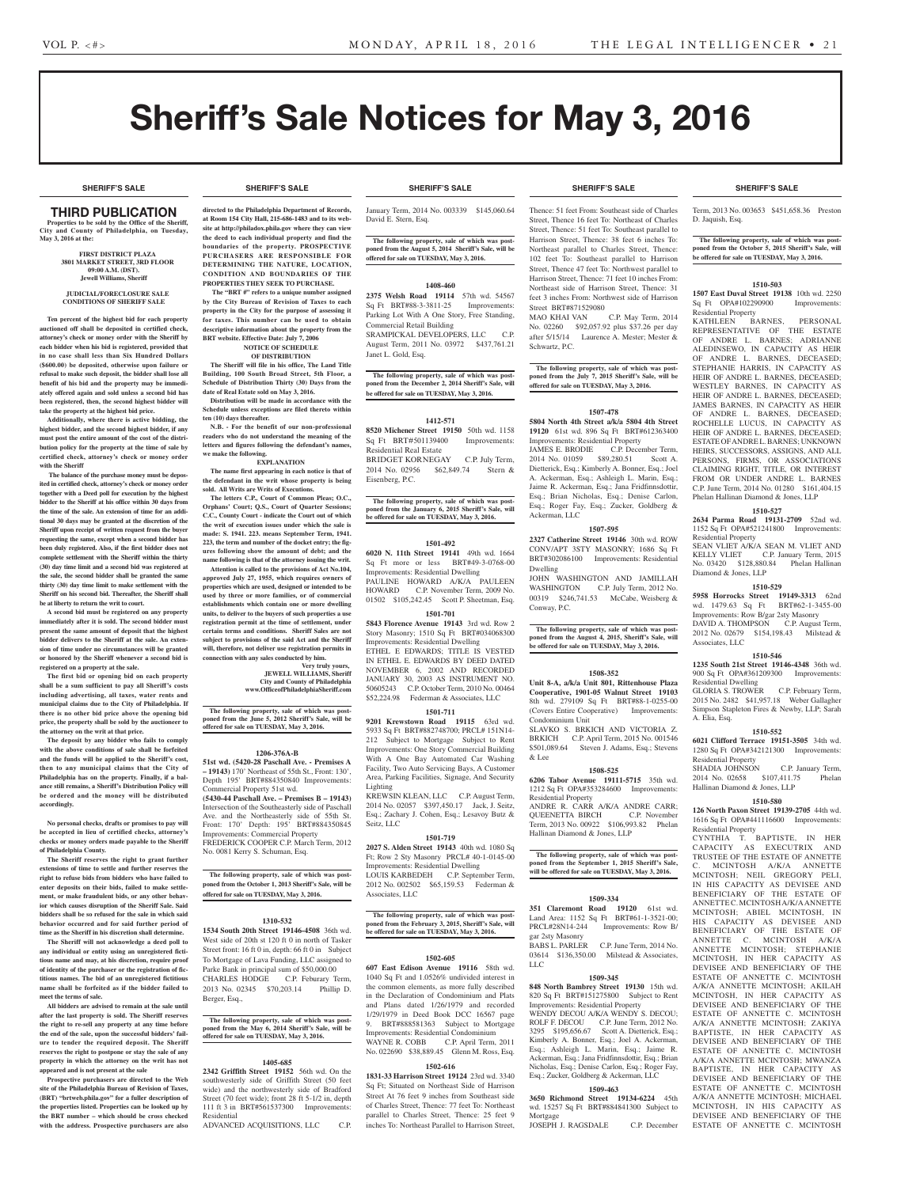# Sheriff's Sale Notices for May 3, 2016

## SHERIFF'S SALE

### THIRD PUBLICATION

**Properties to be sold by the Office of the Sheriff, City and County of Philadelphia, on Tuesday, May 3, 2016 at the:**

**FIRST DISTRICT PLAZA**
**3801 MARKET STREET, 3RD FLOOR**
**09:00 A.M. (DST).**
**Jewell Williams, Sheriff**

**JUDICIAL/FORECLOSURE SALE CONDITIONS OF SHERIFF SALE**

**Ten percent of the highest bid for each property auctioned off shall be deposited in certified check, attorney's check or money order with the Sheriff by each bidder when his bid is registered, provided that in no case shall less than Six Hundred Dollars ($600.00) be deposited, otherwise upon failure or refusal to make such deposit, the bidder shall lose all benefit of his bid and the property may be immediately offered again and sold unless a second bid has been registered, then, the second highest bidder will take the property at the highest bid price.**

**Additionally, where there is active bidding, the highest bidder, and the second highest bidder, if any must post the entire amount of the cost of the distribution policy for the property at the time of sale by certified check, attorney's check or money order with the Sheriff**

**The balance of the purchase money must be deposited in certified check, attorney's check or money order together with a Deed poll for execution by the highest bidder to the Sheriff at his office within 30 days from the time of the sale. An extension of time for an additional 30 days may be granted at the discretion of the Sheriff upon receipt of written request from the buyer requesting the same, except when a second bidder has been duly registered. Also, if the first bidder does not complete settlement with the Sheriff within the thirty (30) day time limit and a second bid was registered at the sale, the second bidder shall be granted the same thirty (30) day time limit to make settlement with the Sheriff on his second bid. Thereafter, the Sheriff shall be at liberty to return the writ to court.**

**A second bid must be registered on any property immediately after it is sold. The second bidder must present the same amount of deposit that the highest bidder delivers to the Sheriff at the sale. An extension of time under no circumstances will be granted or honored by the Sheriff whenever a second bid is registered on a property at the sale.**

**The first bid or opening bid on each property shall be a sum sufficient to pay all Sheriff's costs including advertising, all taxes, water rents and municipal claims due to the City of Philadelphia. If there is no other bid price above the opening bid price, the property shall be sold by the auctioneer to the attorney on the writ at that price.**

**The deposit by any bidder who fails to comply with the above conditions of sale shall be forfeited and the funds will be applied to the Sheriff's cost, then to any municipal claims that the City of Philadelphia has on the property. Finally, if a balance still remains, a Sheriff's Distribution Policy will be ordered and the money will be distributed accordingly.**

**No personal checks, drafts or promises to pay will be accepted in lieu of certified checks, attorney's checks or money orders made payable to the Sheriff of Philadelphia County.**

**The Sheriff reserves the right to grant further extensions of time to settle and further reserves the right to refuse bids from bidders who have failed to enter deposits on their bids, failed to make settlement, or make fraudulent bids, or any other behavior which causes disruption of the Sheriff Sale. Said bidders shall be so refused for the sale in which said behavior occurred and for said further period of time as the Sheriff in his discretion shall determine.**

**The Sheriff will not acknowledge a deed poll to any individual or entity using an unregistered fictitious name and may, at his discretion, require proof of identity of the purchaser or the registration of fictitious names. The bid of an unregistered fictitious name shall be forfeited as if the bidder failed to meet the terms of sale.**

**All bidders are advised to remain at the sale until after the last property is sold. The Sheriff reserves the right to re-sell any property at any time before the end of the sale, upon the successful bidders' failure to tender the required deposit. The Sheriff reserves the right to postpone or stay the sale of any property in which the attorney on the writ has not appeared and is not present at the sale**

**Prospective purchasers are directed to the Web site of the Philadelphia Bureau of Revision of Taxes, (BRT) "brtweb.phila.gov" for a fuller description of the properties listed. Properties can be looked up by the BRT number – which should be cross checked with the address. Prospective purchasers are also directed to the Philadelphia Department of Records, at Room 154 City Hall, 215-686-1483 and to its website at http://philadox.phila.gov where they can view the deed to each individual property and find the boundaries of the property. PROSPECTIVE PURCHASERS ARE RESPONSIBLE FOR DETERMINING THE NATURE, LOCATION, CONDITION AND BOUNDARIES OF THE PROPERTIES THEY SEEK TO PURCHASE.**

**The "BRT #" refers to a unique number assigned by the City Bureau of Revision of Taxes to each property in the City for the purpose of assessing it for taxes. This number can be used to obtain descriptive information about the property from the BRT website. Effective Date: July 7, 2006**

**NOTICE OF SCHEDULE OF DISTRIBUTION**

**The Sheriff will file in his office, The Land Title Building, 100 South Broad Street, 5th Floor, a Schedule of Distribution Thirty (30) Days from the date of Real Estate sold on May 3, 2016.**

**Distribution will be made in accordance with the Schedule unless exceptions are filed thereto within ten (10) days thereafter.**

**N.B. - For the benefit of our non-professional readers who do not understand the meaning of the letters and figures following the defendant's names, we make the following.**

**EXPLANATION**

**The name first appearing in each notice is that of the defendant in the writ whose property is being sold. All Writs are Writs of Executions.**

**The letters C.P., Court of Common Pleas; O.C., Orphans' Court; Q.S., Court of Quarter Sessions; C.C., County Court - indicate the Court out of which the writ of execution issues under which the sale is made: S. 1941. 223. means September Term, 1941. 223, the term and number of the docket entry; the figures following show the amount of debt; and the name following is that of the attorney issuing the writ.**

**Attention is called to the provisions of Act No.104, approved July 27, 1955, which requires owners of properties which are used, designed or intended to be used by three or more families, or of commercial establishments which contain one or more dwelling units, to deliver to the buyers of such properties a use registration permit at the time of settlement, under certain terms and conditions. Sheriff Sales are not subject to provisions of the said Act and the Sheriff will, therefore, not deliver use registration permits in connection with any sales conducted by him.**

**Very truly yours,**
**JEWELL WILLIAMS, Sheriff**
**City and County of Philadelphia**
**www.OfficeofPhiladelphiaSheriff.com**

**The following property, sale of which was postponed from the June 5, 2012 Sheriff's Sale, will be offered for sale on TUESDAY, May 3, 2016.**

**1206-376A-B**

**51st wd. (5420-28 Paschall Ave. - Premises A – 19143)** 170' Northeast of 55th St., Front: 130', Depth 195' BRT#884350840 Improvements: Commercial Property 51st wd.
**(5430-44 Paschall Ave. – Premises B – 19143)** Intersection of the Southeasterly side of Paschall Ave. and the Northeasterly side of 55th St. Front: 170' Depth: 195' BRT#884350845 Improvements: Commercial Property
FREDERICK COOPER C.P. March Term, 2012 No. 0081 Kerry S. Schuman, Esq.

**The following property, sale of which was postponed from the October 1, 2013 Sheriff's Sale, will be offered for sale on TUESDAY, May 3, 2016.**

**1310-532**

**1534 South 20th Street 19146-4508** 36th wd. West side of 20th st 120 ft 0 in north of Tasker Street front: 16 ft 0 in, depth: 66 ft 0 in Subject To Mortgage of Lava Funding, LLC assigned to Parke Bank in principal sum of $50,000.00
CHARLES HODGE C.P. Feburary Term, 2013 No. 02345 $70,203.14 Phillip D. Berger, Esq.,

**The following property, sale of which was postponed from the May 6, 2014 Sheriff's Sale, will be offered for sale on TUESDAY, May 3, 2016.**

**1405-685**

**2342 Griffith Street 19152** 56th wd. On the southwesterly side of Griffith Street (50 feet wide) and the northwesterly side of Bradford Street (70 feet wide); front 28 ft 5-1/2 in, depth 111 ft 3 in BRT#561537300 Improvements: Residential
ADVANCED ACQUISITIONS, LLC C.P. January Term, 2014 No. 003339 $145,060.64 David E. Stern, Esq.

**The following property, sale of which was postponed from the August 5, 2014 Sheriff's Sale, will be offered for sale on TUESDAY, May 3, 2016.**

**1408-460**

**2375 Welsh Road 19114** 57th wd. 54567 Sq Ft BRT#88-3-3811-25 Improvements: Parking Lot With A One Story, Free Standing, Commercial Retail Building
SRAMPICKAL DEVELOPERS, LLC C.P. August Term, 2011 No. 03972 $437,761.21 Janet L. Gold, Esq.

**The following property, sale of which was postponed from the December 2, 2014 Sheriff's Sale, will be offered for sale on TUESDAY, May 3, 2016.**

**1412-571**

**8520 Michener Street 19150** 50th wd. 1158 Sq Ft BRT#501139400 Improvements: Residential Real Estate
BRIDGET KORNEGAY C.P. July Term, 2014 No. 02956 $62,849.74 Stern & Eisenberg, P.C.

**The following property, sale of which was postponed from the January 6, 2015 Sheriff's Sale, will be offered for sale on TUESDAY, May 3, 2016.**

**1501-492**

**6020 N. 11th Street 19141** 49th wd. 1664 Sq Ft more or less BRT#49-3-0768-00 Improvements: Residential Dwelling
PAULINE HOWARD A/K/A PAULEEN HOWARD C.P. November Term, 2009 No. 01502 $105,242.45 Scott P. Sheetman, Esq.

**1501-701**

**5843 Florence Avenue 19143** 3rd wd. Row 2 Story Masonry; 1510 Sq Ft BRT#034068300 Improvements: Residential Dwelling
ETHEL E EDWARDS; TITLE IS VESTED IN ETHEL E. EDWARDS BY DEED DATED NOVEMBER 6, 2002 AND RECORDED JANUARY 30, 2003 AS INSTRUMENT NO. 50605243 C.P. October Term, 2010 No. 00464 $52,224.98 Federman & Associates, LLC

**1501-711**

**9201 Krewstown Road 19115** 63rd wd. 5933 Sq Ft BRT#882748700; PRCL# 151N14-212 Subject to Mortgage Subject to Rent Improvements: One Story Commercial Building With A One Bay Automated Car Washing Facility, Two Auto Servicing Bays, A Customer Area, Parking Facilities, Signage, And Security Lighting
KREWSIN KLEAN, LLC C.P. August Term, 2014 No. 02057 $397,450.17 Jack, J. Seitz, Esq.; Zachary J. Cohen, Esq.; Lesavoy Butz & Seitz, LLC

**1501-719**

**2027 S. Alden Street 19143** 40th wd. 1080 Sq Ft; Row 2 Sty Masonry PRCL# 40-1-0145-00 Improvements: Residential Dwelling
LOUIS KARBEDEH C.P. September Term, 2012 No. 002502 $65,159.53 Federman & Associates, LLC

**The following property, sale of which was postponed from the February 3, 2015, Sheriff's Sale, will be offered for sale on TUESDAY, May 3, 2016.**

**1502-605**

**607 East Edison Avenue 19116** 58th wd. 1040 Sq Ft and 1.0526% undivided interest in the common elements, as more fully described in the Declaration of Condominium and Plats and Plans dated 1/26/1979 and recorded 1/29/1979 in Deed Book DCC 16567 page 9. BRT#888581363 Subject to Mortgage Improvements: Residential Condominium
WAYNE R. COBB C.P. April Term, 2011 No. 022690 $38,889.45 Glenn M. Ross, Esq.

**1502-616**

**1831-33 Harrison Street 19124** 23rd wd. 3340 Sq Ft; Situated on Northeast Side of Harrison Street At 76 feet 9 inches from Southeast side of Charles Street, Thence: 77 feet To: Northeast parallel to Charles Street, Thence: 25 feet 9 inches To: Northeast Parallel to Harrison Street, Thence: 51 feet From: Southeast side of Charles Street, Thence 16 feet To: Northeast of Charles Street, Thence: 51 feet To: Southeast parallel to Harrison Street, Thence: 38 feet 6 inches To: Northeast parallel to Charles Street, Thence: 102 feet To: Southeast parallel to Harrison Street, Thence 47 feet To: Northwest parallel to Harrison Street, Thence: 71 feet 10 inches From: Northeast side of Harrison Street, Thence: 31 feet 3 inches From: Northwest side of Harrison Street BRT#871529080
MAO KHAI VAN C.P. May Term, 2014 No. 02260 $92,057.92 plus $37.26 per day after 5/15/14 Laurence A. Mester; Mester & Schwartz, P.C.

**The following property, sale of which was postponed from the July 7, 2015 Sheriff's Sale, will be offered for sale on TUESDAY, May 3, 2016.**

**1507-478**

**5804 North 4th Street a/k/a 5804 4th Street 19120** 61st wd. 896 Sq Ft BRT#612363400 Improvements: Residential Property
JAMES E. BRODIE C.P. December Term, 2014 No. 01059 $89,280.51 Scott A. Dietterick, Esq.; Kimberly A. Bonner, Esq.; Joel A. Ackerman, Esq.; Ashleigh L. Marin, Esq.; Jaime R. Ackerman, Esq.; Jana Fridfinnsdottir, Esq.; Brian Nicholas, Esq.; Denise Carlon, Esq.; Roger Fay, Esq.; Zucker, Goldberg & Ackerman, LLC

**1507-595**

**2327 Catherine Street 19146** 30th wd. ROW CONV/APT 3STY MASONRY; 1686 Sq Ft BRT#302086100 Improvements: Residential Dwelling
JOHN WASHINGTON AND JAMILLAH WASHINGTON C.P. July Term, 2012 No. 00319 $246,741.53 McCabe, Weisberg & Conway, P.C.

**The following property, sale of which was postponed from the August 4, 2015, Sheriff's Sale, will be offered for sale on TUESDAY, May 3, 2016.**

**1508-352**

**Unit 8-A, a/k/a Unit 801, Rittenhouse Plaza Cooperative, 1901-05 Walnut Street 19103** 8th wd. 279109 Sq Ft BRT#88-1-0255-00 (Covers Entire Cooperative) Improvements: Condominium Unit
SLAVKO S. BRKICH AND VICTORIA Z. BRKICH C.P. April Term, 2015 No. 001546 $501,089.64 Steven J. Adams, Esq.; Stevens & Lee

**1508-525**

**6206 Tabor Avenue 19111-5715** 35th wd. 1212 Sq Ft OPA#353284600 Improvements: Residential Property
ANDRE R. CARR A/K/A ANDRE CARR; QUEENETTA BIRCH C.P. November Term, 2013 No. 00922 $106,993.82 Phelan Hallinan Diamond & Jones, LLP

**The following property, sale of which was postponed from the September 1, 2015 Sheriff's Sale, will be offered for sale on TUESDAY, May 3, 2016.**

**1509-334**

**351 Claremont Road 19120** 61st wd. Land Area: 1152 Sq Ft BRT#61-1-3521-00; PRCL#28N14-244 Improvements: Row B/gar 2sty Masonry
BABS L. PARLER C.P. June Term, 2014 No. 03614 $136,350.00 Milstead & Associates, LLC

**1509-345**

**848 North Bambrey Street 19130** 15th wd. 820 Sq Ft BRT#151275800 Subject to Rent Improvements: Residential Property
WENDY DECOU A/K/A WENDY S. DECOU; ROLF F. DECOU C.P. June Term, 2012 No. 3295 $195,656.67 Scott A. Dietterick, Esq.; Kimberly A. Bonner, Esq.; Joel A. Ackerman, Esq.; Ashleigh L. Marin, Esq.; Jaime R. Ackerman, Esq.; Jana Fridfinnsdottir, Esq.; Brian Nicholas, Esq.; Denise Carlon, Esq.; Roger Fay, Esq.; Zucker, Goldberg & Ackerman, LLC

**1509-463**

**3650 Richmond Street 19134-6224** 45th wd. 15257 Sq Ft BRT#884841300 Subject to Mortgage
JOSEPH J. RAGSDALE C.P. December Term, 2013 No. 003653 $451,658.36 Preston D. Jaquish, Esq.

**The following property, sale of which was postponed from the October 5, 2015 Sheriff's Sale, will be offered for sale on TUESDAY, May 3, 2016.**

**1510-503**

**1507 East Duval Street 19138** 10th wd. 2250 Sq Ft OPA#102290900 Improvements: Residential Property
KATHLEEN BARNES, PERSONAL REPRESENTATIVE OF THE ESTATE OF ANDRE L. BARNES; ADRIANNE ALEDINSEWO, IN CAPACITY AS HEIR OF ANDRE L. BARNES, DECEASED; STEPHANIE HARRIS, IN CAPACITY AS HEIR OF ANDRE L. BARNES, DECEASED; WESTLEY BARNES, IN CAPACITY AS HEIR OF ANDRE L. BARNES, DECEASED; JAMES BARNES, IN CAPACITY AS HEIR OF ANDRE L. BARNES, DECEASED; ROCHELLE LUCUS, IN CAPACITY AS HEIR OF ANDRE L. BARNES, DECEASED; ESTATE OF ANDRE L. BARNES; UNKNOWN HEIRS, SUCCESSORS, ASSIGNS, AND ALL PERSONS, FIRMS, OR ASSOCIATIONS CLAIMING RIGHT, TITLE, OR INTEREST FROM OR UNDER ANDRE L. BARNES C.P. June Term, 2014 No. 01280 $161,404.15 Phelan Hallinan Diamond & Jones, LLP

**1510-527**

**2634 Parma Road 19131-2709** 52nd wd. 1152 Sq Ft OPA#521241800 Improvements: Residential Property
SEAN VLIET A/K/A SEAN M. VLIET AND KELLY VLIET C.P. January Term, 2015 No. 03420 $128,880.84 Phelan Hallinan Diamond & Jones, LLP

**1510-529**

**5958 Horrocks Street 19149-3313** 62nd wd. 1479.63 Sq Ft BRT#62-1-3455-00 Improvements: Row B/gar 2sty Masonry
DAVID A. THOMPSON C.P. August Term, 2012 No. 02679 $154,198.43 Milstead & Associates, LLC

**1510-546**

**1235 South 21st Street 19146-4348** 36th wd. 900 Sq Ft OPA#361209300 Improvements: Residential Dwelling
GLORIA S. TROWER C.P. February Term, 2015 No. 2482 $41,957.18 Weber Gallagher Simpson Stapleton Fires & Newby, LLP; Sarah A. Elia, Esq.

**1510-552**

**6021 Clifford Terrace 19151-3505** 34th wd. 1280 Sq Ft OPA#342121300 Improvements: Residential Property
SHADIA JOHNSON C.P. January Term, 2014 No. 02658 $107,411.75 Phelan Hallinan Diamond & Jones, LLP

**1510-580**

**126 North Paxon Street 19139-2705** 44th wd. 1616 Sq Ft OPA#441116600 Improvements: Residential Property
CYNTHIA T. BAPTISTE, IN HER CAPACITY AS EXECUTRIX AND TRUSTEE OF THE ESTATE OF ANNETTE C. MCINTOSH A/K/A ANNETTE MCINTOSH; NEIL GREGORY PELI, IN HIS CAPACITY AS DEVISEE AND BENEFICIARY OF THE ESTATE OF ANNETTE C. MCINTOSH A/K/A ANNETTE MCINTOSH; ABIEL MCINTOSH, IN HIS CAPACITY AS DEVISEE AND BENEFICIARY OF THE ESTATE OF ANNETTE C. MCINTOSH A/K/A ANNETTE MCINTOSH; STEPHANIE MCINTOSH, IN HER CAPACITY AS DEVISEE AND BENEFICIARY OF THE ESTATE OF ANNETTE C. MCINTOSH A/K/A ANNETTE MCINTOSH; AKILAH MCINTOSH, IN HER CAPACITY AS DEVISEE AND BENEFICIARY OF THE ESTATE OF ANNETTE C. MCINTOSH A/K/A ANNETTE MCINTOSH; ZAKIYA BAPTISTE, IN HER CAPACITY AS DEVISEE AND BENEFICIARY OF THE ESTATE OF ANNETTE C. MCINTOSH A/K/A ANNETTE MCINTOSH; MWANZA BAPTISTE, IN HER CAPACITY AS DEVISEE AND BENEFICIARY OF THE ESTATE OF ANNETTE C. MCINTOSH A/K/A ANNETTE MCINTOSH; MICHAEL MCINTOSH, IN HIS CAPACITY AS DEVISEE AND BENEFICIARY OF THE ESTATE OF ANNETTE C. MCINTOSH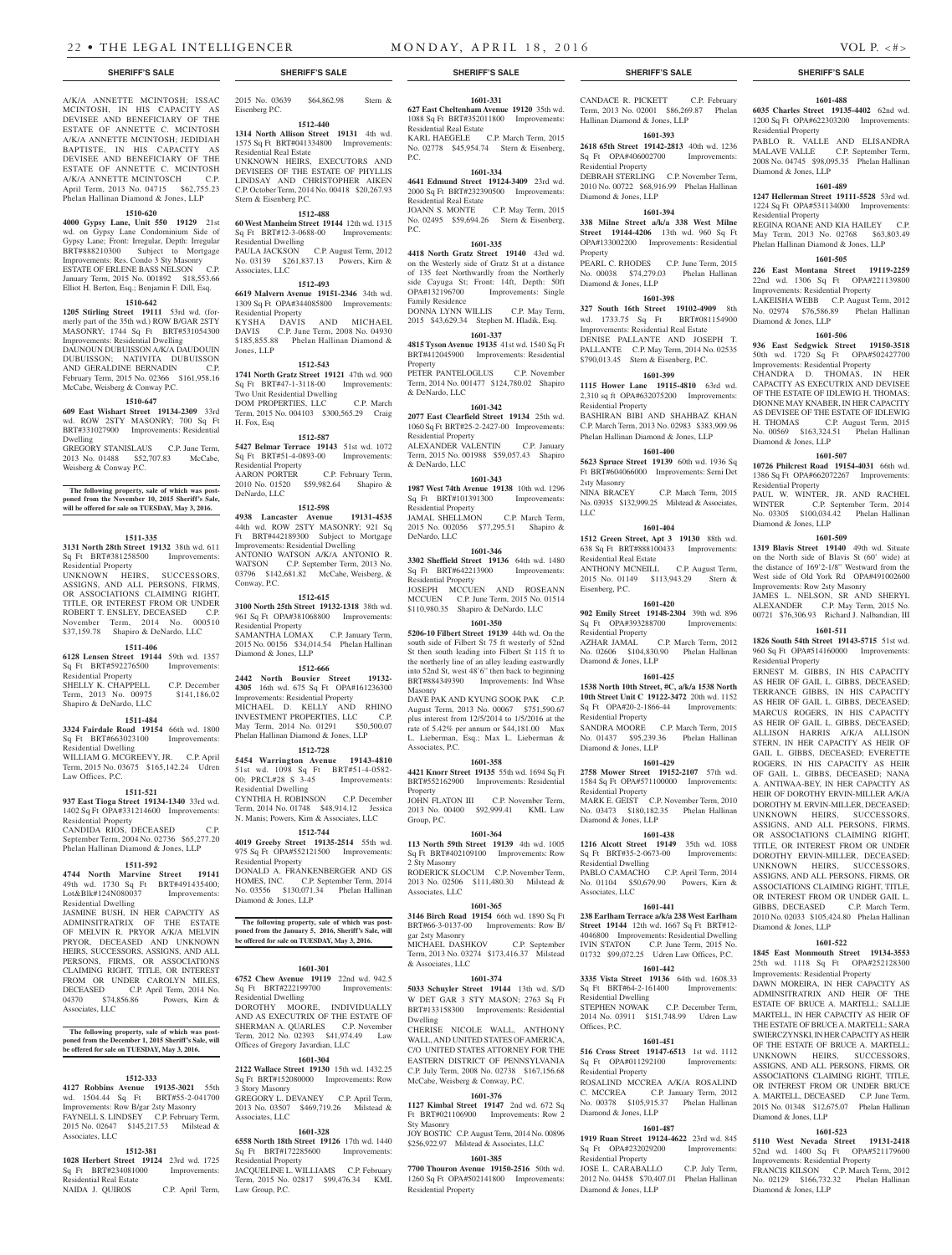A/K/A ANNETTE MCINTOSH; ISSAC MCINTOSH, IN HIS CAPACITY AS DEVISEE AND BENEFICIARY OF THE ESTATE OF ANNETTE C. MCINTOSH A/K/A ANNETTE MCINTOSH; JEDIDIAH BAPTISTE, IN HIS CAPACITY AS DEVISEE AND BENEFICIARY OF THE ESTATE OF ANNETTE C. MCINTOSH A/K/A ANNETTE MCINTOSCH C.P. April Term, 2013 No. 04715 $62,755.23 Phelan Hallinan Diamond & Jones, LLP

**1510-620**

**4000 Gypsy Lane, Unit 550 19129** 21st wd. on Gypsy Lane Condominium Side of Gypsy Lane; Front: Irregular, Depth: Irregular BRT#888210300 Subject to Mortgage Improvements: Res. Condo 3 Sty Masonry ESTATE OF ERLENE BASS NELSON C.P. January Term, 2015 No. 001892 $18,553.66 Elliot H. Berton, Esq.; Benjamin F. Dill, Esq.

**1510-642**

**1205 Stirling Street 19111** 53rd wd. (formerly part of the 35th wd.) ROW B/GAR 2STY MASONRY; 1744 Sq Ft BRT#531054300 Improvements: Residential Dwelling DAUNOUN DUBUISSON A/K/A DAUDOUIN DUBUISSON; NATIVITA DUBUISSON AND GERALDINE BERNADIN C.P. February Term, 2015 No. 02366 $161,958.16 McCabe, Weisberg & Conway P.C.

**1510-647**

**609 East Wishart Street 19134-2309** 33rd wd. ROW 2STY MASONRY; 700 Sq Ft BRT#331027900 Improvements: Residential Dwelling
GREGORY STANISLAUS C.P. June Term, 2013 No. 01488 $52,707.83 McCabe, Weisberg & Conway P.C.

**The following property, sale of which was postponed from the November 10, 2015 Sheriff's Sale, will be offered for sale on TUESDAY, May 3, 2016.**

**1511-335**

**3131 North 28th Street 19132** 38th wd. 611 Sq Ft BRT#381258500 Improvements: Residential Property
UNKNOWN HEIRS, SUCCESSORS, ASSIGNS, AND ALL PERSONS, FIRMS, OR ASSOCIATIONS CLAIMING RIGHT, TITLE, OR INTEREST FROM OR UNDER ROBERT T. ENSLEY, DECEASED C.P. November Term, 2014 No. 000510 $37,159.78 Shapiro & DeNardo, LLC

**1511-406**

**6128 Lensen Street 19144** 59th wd. 1357 Sq Ft BRT#592276500 Improvements: Residential Property
SHELLY K. CHAPPELL C.P. December Term, 2013 No. 00975 $141,186.02 Shapiro & DeNardo, LLC

**1511-484**

**3324 Fairdale Road 19154** 66th wd. 1800 Sq Ft BRT#663023100 Improvements: Residential Dwelling
WILLIAM G. MCGREEVY, JR. C.P. April Term, 2015 No. 03675 $165,142.24 Udren Law Offices, P.C.

**1511-521**

**937 East Tioga Street 19134-1340** 33rd wd. 1402 Sq Ft OPA#331214600 Improvements: Residential Property
CANDIDA RIOS, DECEASED C.P. September Term, 2004 No. 02736 $65,277.20 Phelan Hallinan Diamond & Jones, LLP

**1511-592**

**4744 North Marvine Street 19141** 49th wd. 1730 Sq Ft BRT#491435400; Lot&Blk#124N080037 Improvements: Residential Dwelling
JASMINE BUSH, IN HER CAPACITY AS ADMINSITRATRIX OF THE ESTATE OF MELVIN R. PRYOR A/K/A MELVIN PRYOR, DECEASED AND UNKNOWN HEIRS, SUCCESSORS, ASSIGNS, AND ALL PERSONS, FIRMS, OR ASSOCIATIONS CLAIMING RIGHT, TITLE, OR INTEREST FROM OR UNDER CAROLYN MILES, DECEASED C.P. April Term, 2014 No. 04370 $74,856.86 Powers, Kirn & Associates, LLC

**The following property, sale of which was postponed from the December 1, 2015 Sheriff's Sale, will be offered for sale on TUESDAY, May 3, 2016.**

**1512-333**

**4127 Robbins Avenue 19135-3021** 55th wd. 1504.44 Sq Ft BRT#55-2-041700 Improvements: Row B/gar 2sty Masonry
FAYNELL S. LINDSEY C.P. February Term, 2015 No. 02647 $145,217.53 Milstead & Associates, LLC

**1512-381**

**1028 Herbert Street 19124** 23rd wd. 1725 Sq Ft BRT#234081000 Improvements: Residential Real Estate
NAIDA J. QUIROS C.P. April Term, 2015 No. 03639 $64,862.98 Stern & Eisenberg P.C.

**1512-440**

**1314 North Allison Street 19131** 4th wd. 1575 Sq Ft BRT#041334800 Improvements: Residential Real Estate
UNKNOWN HEIRS, EXECUTORS AND DEVISEES OF THE ESTATE OF PHYLLIS LINDSAY AND CHRISTOPHER AIKEN C.P. October Term, 2014 No. 00418 $20,267.93 Stern & Eisenberg P.C.

**1512-488**

**60 West Manheim Street 19144** 12th wd. 1315 Sq Ft BRT#12-3-0688-00 Improvements: Residential Dwelling
PAULA JACKSON C.P. August Term, 2012 No. 03139 $261,837.13 Powers, Kirn & Associates, LLC

**1512-493**

**6619 Malvern Avenue 19151-2346** 34th wd. 1309 Sq Ft OPA#344085800 Improvements: Residential Property
KYSHA DAVIS AND MICHAEL DAVIS C.P. June Term, 2008 No. 04930 $185,855.88 Phelan Hallinan Diamond & Jones, LLP

**1512-543**

**1741 North Gratz Street 19121** 47th wd. 900 Sq Ft BRT#47-1-3118-00 Improvements: Two Unit Residential Dwelling
DOM PROPERTIES, LLC C.P. March Term, 2015 No. 004103 $300,565.29 Craig H. Fox, Esq

**1512-587**

**5427 Belmar Terrace 19143** 51st wd. 1072 Sq Ft BRT#51-4-0893-00 Improvements: Residential Property
AARON PORTER C.P. February Term, 2010 No. 01520 $59,982.64 Shapiro & DeNardo, LLC

**1512-598**

**4938 Lancaster Avenue 19131-4535** 44th wd. ROW 2STY MASONRY; 921 Sq Ft BRT#442189300 Subject to Mortgage Improvements: Residential Dwelling
ANTONIO WATSON A/K/A ANTONIO R. WATSON C.P. September Term, 2013 No. 03796 $142,681.82 McCabe, Weisberg, & Conway, P.C.

**1512-615**

**3100 North 25th Street 19132-1318** 38th wd. 961 Sq Ft OPA#381068800 Improvements: Residential Property
SAMANTHA LOMAX C.P. January Term, 2015 No. 00156 $34,014.54 Phelan Hallinan Diamond & Jones, LLP

**1512-666**

**2442 North Bouvier Street 19132-4305** 16th wd. 675 Sq Ft OPA#161236300 Improvements: Residential Property
MICHAEL D. KELLY AND RHINO INVESTMENT PROPERTIES, LLC C.P. May Term, 2014 No. 01291 $50,500.07 Phelan Hallinan Diamond & Jones, LLP

**1512-728**

**5454 Warrington Avenue 19143-4810** 51st wd. 1098 Sq Ft BRT#51-4-0582-00; PRCL#28 S 3-45 Improvements: Residential Dwelling
CYNTHIA H. ROBINSON C.P. December Term, 2014 No. 01748 $48,914.12 Jessica N. Manis; Powers, Kirn & Associates, LLC

**1512-744**

**4019 Greeby Street 19135-2514** 55th wd. 975 Sq Ft OPA#552121500 Improvements: Residential Property
DONALD A. FRANKENBERGER AND GS HOMES, INC. C.P. September Term, 2014 No. 03556 $130,071.34 Phelan Hallinan Diamond & Jones, LLP

**The following property, sale of which was postponed from the January 5, 2016, Sheriff's Sale, will be offered for sale on TUESDAY, May 3, 2016.**

**1601-301**

**6752 Chew Avenue 19119** 22nd wd. 942.5 Sq Ft BRT#222199700 Improvements: Residential Dwelling
DOROTHY MOORE, INDIVIDUALLY AND AS EXECUTRIX OF THE ESTATE OF SHERMAN A. QUARLES C.P. November Term, 2012 No. 02393 $41,974.49 Law Offices of Gregory Javardian, LLC

**1601-304**

**2122 Wallace Street 19130** 15th wd. 1432.25 Sq Ft BRT#152080000 Improvements: Row 3 Story Masonry
GREGORY L. DEVANEY C.P. April Term, 2013 No. 03507 $469,719.26 Milstead & Associates, LLC

**1601-328**

**6558 North 18th Street 19126** 17th wd. 1440 Sq Ft BRT#172285600 Improvements: Residential Property
JACQUELINE L. WILLIAMS C.P. February Term, 2015 No. 02817 $99,476.34 KML Law Group, P.C.

**1601-331**

**627 East Cheltenham Avenue 19120** 35th wd. 1088 Sq Ft BRT#352011800 Improvements: Residential Real Estate
KARL HAEGELE C.P. March Term, 2015 No. 02778 $45,954.74 Stern & Eisenberg, P.C.

**1601-334**

**4641 Edmund Street 19124-3409** 23rd wd. 2000 Sq Ft BRT#232390500 Improvements: Residential Real Estate
JOANN S. MONTE C.P. May Term, 2015 No. 02495 $59,694.26 Stern & Eisenberg, P.C.

**1601-335**

**4418 North Gratz Street 19140** 43rd wd. on the Westerly side of Gratz St at a distance of 135 feet Northwardly from the Northerly side Cayuga St; Front: 14ft, Depth: 50ft OPA#132196700 Improvements: Single Family Residence
DONNA LYNN WILLIS C.P. May Term, 2015 $43,629.34 Stephen M. Hladik, Esq.

**1601-337**

**4815 Tyson Avenue 19135** 41st wd. 1540 Sq Ft BRT#412045900 Improvements: Residential Property
PETER PANTELOGLUS C.P. November Term, 2014 No. 001477 $124,780.02 Shapiro & DeNardo, LLC

**1601-342**

**2077 East Clearfield Street 19134** 25th wd. 1060 Sq Ft BRT#25-2-2427-00 Improvements: Residential Property
ALEXANDER VALENTIN C.P. January Term, 2015 No. 001988 $59,057.43 Shapiro & DeNardo, LLC

**1601-343**

**1987 West 74th Avenue 19138** 10th wd. 1296 Sq Ft BRT#101391300 Improvements: Residential Property
JAMAL SHELLMON C.P. March Term, 2015 No. 002056 $77,295.51 Shapiro & DeNardo, LLC

**1601-346**

**3302 Sheffield Street 19136** 64th wd. 1480 Sq Ft BRT#642213900 Improvements: Residential Property
JOSEPH MCCUEN AND ROSEANN MCCUEN C.P. June Term, 2015 No. 01514 $110,980.35 Shapiro & DeNardo, LLC

**1601-350**

**5206-10 Filbert Street 19139** 44th wd. On the south side of Filbert St 75 ft westerly of 52nd St then south leading into Filbert St 115 ft to the northerly line of an alley leading eastwardly into 52nd St, west 48'6" then back to beginning BRT#884349390 Improvements: Ind Whse Masonry
DAVE PAK AND KYUNG SOOK PAK C.P. August Term, 2013 No. 00067 $751,590.67 plus interest from 12/5/2014 to 1/5/2016 at the rate of 5.42% per annum or $44,181.00 Max L. Lieberman, Esq.; Max L. Lieberman & Associates, P.C.

**1601-358**

**4421 Knorr Street 19135** 55th wd. 1694 Sq Ft BRT#552162900 Improvements: Residential Property
JOHN FLATON III C.P. November Term, 2013 No. 00400 $92,999.41 KML Law Group, P.C.

**1601-364**

**113 North 59th Street 19139** 4th wd. 1005 Sq Ft BRT#402109100 Improvements: Row 2 Sty Masonry
RODERICK SLOCUM C.P. November Term, 2013 No. 02506 $111,480.30 Milstead & Associates, LLC

**1601-365**

**3146 Birch Road 19154** 66th wd. 1890 Sq Ft BRT#66-3-0137-00 Improvements: Row B/ gar 2sty Masonry
MICHAEL DASHKOV C.P. September Term, 2013 No. 03274 $173,416.37 Milstead & Associates, LLC

**1601-374**

**5033 Schuyler Street 19144** 13th wd. S/D W DET GAR 3 STY MASON; 2763 Sq Ft BRT#133158300 Improvements: Residential Dwelling
CHERISE NICOLE WALL, ANTHONY WALL, AND UNITED STATES OF AMERICA, C/O UNITED STATES ATTORNEY FOR THE EASTERN DISTRICT OF PENNSYLVANIA C.P. July Term, 2008 No. 02738 $167,156.68 McCabe, Weisberg & Conway, P.C.

**1601-376**

**1127 Kimbal Street 19147** 2nd wd. 672 Sq Ft BRT#021106900 Improvements: Row 2 Sty Masonry
JOY BOSTIC C.P. August Term, 2014 No. 00896 $256,922.97 Milstead & Associates, LLC

**1601-385**

**7700 Thouron Avenue 19150-2516** 50th wd. 1260 Sq Ft OPA#502141800 Improvements: Residential Property
CANDACE R. PICKETT C.P. February Term, 2013 No. 02001 $86,269.87 Phelan Hallinan Diamond & Jones, LLP

**1601-393**

**2618 65th Street 19142-2813** 40th wd. 1236 Sq Ft OPA#406002700 Improvements: Residential Property
DEBRAH STERLING C.P. November Term, 2010 No. 00722 $68,916.99 Phelan Hallinan Diamond & Jones, LLP

**1601-394**

**338 Milne Street a/k/a 338 West Milne Street 19144-4206** 13th wd. 960 Sq Ft OPA#133002200 Improvements: Residential Property
PEARL C. RHODES C.P. June Term, 2015 No. 00038 $74,279.03 Phelan Hallinan Diamond & Jones, LLP

**1601-398**

**327 South 16th Street 19102-4909** 8th wd. 1733.75 Sq Ft BRT#081154900 Improvements: Residential Real Estate
DENISE PALLANTE AND JOSEPH T. PALLANTE C.P. May Term, 2014 No. 02535 $790,013.45 Stern & Eisenberg, P.C.

**1601-399**

**1115 Hower Lane 19115-4810** 63rd wd. 2,310 sq ft OPA#632075200 Improvements: Residential Property
BASHIRAN BIBI AND SHAHBAZ KHAN C.P. March Term, 2013 No. 02983 $383,909.96 Phelan Hallinan Diamond & Jones, LLP

**1601-400**

**5623 Spruce Street 19139** 60th wd. 1936 Sq Ft BRT#604066000 Improvements: Semi Det 2sty Masonry
NINA BRACEY C.P. March Term, 2015 No. 03935 $132,999.25 Milstead & Associates, LLC

**1601-404**

**1512 Green Street, Apt 3 19130** 88th wd. 638 Sq Ft BRT#888100433 Improvements: Residential Real Estate
ANTHONY MCNEILL C.P. August Term, 2015 No. 01149 $113,943.29 Stern & Eisenberg, P.C.

**1601-420**

**902 Emily Street 19148-2304** 39th wd. 896 Sq Ft OPA#393288700 Improvements: Residential Property
AZHAR JAMAL C.P. March Term, 2012 No. 02606 $104,830.90 Phelan Hallinan Diamond & Jones, LLP

**1601-425**

**1538 North 10th Street, #C, a/k/a 1538 North 10th Street Unit C 19122-3472** 20th wd. 1152 Sq Ft OPA#20-2-1866-44 Improvements: Residential Property
SANDRA MOORE C.P. March Term, 2015 No. 01437 $95,239.36 Phelan Hallinan Diamond & Jones, LLP

**1601-429**

**2758 Mower Street 19152-2107** 57th wd. 1584 Sq Ft OPA#571100000 Improvements: Residential Property
MARK E. GEIST C.P. November Term, 2010 No. 03473 $180,182.35 Phelan Hallinan Diamond & Jones, LLP

**1601-438**

**1216 Alcott Street 19149** 35th wd. 1088 Sq Ft BRT#35-2-0673-00 Improvements: Residential Dwelling
PABLO CAMACHO C.P. April Term, 2014 No. 01104 $50,679.90 Powers, Kirn & Associates, LLC

**1601-441**

**238 Earlham Terrace a/k/a 238 West Earlham Street 19144** 12th wd. 1667 Sq Ft BRT#12-4046800 Improvements: Residential Dwelling
IVIN STATON C.P. June Term, 2015 No. 01732 $99,072.25 Udren Law Offices, P.C.

**1601-442**

**3335 Vista Street 19136** 64th wd. 1608.33 Sq Ft BRT#64-2-161400 Improvements: Residential Dwelling
STEPHEN NOWAK C.P. December Term, 2014 No. 03911 $151,748.99 Udren Law Offices, P.C.

**1601-451**

**516 Cross Street 19147-6513** 1st wd. 1112 Sq Ft OPA#011292100 Improvements: Residential Property
ROSALIND MCCREA A/K/A ROSALIND C. MCCREA C.P. January Term, 2012 No. 00378 $105,915.37 Phelan Hallinan Diamond & Jones, LLP

**1601-487**

**1919 Ruan Street 19124-4622** 23rd wd. 845 Sq Ft OPA#232029200 Improvements: Residential Property
JOSE L. CARABALLO C.P. July Term, 2012 No. 04458 $70,407.01 Phelan Hallinan Diamond & Jones, LLP

**1601-488**

**6035 Charles Street 19135-4402** 62nd wd. 1200 Sq Ft OPA#622303200 Improvements: Residential Property
PABLO R. VALLE AND ELISANDRA MALAVE VALLE C.P. September Term, 2008 No. 04745 $98,095.35 Phelan Hallinan Diamond & Jones, LLP

**1601-489**

**1247 Hellerman Street 19111-5528** 53rd wd. 1224 Sq Ft OPA#531134000 Improvements: Residential Property
REGINA ROANE AND KIA HAILEY C.P. May Term, 2013 No. 02768 $63,803.49 Phelan Hallinan Diamond & Jones, LLP

**1601-505**

**226 East Montana Street 19119-2259** 22nd wd. 1306 Sq Ft OPA#221139800 Improvements: Residential Property
LAKEISHA WEBB C.P. August Term, 2012 No. 02974 $76,586.89 Phelan Hallinan Diamond & Jones, LLP

**1601-506**

**936 East Sedgwick Street 19150-3518** 50th wd. 1720 Sq Ft OPA#502427700 Improvements: Residential Property
CHANDRA D. THOMAS, IN HER CAPACITY AS EXECUTRIX AND DEVISEE OF THE ESTATE OF IDLEWIG H. THOMAS; DIONNE MAY KNABER, IN HER CAPACITY AS DEVISEE OF THE ESTATE OF IDLEWIG H. THOMAS C.P. August Term, 2015 No. 00569 $163,324.51 Phelan Hallinan Diamond & Jones, LLP

**1601-507**

**10726 Philcrest Road 19154-4031** 66th wd. 1386 Sq Ft OPA#662072267 Improvements: Residential Property
PAUL W. WINTER, JR. AND RACHEL WINTER C.P. September Term, 2014 No. 03305 $100,034.42 Phelan Hallinan Diamond & Jones, LLP

**1601-509**

**1319 Blavis Street 19140** 49th wd. Situate on the North side of Blavis St (60' wide) at the distance of 169'2-1/8" Westward from the West side of Old York Rd OPA#491002600 Improvements: Row 2sty Masonry
JAMES L. NELSON, SR AND SHERYL ALEXANDER C.P. May Term, 2015 No. 00721 $76,306.93 Richard J. Nalbandian, III

**1601-511**

**1826 South 54th Street 19143-5715** 51st wd. 960 Sq Ft OPA#514160000 Improvements: Residential Property
ERNEST M. GIBBS, IN HIS CAPACITY AS HEIR OF GAIL L. GIBBS, DECEASED; TERRANCE GIBBS, IN HIS CAPACITY AS HEIR OF GAIL L. GIBBS, DECEASED; MARCUS ROGERS, IN HIS CAPACITY AS HEIR OF GAIL L. GIBBS, DECEASED; ALLISON HARRIS A/K/A ALLISON STERN, IN HER CAPACITY AS HEIR OF GAIL L. GIBBS, DECEASED; EVERETTE ROGERS, IN HIS CAPACITY AS HEIR OF GAIL L. GIBBS, DECEASED; NANA A. ANTIWAA-BEY, IN HER CAPACITY AS HEIR OF DOROTHY ERVIN-MILLER A/K/A DOROTHY M. ERVIN-MILLER, DECEASED; UNKNOWN HEIRS, SUCCESSORS, ASSIGNS, AND ALL PERSONS, FIRMS, OR ASSOCIATIONS CLAIMING RIGHT, TITLE, OR INTEREST FROM OR UNDER DOROTHY ERVIN-MILLER, DECEASED; UNKNOWN HEIRS, SUCCESSORS, ASSIGNS, AND ALL PERSONS, FIRMS, OR ASSOCIATIONS CLAIMING RIGHT, TITLE, OR INTEREST FROM OR UNDER GAIL L. GIBBS, DECEASED C.P. March Term, 2010 No. 02033 $105,424.80 Phelan Hallinan Diamond & Jones, LLP

**1601-522**

**1845 East Monmouth Street 19134-3553** 25th wd. 1118 Sq Ft OPA#252128300 Improvements: Residential Property
DAWN MOREIRA, IN HER CAPACITY AS ADMINSITRATRIX AND HEIR OF THE ESTATE OF BRUCE A. MARTELL; SALLIE MARTELL, IN HER CAPACITY AS HEIR OF THE ESTATE OF BRUCE A. MARTELL; SARA SWIERCZYNSKI, IN HER CAPACITY AS HEIR OF THE ESTATE OF BRUCE A. MARTELL; UNKNOWN HEIRS, SUCCESSORS, ASSIGNS, AND ALL PERSONS, FIRMS, OR ASSOCIATIONS CLAIMING RIGHT, TITLE, OR INTEREST FROM OR UNDER BRUCE A. MARTELL, DECEASED C.P. June Term, 2015 No. 01348 $12,675.07 Phelan Hallinan Diamond & Jones, LLP

**1601-523**

**5110 West Nevada Street 19131-2418** 52nd wd. 1400 Sq Ft OPA#521179600 Improvements: Residential Property
FRANCIS KILSON C.P. March Term, 2012 No. 02129 $166,732.32 Phelan Hallinan Diamond & Jones, LLP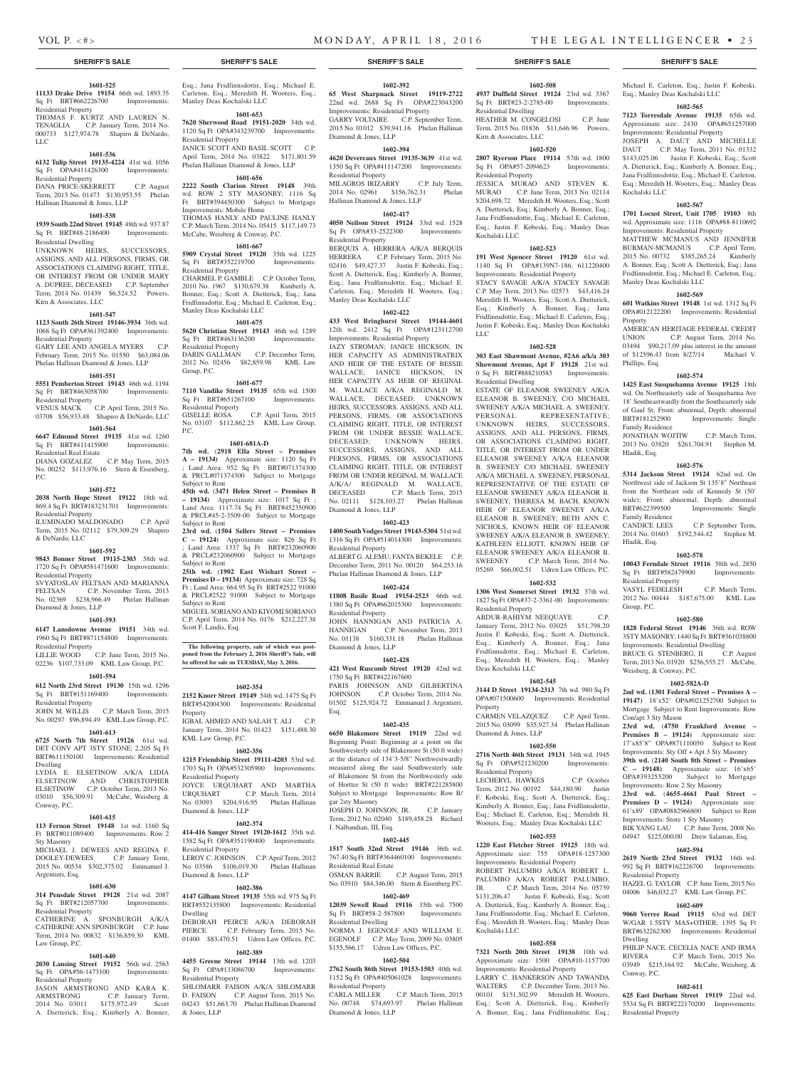**1601-525**

**11133 Drake Drive 19154** 66th wd. 1893.35 Sq Ft BRT#662226700 Improvements: Residential Property
THOMAS F. KURTZ AND LAUREN N. TENAGLIA C.P. January Term, 2014 No. 000733 $127,974.78 Shapiro & DeNardo, LLC

**1601-536**

**6132 Tulip Street 19135-4224** 41st wd. 1056 Sq Ft OPA#411426300 Improvements: Residential Property
DANA PRICE-SKERRETT C.P. August Term, 2013 No. 01473 $130,953.55 Phelan Hallinan Diamond & Jones, LLP

**1601-538**

**1939 South 22nd Street 19145** 48th wd. 937.87 Sq Ft BRT#48-2186400 Improvements: Residential Dwelling
UNKNOWN HEIRS, SUCCESSORS, ASSIGNS, AND ALL PERSONS, FIRMS, OR ASSOCIATIONS CLAIMING RIGHT, TITLE, OR INTEREST FROM OR UNDER MARY A. DUPREE, DECEASED C.P. September Term, 2014 No. 01439 $6,524.52 Powers, Kirn & Associates, LLC

**1601-547**

**1123 South 26th Street 19146-3934** 36th wd. 1068 Sq Ft OPA#361392400 Improvements: Residential Property
GARY LEE AND ANGELA MYERS C.P. February Term, 2015 No. 01550 $63,084.06 Phelan Hallinan Diamond & Jones, LLP

**1601-551**

**5551 Pemberton Street 19143** 46th wd. 1194 Sq Ft BRT#463058700 Improvements: Residential Property
VENUS MACK C.P. April Term, 2015 No. 03708 $56,933.48 Shapiro & DeNardo, LLC

**1601-564**

**6647 Edmund Street 19135** 41st wd. 1260 Sq Ft BRT#411415900 Improvements: Residential Real Estate
DIANA GOZALEZ C.P. May Term, 2015 No. 00252 $113,976.16 Stern & Eisenberg, P.C.

**1601-572**

**2038 North Hope Street 19122** 18th wd. 869.4 Sq Ft BRT#183231701 Improvements: Residential Property
ILUMINADO MALDONADO C.P. April Term, 2015 No. 02112 $79,309.29 Shapiro & DeNardo, LLC

**1601-592**

**9843 Bonner Street 19115-2303** 58th wd. 1720 Sq Ft OPA#581471600 Improvements: Residential Property
SVYATOSLAV FELTSAN AND MARIANNA FELTSAN C.P. November Term, 2013 No. 02369 $238,966.49 Phelan Hallinan Diamond & Jones, LLP

**1601-593**

**6147 Lansdowne Avenue 19151** 34th wd. 1960 Sq Ft BRT#871154800 Improvements: Residential Property
LILLIE WOOD C.P. June Term, 2015 No. 02236 $107,733.09 KML Law Group, P.C.

**1601-594**

**612 North 23rd Street 19130** 15th wd. 1296 Sq Ft BRT#151169400 Improvements: Residential Property
JOHN M. WILLIS C.P. March Term, 2015 No. 00297 $96,894.49 KML Law Group, P.C.

**1601-613**

**6725 North 7th Street 19126** 61st wd. DET CONV APT 3STY STONE; 2,205 Sq Ft BRT#611150100 Improvements: Residential Dwelling
LYDIA E. ELSETINOW A/K/A LIDIA ELSETINOW AND CHRISTOPHER ELSETINOW C.P. October Term, 2013 No. 03010 $56,309.91 McCabe, Weisberg & Conway, P.C.

**1601-615**

**113 Fernon Street 19148** 1st wd. 1160 Sq Ft BRT#011089400 Improvements: Row 2 Sty Masonry
MICHAEL J. DEWEES AND REGINA F. DOOLEY-DEWEES C.P. January Term, 2015 No. 00534 $302,375.02 Emmanuel J. Argentieri, Esq.

**1601-630**

**314 Pensdale Street 19128** 21st wd. 2087 Sq Ft BRT#212057700 Improvements: Residential Property
CATHERINE A. SPONBURGH A/K/A CATHERINE ANN SPONBURGH C.P. June Term, 2014 No. 00832 $136,859.30 KML Law Group, P.C.

**1601-640**

**2030 Lansing Street 19152** 56th wd. 2563 Sq Ft OPA#56-1473100 Improvements: Residential Property
JASON ARMSTRONG AND KARA K. ARMSTRONG C.P. January Term, 2014 No. 03011 $175,972.49 Scott A. Dietterick, Esq.; Kimberly A. Bonner, Esq.; Jana Fridfinnsdottir, Esq.; Michael E. Carleton, Esq.; Meredith H. Wooters, Esq.; Manley Deas Kochalski LLC

**1601-653**

**7620 Sherwood Road 19151-2020** 34th wd. 1120 Sq Ft OPA#343239700 Improvements: Residential Property
JANICE SCOTT AND BASIL SCOTT C.P. April Term, 2014 No. 03822 $171,801.59 Phelan Hallinan Diamond & Jones, LLP

**1601-656**

**2222 South Clarion Street 19148** 39th wd. ROW 2 STY MASONRY; 1116 Sq Ft BRT#394450300 Subject to Mortgage Improvements: Mobile Home
THOMAS HANLY AND PAULINE HANLY C.P. March Term, 2014 No. 05415 $117,149.73 McCabe, Weisberg & Conway, P.C.

**1601-667**

**5909 Crystal Street 19120** 35th wd. 1225 Sq Ft BRT#352219700 Improvements: Residential Property
CHARMEL P. GAMBLE C.P. October Term, 2010 No. 1967 $130,679.38 Kimberly A. Bonner, Esq.; Scott A. Dietterick, Esq.; Jana Fridfinnsdottir, Esq.; Michael E. Carleton, Esq.; Manley Deas Kochalski LLC

**1601-675**

**5620 Christian Street 19143** 46th wd. 1289 Sq Ft BRT#463136200 Improvements: Residential Property
DARIN GALLMAN C.P. December Term, 2012 No. 02456 $82,859.98 KML Law Group, P.C.

**1601-677**

**7110 Vandike Street 19135** 65th wd. 1500 Sq Ft BRT#651267100 Improvements: Residential Property
GISELLE ROSA C.P. April Term, 2015 No. 03107 $112,862.25 KML Law Group, P.C.

**1601-681A-D**

**7th wd.** (**2918 Ella Street – Premises A – 19134**) Approximate size: 1120 Sq Ft ; Land Area: 952 Sq Ft BRT#071374300 & PRCL#071374300 Subject to Mortgage Subject to Rent
**45th wd.** (**3471 Helen Street – Premises B – 19134**) Approximate size: 1017 Sq Ft ; Land Area: 1117.74 Sq Ft BRT#452350900 & PRCL#45-2-3509-00 Subject to Mortgage Subject to Rent
**23rd wd.** (**1504 Sellers Street – Premises C – 19124**) Approximate size: 826 Sq Ft ; Land Area: 1337 Sq Ft BRT#232060900 & PRCL#232060900 Subject to Mortgage Subject to Rent
**25th wd.** (**1902 East Wishart Street – Premises D – 19134**) Approximate size: 728 Sq Ft ; Land Area: 664.95 Sq Ft BRT#2522 91000 & PRCL#2522 91000 Subject to Mortgage Subject to Rent
MIGUEL SORIANO AND KIYOMI SORIANO C.P. April Term, 2014 No. 0176 $212,227.38 Scott F. Landis, Esq.

**The following property, sale of which was postponed from the February 2, 2016 Sheriff's Sale, will be offered for sale on TUESDAY, May 3, 2016.**

**1602-354**

**2152 Knorr Street 19149** 54th wd. 1475 Sq Ft BRT#542004300 Improvements: Residential Property
IGBAL AHMED AND SALAH T. ALI C.P. January Term, 2014 No. 01423 $151,488.30 KML Law Group, P.C.

**1602-356**

**1215 Friendship Street 19111-4203** 53rd wd. 1703 Sq Ft OPA#532305900 Improvements: Residential Property
JOYCE URQUHART AND MARTHA URQUHART C.P. March Term, 2014 No. 03093 $204,916.95 Phelan Hallinan Diamond & Jones, LLP

**1602-374**

**414-416 Sanger Street 19120-1612** 35th wd. 1582 Sq Ft OPA#351190400 Improvements: Residential Property
LEROY C. JOHNSON C.P. April Term, 2012 No. 03586 $106,019.30 Phelan Hallinan Diamond & Jones, LLP

**1602-386**

**4147 Gilham Street 19135** 55th wd. 975 Sq Ft BRT#552135800 Improvements: Residential Dwelling
DEBORAH PEIRCE A/K/A DEBORAH PIERCE C.P. February Term, 2015 No. 01400 $83,470.51 Udren Law Offices, P.C.

**1602-389**

**4455 Greene Street 19144** 13th wd. 1203 Sq Ft OPA#133086700 Improvements: Residential Property
SHLOMARR FAISON A/K/A SHLOMARR D. FAISON C.P. August Term, 2015 No. 04243 $51,663.70 Phelan Hallinan Diamond & Jones, LLP

**1602-392**

**65 West Sharpnack Street 19119-2722** 22nd wd. 2688 Sq Ft OPA#223043200 Improvements: Residential Property
GARRY VOLTAIRE C.P. September Term, 2015 No. 01012 $39,941.16 Phelan Hallinan Diamond & Jones, LLP

**1602-394**

**4620 Devereaux Street 19135-3639** 41st wd. 1350 Sq Ft OPA#411147200 Improvements: Residential Property
MILAGROS IRIZARRY C.P. July Term, 2014 No. 02961 $156,762.31 Phelan Hallinan Diamond & Jones, LLP

**1602-417**

**4050 Neilson Street 19124** 33rd wd. 1528 Sq Ft OPA#33-2522300 Improvements: Residential Property
BERQUIS A. HERRERA A/K/A BERQUIS HERRERA C.P. February Term, 2015 No. 02416 $49,427.37 Justin F. Kobeski, Esq.; Scott A. Dietterick, Esq.; Kimberly A. Bonner, Esq.; Jana Fridfinnsdottir, Esq.; Michael E. Carleton, Esq.; Meredith H. Wooters, Esq.; Manley Deas Kochalski LLC

**1602-422**

**433 West Bringhurst Street 19144-4601** 12th wd. 2412 Sq Ft OPA#123112700 Improvements: Residential Property
JAZY STROMAN; JANICE HICKSON, IN HER CAPACITY AS ADMINISTRATRIX AND HEIR OF THE ESTATE OF BESSIE WALLACE; JANICE HICKSON, IN HER CAPACITY AS HEIR OF REGINAL M. WALLACE A/K/A REGINALD M. WALLACE, DECEASED; UNKNOWN HEIRS, SUCCESSORS, ASSIGNS, AND ALL PERSONS, FIRMS, OR ASSOCIATIONS CLAIMING RIGHT, TITLE, OR INTEREST FROM OR UNDER BESSIE WALLACE, DECEASED; UNKNOWN HEIRS, SUCCESSORS, ASSIGNS, AND ALL PERSONS, FIRMS, OR ASSOCIATIONS CLAIMING RIGHT, TITLE, OR INTEREST FROM OR UNDER REGINAL M. WALLACE A/K/A/ REGINALD M. WALLACE, DECEASED C.P. March Term, 2015 No. 02111 $128,103.27 Phelan Hallinan Diamond & Jones, LLP

**1602-423**

**1400 South Vodges Street 19143-5304** 51st wd. 1316 Sq Ft OPA#514014300 Improvements: Residential Property
ALBERT G. ALEMU; FANTA BEKELE C.P. December Term, 2011 No. 00120 $64,253.16 Phelan Hallinan Diamond & Jones, LLP

**1602-424**

**11808 Basile Road 19154-2523** 66th wd. 1380 Sq Ft OPA#662015300 Improvements: Residential Property
JOHN HANNIGAN AND PATRICIA A. HANNIGAN C.P. November Term, 2013 No. 01138 $160,331.18 Phelan Hallinan Diamond & Jones, LLP

**1602-428**

**421 West Ruscomb Street 19120** 42nd wd. 1750 Sq Ft BRT#422167600
PARIS JOHNSON AND GILBERTINA JOHNSON C.P. October Term, 2014 No. 01502 $125,924.72 Emmanuel J. Argentieri, Esq.

**1602-435**

**6650 Blakemore Street 19119** 22nd wd. Beginning Point: Beginning at a point on the Southwesterly side of Blakemore St (50 ft wide) at the distance of 134'3-5/8" Northwestwardly measured along the said Southwesterly side of Blakemore St from the Northwesterly side of Hortter St (50 ft wide) BRT#221285800 Subject to Mortgage Improvements: Row B/ gar 2sty Masonry
JOSEPH D. JOHNSON, JR. C.P. January Term, 2012 No. 02040 $189,458.28 Richard J. Nalbandian, III, Esq.

**1602-445**

**1517 South 32nd Street 19146** 36th wd. 767.40 Sq Ft BRT#364460100 Improvements: Residential Real Estate
OSMAN BARRIE C.P. August Term, 2015 No. 03910 $84,346.00 Stern & Eisenberg P.C.

**1602-469**

**12039 Sewell Road 19116** 35th wd. 7500 Sq Ft BRT#58-2-587800 Improvements: Residential Dwelling
NORMA J. EGENOLF AND WILLIAM E. EGENOLF C.P. May Term, 2009 No. 03805 $155,566.17 Udren Law Offices, P.C.

**1602-504**

**2762 South 86th Street 19153-1503** 40th wd. 1152 Sq Ft OPA#405061028 Improvements: Residential Property
CARLA MILLER C.P. March Term, 2015 No. 00748 $74,693.97 Phelan Hallinan Diamond & Jones, LLP

**1602-508**

**4937 Duffield Street 19124** 23rd wd. 3367 Sq Ft BRT#23-2-2785-00 Improvements: Residential Dwelling
HEATHER M. CONGELOSI C.P. June Term, 2015 No. 01836 $11,646.96 Powers, Kirn & Associates, LLC

**1602-520**

**2807 Ryerson Place 19114** 57th wd. 1800 Sq Ft OPA#57-2094623 Improvements: Residential Property
JESSICA MURAO AND STEVEN K. MURAO C.P. June Term, 2013 No. 02114 $204,698.72 Meredith H. Wooters, Esq.; Scott A. Dietterick, Esq.; Kimberly A. Bonner, Esq.; Jana Fridfinnsdottir, Esq.; Michael E. Carleton, Esq.; Justin F. Kobeski, Esq.; Manley Deas Kochalski LLC

**1602-523**

**191 West Spencer Street 19120** 61st wd. 1140 Sq Ft OPA#139N7-186, 611220400 Improvements: Residential Property
STACY SAVAGE A/K/A STACEY SAVAGE C.P. May Term, 2013 No. 02573 $43,416.24 Meredith H. Wooters, Esq.; Scott A. Dietterick, Esq.; Kimberly A. Bonner, Esq.; Jana Fridfinnsdottir, Esq.; Michael E. Carleton, Esq.; Justin F. Kobeski, Esq.; Manley Deas Kochalski LLC

**1602-528**

**303 East Shawmont Avenue, Apt #2A6 a/k/a 303 Showmont Avenue, Apt F 19128** 21st wd. 0 Sq Ft BRT#888210585 Improvements: Residential Dwelling
ESTATE OF ELEANOR SWEENEY A/K/A ELEANOR B. SWEENEY, C/O MICHAEL SWEENEY A/K/A MICHAEL A. SWEENEY, PERSONAL REPRESENTATIVE; UNKNOWN HEIRS, SUCCESSORS, ASSIGNS, AND ALL PERSONS, FIRMS, OR ASSOCIATIONS CLAIMING RIGHT, TITLE, OR INTEREST FROM OR UNDER ELEANOR SWEENEY A/K/A ELEANOR B. SWEENEY C/O MICHAEL SWEENEY A/K/A MICHAEL A. SWEENEY, PERSONAL REPRESENTATIVE OF THE ESTATE OF ELEANOR SWEENEY A/K/A ELEANOR B. SWEENEY; THERESA M. BACH, KNOWN HEIR OF ELEANOR SWEENEY A/K/A ELEANOR B. SWEENEY; BETH ANN C. NICHOLS, KNOWN HEIR OF ELEANOR SWEENEY A/K/A ELEANOR B. SWEENEY; KATHLEEN ELLIOTT, KNOWN HEIR OF ELEANOR SWEENEY A/K/A ELEANOR B. SWEENEY C.P. March Term, 2014 No. 05269 $66,002.51 Udren Law Offices, P.C.

**1602-532**

**1306 West Somerset Street 19132** 37th wd. 1827 Sq Ft OPA#37-2-3361-00 Improvements: Residential Property
ABDUR-RAHIYM NEEQUAYE C.P. January Term, 2012 No. 03025 $51,798.20 Justin F. Kobeski, Esq.; Scott A. Dietterick, Esq.; Kimberly A. Bonner, Esq.; Jana Fridfinnsdottir, Esq.; Michael E. Carleton, Esq.; Meredith H. Wooters, Esq.; Manley Deas Kochalski LLC

**1602-545**

**3144 D Street 19134-2313** 7th wd. 980 Sq Ft OPA#071500600 Improvements: Residential Property
CARMEN VELAZQUEZ C.P. April Term, 2015 No. 03099 $35,927.34 Phelan Hallinan Diamond & Jones, LLP

**1602-550**

**2716 North 46th Street 19131** 34th wd. 1945 Sq Ft OPA#521230200 Improvements: Residential Property
LECHERYL HAWKES C.P. October Term, 2012 No. 00192 $44,180.90 Justin F. Kobeski, Esq.; Scott A. Dietterick, Esq.; Kimberly A. Bonner, Esq.; Jana Fridfinnsdottir, Esq.; Michael E. Carleton, Esq.; Meredith H. Wooters, Esq.; Manley Deas Kochalski LLC

**1602-555**

**1220 East Fletcher Street 19125** 18th wd. Approximate size: 755 OPA#18-1257300 Improvements: Residential Property
ROBERT PALUMBO A/K/A ROBERT L. PALUMBO A/K/A ROBERT PALUMBO, JR. C.P. March Term, 2014 No. 05739 $131,206.47 Justin F. Kobeski, Esq.; Scott A. Dietterick, Esq.; Kimberly A. Bonner, Esq.; Jana Fridfinnsdottir, Esq.; Michael E. Carleton, Esq.; Meredith H. Wooters, Esq.; Manley Deas Kochalski LLC

**1602-558**

**7321 North 20th Street 19138** 10th wd. Approximate size: 1500 OPA#10-1157700 Improvements: Residential Property
LARRY C. HANKERSON AND TAWANDA WALTERS C.P. December Term, 2013 No. 00101 $151,302.99 Meredith H. Wooters, Esq.; Scott A. Dietterick, Esq.; Kimberly A. Bonner, Esq.; Jana Fridfinnsdottir, Esq.; Michael E. Carleton, Esq.; Justin F. Kobeski, Esq.; Manley Deas Kochalski LLC

**1602-565**

**7123 Torresdale Avenue 19135** 65th wd. Approximate size: 2430 OPA#651257000 Improvements: Residential Property
JOSEPH A. DAUT AND MICHELLE DAUT C.P. May Term, 2011 No. 01332 $143,025.06 Justin F. Kobeski, Esq.; Scott A. Dietterick, Esq.; Kimberly A. Bonner, Esq.; Jana Fridfinnsdottir, Esq.; Michael E. Carleton, Esq.; Meredith H. Wooters, Esq.; Manley Deas Kochalski LLC

**1602-567**

**1701 Locust Street, Unit 1705 19103** 8th wd. Approximate size: 1116 OPA#88-8110692 Improvements: Residential Property
MATTHEW MCMANUS AND JENNIFER BURMAN-MCMANUS C.P. April Term, 2015 No. 00732 $385,265.24 Kimberly A. Bonner, Esq.; Scott A. Dietterick, Esq.; Jana Fridfinnsdottir, Esq.; Michael E. Carleton, Esq.; Manley Deas Kochalski LLC

**1602-569**

**601 Watkins Street 19148** 1st wd. 1312 Sq Ft OPA#012122200 Improvements: Residential Property
AMERICAN HERITAGE FEDERAL CREDIT UNION C.P. August Term, 2014 No. 03494 $90,217.09 plus interest in the amount of $12596.43 from 8/27/14 Michael V. Phillips, Esq.

**1602-574**

**1425 East Susquehanna Avenue 19125** 18th wd. On Northeasterly side of Susquehanna Ave 18' Southeastwardly from the Southeasterly side of Gaul St; Front: abnormal, Depth: abnormal BRT#181252900 Improvements: Single Family Residence
JONATHAN WOJTIW C.P. March Term, 2013 No. 03820 $261,704.91 Stephen M. Hladik, Esq.

**1602-576**

**5314 Jackson Street 19124** 62nd wd. On Northwest side of Jackson St 135'8" Northeast from the Northeast side of Kennedy St (50' wide); Front: abnormal, Depth: abnormal BRT#622399500 Improvements: Single Family Residence
CANDICE LEES C.P. September Term, 2014 No. 01603 $192,544.42 Stephen M. Hladik, Esq.

**1602-578**

**10043 Ferndale Street 19116** 58th wd. 2850 Sq Ft BRT#582479900 Improvements: Residential Property
VASYL FEDELESH C.P. March Term, 2012 No. 00444 $187,675.00 KML Law Group, P.C.

**1602-580**

**1828 Federal Street 19146** 36th wd. ROW 3STY MASONRY; 1440 Sq Ft BRT#361038800 Improvements: Residential Dwelling
BRUCE G. STENBERG, II C.P. August Term, 2013 No. 01920 $256,555.27 McCabe, Weisberg & Conway, P.C.

**1602-582A-D**

**2nd wd.** (**1301 Federal Street – Premises A – 19147**) 18'x52' OPA#021252700 Subject to Mortgage Subject to Rent Improvements: Row Con/apt 3 Sty Mason
**23rd wd.** (**4750 Frankford Avenue – Premises B – 19124**) Approximate size: 17'x85'8" OPA#871110050 Subject to Rent Improvements: Sty Off + Apt 3 Sty Masonry
**39th wd.** (**2140 South 8th Street – Premises C – 19148**) Approximate size: 16'x65' OPA#393255200 Subject to Mortgage Improvements: Row 2 Sty Masonry
**23rd wd.** (**4655-4661 Paul Street – Premises D – 19124**) Approximate size: 61'x89' OPA#882966800 Subject to Rent Improvements: Store 1 Sty Masonry
BIK YANG LAU C.P. June Term, 2008 No. 04947 $125,000.00 Drew Salaman, Esq.

**1602-594**

**2619 North 23rd Street 19132** 16th wd. 992 Sq Ft BRT#162226700 Improvements: Residential Property
HAZEL G. TAYLOR C.P. June Term, 2015 No. 04006 $46,032.27 KML Law Group, P.C.

**1602-609**

**9060 Verree Road 19115** 63rd wd. DET W/GAR 1.5STY MAS+OTHER; 1395 Sq Ft BRT#632262300 Improvements: Residential Dwelling
PHILIP NACE, CECELIA NACE AND IRMA RIVERA C.P. March Term, 2015 No. 03949 $215,164.92 McCabe, Weisberg & Conway, P.C.

**1602-611**

**625 East Durham Street 19119** 22nd wd. 5534 Sq Ft BRT#222170200 Improvements: Residential Property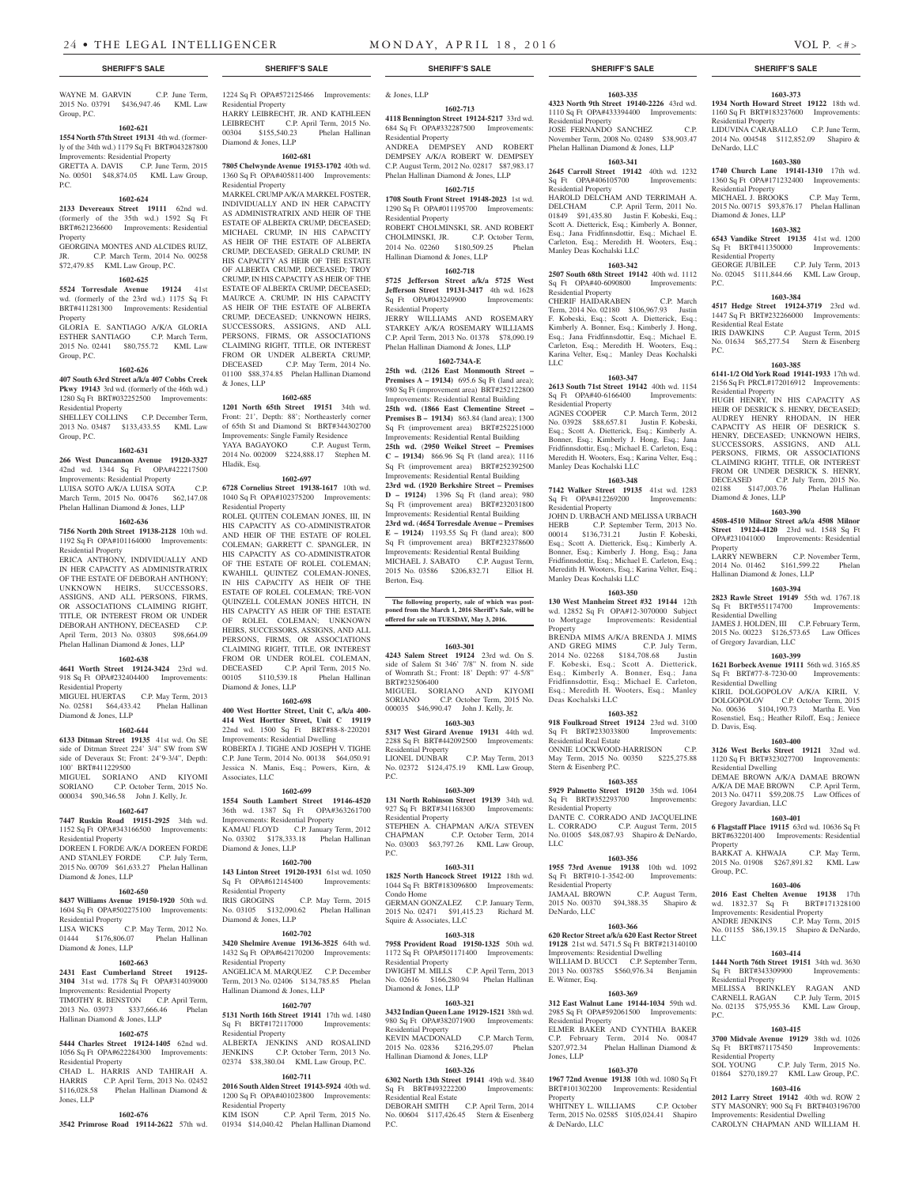WAYNE M. GARVIN C.P. June Term, 2015 No. 03791 $436,947.46 KML Law Group, P.C.

**1602-621**

**1554 North 57th Street 19131** 4th wd. (formerly of the 34th wd.) 1179 Sq Ft BRT#043287800 Improvements: Residential Property
GRETTA A. DAVIS C.P. June Term, 2015 No. 00501 $48,874.05 KML Law Group, P.C.

**1602-624**

**2133 Devereaux Street 19111** 62nd wd. (formerly of the 35th wd.) 1592 Sq Ft BRT#621236600 Improvements: Residential Property
GEORGINA MONTES AND ALCIDES RUIZ, JR. C.P. March Term, 2014 No. 00258 $72,479.85 KML Law Group, P.C.

**1602-625**

**5524 Torresdale Avenue 19124** 41st wd. (formerly of the 23rd wd.) 1175 Sq Ft BRT#411281300 Improvements: Residential Property
GLORIA E. SANTIAGO A/K/A GLORIA ESTHER SANTIAGO C.P. March Term, 2015 No. 02441 $80,755.72 KML Law Group, P.C.

**1602-626**

**407 South 63rd Street a/k/a 407 Cobbs Creek Pkwy 19143** 3rd wd. (formerly of the 46th wd.) 1280 Sq Ft BRT#032252500 Improvements: Residential Property
SHELLEY COLLINS C.P. December Term, 2013 No. 03487 $133,433.55 KML Law Group, P.C.

**1602-631**

**266 West Duncannon Avenue 19120-3327** 42nd wd. 1344 Sq Ft OPA#422217500 Improvements: Residential Property
LUISA SOTO A/K/A LUISA SOTA C.P. March Term, 2015 No. 00476 $62,147.08 Phelan Hallinan Diamond & Jones, LLP

**1602-636**

**7156 North 20th Street 19138-2128** 10th wd. 1192 Sq Ft OPA#101164000 Improvements: Residential Property
ERICA ANTHONY, INDIVIDUALLY AND IN HER CAPACITY AS ADMINISTRATRIX OF THE ESTATE OF DEBORAH ANTHONY; UNKNOWN HEIRS, SUCCESSORS, ASSIGNS, AND ALL PERSONS, FIRMS, OR ASSOCIATIONS CLAIMING RIGHT, TITLE, OR INTEREST FROM OR UNDER DEBORAH ANTHONY, DECEASED C.P. April Term, 2013 No. 03803 $98,664.09 Phelan Hallinan Diamond & Jones, LLP

**1602-638**

**4641 Worth Street 19124-3424** 23rd wd. 918 Sq Ft OPA#232404400 Improvements: Residential Property
MIGUEL HUERTAS C.P. May Term, 2013 No. 02581 $64,433.42 Phelan Hallinan Diamond & Jones, LLP

**1602-644**

**6133 Ditman Street 19135** 41st wd. On SE side of Ditman Street 224' 3/4" SW from SW side of Devereaux St; Front: 24'9-3/4", Depth: 100' BRT#411229500
MIGUEL SORIANO AND KIYOMI SORIANO C.P. October Term, 2015 No. 000034 $90,346.58 John J. Kelly, Jr.

**1602-647**

**7447 Ruskin Road 19151-2925** 34th wd. 1152 Sq Ft OPA#343166500 Improvements: Residential Property
DOREEN I. FORDE A/K/A DOREEN FORDE AND STANLEY FORDE C.P. July Term, 2015 No. 00709 $61,633.27 Phelan Hallinan Diamond & Jones, LLP

**1602-650**

**8437 Williams Avenue 19150-1920** 50th wd. 1604 Sq Ft OPA#502275100 Improvements: Residential Property
LISA WICKS C.P. May Term, 2012 No. 01444 $176,806.07 Phelan Hallinan Diamond & Jones, LLP

**1602-663**

**2431 East Cumberland Street 19125-3104** 31st wd. 1778 Sq Ft OPA#314039000 Improvements: Residential Property
TIMOTHY R. BENSTON C.P. April Term, 2013 No. 03973 $337,666.46 Phelan Hallinan Diamond & Jones, LLP

**1602-675**

**5444 Charles Street 19124-1405** 62nd wd. 1056 Sq Ft OPA#622284300 Improvements: Residential Property
CHAD L. HARRIS AND TAHIRAH A. HARRIS C.P. April Term, 2013 No. 02452 $116,028.58 Phelan Hallinan Diamond & Jones, LLP

**1602-676**

**3542 Primrose Road 19114-2622** 57th wd. 1224 Sq Ft OPA#572125466 Improvements: Residential Property
HARRY LEIBRECHT, JR. AND KATHLEEN LEIBRECHT C.P. April Term, 2015 No. 00304 $155,540.23 Phelan Hallinan Diamond & Jones, LLP

**1602-681**

**7805 Chelwynde Avenue 19153-1702** 40th wd. 1360 Sq Ft OPA#405811400 Improvements: Residential Property
MARKEL CRUMP A/K/A MARKEL FOSTER, INDIVIDUALLY AND IN HER CAPACITY AS ADMINISTRATRIX AND HEIR OF THE ESTATE OF ALBERTA CRUMP, DECEASED; MICHAEL CRUMP, IN HIS CAPACITY AS HEIR OF THE ESTATE OF ALBERTA CRUMP, DECEASED; GERALD CRUMP, IN HIS CAPACITY AS HEIR OF THE ESTATE OF ALBERTA CRUMP, DECEASED; TROY CRUMP, IN HIS CAPACITY AS HEIR OF THE ESTATE OF ALBERTA CRUMP, DECEASED; MAURCE A. CRUMP, IN HIS CAPACITY AS HEIR OF THE ESTATE OF ALBERTA CRUMP, DECEASED; UNKNOWN HEIRS, SUCCESSORS, ASSIGNS, AND ALL PERSONS, FIRMS, OR ASSOCIATIONS CLAIMING RIGHT, TITLE, OR INTEREST FROM OR UNDER ALBERTA CRUMP, DECEASED C.P. May Term, 2014 No. 01100 $88,374.85 Phelan Hallinan Diamond & Jones, LLP

**1602-685**

**1201 North 65th Street 19151** 34th wd. Front: 21', Depth: 88'; Northeasterly corner of 65th St and Diamond St BRT#344302700 Improvements: Single Family Residence
YAYA BAGAYOKO C.P. August Term, 2014 No. 002009 $224,888.17 Stephen M. Hladik, Esq.

**1602-697**

**6728 Cornelius Street 19138-1617** 10th wd. 1040 Sq Ft OPA#102375200 Improvements: Residential Property
ROLEL QUITEN COLEMAN JONES, III, IN HIS CAPACITY AS CO-ADMINISTRATOR AND HEIR OF THE ESTATE OF ROLEL COLEMAN; GARRETT C. SPANGLER, IN HIS CAPACITY AS CO-ADMINISTRATOR OF THE ESTATE OF ROLEL COLEMAN; KWAHILL QUINTEZ COLEMAN-JONES, IN HIS CAPACITY AS HEIR OF THE ESTATE OF ROLEL COLEMAN; TRE-VON QUINZELL COLEMAN JONES HITCH, IN HIS CAPACITY AS HEIR OF THE ESTATE OF ROLEL COLEMAN; UNKNOWN HEIRS, SUCCESSORS, ASSIGNS, AND ALL PERSONS, FIRMS, OR ASSOCIATIONS CLAIMING RIGHT, TITLE, OR INTEREST FROM OR UNDER ROLEL COLEMAN, DECEASED C.P. April Term, 2015 No. 00105 $110,539.18 Phelan Hallinan Diamond & Jones, LLP

**1602-698**

**400 West Hortter Street, Unit C, a/k/a 400-414 West Hortter Street, Unit C 19119** 22nd wd. 1500 Sq Ft BRT#88-8-220201 Improvements: Residential Dwelling
ROBERTA J. TIGHE AND JOSEPH V. TIGHE C.P. June Term, 2014 No. 00138 $64,050.91 Jessica N. Manis, Esq.; Powers, Kirn, & Associates, LLC

**1602-699**

**1554 South Lambert Street 19146-4520** 36th wd. 1387 Sq Ft OPA#363261700 Improvements: Residential Property
KAMAU FLOYD C.P. January Term, 2012 No. 03302 $178,333.18 Phelan Hallinan Diamond & Jones, LLP

**1602-700**

**143 Linton Street 19120-1931** 61st wd. 1050 Sq Ft OPA#612145400 Improvements: Residential Property
IRIS GROGINS C.P. May Term, 2015 No. 03105 $132,090.62 Phelan Hallinan Diamond & Jones, LLP

**1602-702**

**3420 Shelmire Avenue 19136-3525** 64th wd. 1432 Sq Ft OPA#642170200 Improvements: Residential Property
ANGELICA M. MARQUEZ C.P. December Term, 2013 No. 02406 $134,785.85 Phelan Hallinan Diamond & Jones, LLP

**1602-707**

**5131 North 16th Street 19141** 17th wd. 1480 Sq Ft BRT#172117000 Improvements: Residential Property
ALBERTA JENKINS AND ROSALIND JENKINS C.P. October Term, 2013 No. 02374 $38,380.04 KML Law Group, P.C.

**1602-711**

**2016 South Alden Street 19143-5924** 40th wd. 1200 Sq Ft OPA#401023800 Improvements: Residential Property
KIM ISON C.P. April Term, 2015 No. 01934 $14,040.42 Phelan Hallinan Diamond & Jones, LLP

**1602-713**

**4118 Bennington Street 19124-5217** 33rd wd. 684 Sq Ft OPA#332287500 Improvements: Residential Property
ANDREA DEMPSEY AND ROBERT DEMPSEY A/K/A ROBERT W. DEMPSEY C.P. August Term, 2012 No. 02817 $87,983.17 Phelan Hallinan Diamond & Jones, LLP

**1602-715**

**1708 South Front Street 19148-2023** 1st wd. 1290 Sq Ft OPA#011195700 Improvements: Residential Property
ROBERT CHOLMINSKI, SR. AND ROBERT CHOLMINSKI, JR. C.P. October Term, 2014 No. 02260 $180,509.25 Phelan Hallinan Diamond & Jones, LLP

**1602-718**

**5725 Jefferson Street a/k/a 5725 West Jefferson Street 19131-3417** 4th wd. 1628 Sq Ft OPA#043249900 Improvements: Residential Property
JERRY WILLIAMS AND ROSEMARY STARKEY A/K/A ROSEMARY WILLIAMS C.P. April Term, 2013 No. 01378 $78,090.19 Phelan Hallinan Diamond & Jones, LLP

**1602-734A-E**

**25th wd. (2126 East Monmouth Street – Premises A – 19134)** 695.6 Sq Ft (land area); 980 Sq Ft (improvement area) BRT#252122800 Improvements: Residential Rental Building **25th wd. (1866 East Clementine Street – Premises B – 19134)** 863.84 (land area); 1300 Sq Ft (improvement area) BRT#252251000 Improvements: Residential Rental Building **25th wd. (2950 Weikel Street – Premises C – 19134)** 866.96 Sq Ft (land area); 1116 Sq Ft (improvement area) BRT#252392500 Improvements: Residential Rental Building **23rd wd. (1920 Berkshire Street – Premises D – 19124)** 1396 Sq Ft (land area); 980 Sq Ft (improvement area) BRT#232031800 Improvements: Residential Rental Building **23rd wd. (4654 Torresdale Avenue – Premises E – 19124)** 1193.55 Sq Ft (land area); 800 Sq Ft (improvement area) BRT#232378600 Improvements: Residential Rental Building
MICHAEL J. SABATO C.P. August Term, 2015 No. 03586 $206,832.71 Elliot H. Berton, Esq.

**The following property, sale of which was postponed from the March 1, 2016 Sheriff's Sale, will be offered for sale on TUESDAY, May 3, 2016.**

**1603-301**

**4243 Salem Street 19124** 23rd wd. On S. side of Salem St 346' 7/8" N. from N. side of Womrath St.; Front: 18' Depth: 97' 4-5/8" BRT#232506400
MIGUEL SORIANO AND KIYOMI SORIANO C.P. October Term, 2015 No. 000035 $46,990.47 John J. Kelly, Jr.

**1603-303**

**5317 West Girard Avenue 19131** 44th wd. 2288 Sq Ft BRT#442092500 Improvements: Residential Property
LIONEL DUNBAR C.P. May Term, 2013 No. 02372 $124,475.19 KML Law Group, P.C.

**1603-309**

**131 North Robinson Street 19139** 34th wd. 927 Sq Ft BRT#341168300 Improvements: Residential Property
STEPHEN A. CHAPMAN A/K/A STEVEN CHAPMAN C.P. October Term, 2014 No. 03003 $63,797.26 KML Law Group, P.C.

**1603-311**

**1825 North Hancock Street 19122** 18th wd. 1044 Sq Ft BRT#183096800 Improvements: Condo Home
GERMAN GONZALEZ C.P. January Term, 2015 No. 02471 $91,415.23 Richard M. Squire & Associates, LLC

**1603-318**

**7958 Provident Road 19150-1325** 50th wd. 1172 Sq Ft OPA#501171400 Improvements: Residential Property
DWIGHT M. MILLS C.P. April Term, 2013 No. 02616 $166,280.94 Phelan Hallinan Diamond & Jones, LLP

**1603-321**

**3432 Indian Queen Lane 19129-1521** 38th wd. 980 Sq Ft OPA#382071900 Improvements: Residential Property
KEVIN MACDONALD C.P. March Term, 2015 No. 02836 $216,295.07 Phelan Hallinan Diamond & Jones, LLP

**1603-326**

**6302 North 13th Street 19141** 49th wd. 3840 Sq Ft BRT#493222200 Improvements: Residential Real Estate
DEBORAH SMITH C.P. April Term, 2014 No. 00604 $117,426.45 Stern & Eisenberg P.C.

**1603-335**

**4323 North 9th Street 19140-2226** 43rd wd. 1110 Sq Ft OPA#433394400 Improvements: Residential Property
JOSE FERNANDO SANCHEZ C.P. November Term, 2008 No. 02489 $38,903.47 Phelan Hallinan Diamond & Jones, LLP

**1603-341**

**2645 Carroll Street 19142** 40th wd. 1232 Sq Ft OPA#406105700 Improvements: Residential Property
HAROLD DELCHAM AND TERRIMAH A. DELCHAM C.P. April Term, 2011 No. 01849 $91,435.80 Justin F. Kobeski, Esq.; Scott A. Dietterick, Esq.; Kimberly A. Bonner, Esq.; Jana Fridfinnsdottir, Esq.; Michael E. Carleton, Esq.; Meredith H. Wooters, Esq.; Manley Deas Kochalski LLC

**1603-342**

**2507 South 68th Street 19142** 40th wd. 1112 Sq Ft OPA#40-6090800 Improvements: Residential Property
CHERIF HAIDARABEN C.P. March Term, 2014 No. 02180 $106,967.93 Justin F. Kobeski, Esq.; Scott A. Dietterick, Esq.; Kimberly A. Bonner, Esq.; Kimberly J. Hong, Esq.; Jana Fridfinnsdottir, Esq.; Michael E. Carleton, Esq.; Meredith H. Wooters, Esq.; Karina Velter, Esq.; Manley Deas Kochalski LLC

**1603-347**

**2613 South 71st Street 19142** 40th wd. 1154 Sq Ft OPA#40-6166400 Improvements: Residential Property
AGNES COOPER C.P. March Term, 2012 No. 03928 $88,657.81 Justin F. Kobeski, Esq.; Scott A. Dietterick, Esq.; Kimberly A. Bonner, Esq.; Kimberly J. Hong, Esq.; Jana Fridfinnsdottir, Esq.; Michael E. Carleton, Esq.; Meredith H. Wooters, Esq.; Karina Velter, Esq.; Manley Deas Kochalski LLC

**1603-348**

**7142 Walker Street 19135** 41st wd. 1283 Sq Ft OPA#412269200 Improvements: Residential Property
JOHN D. URBACH AND MELISSA URBACH HERB C.P. September Term, 2013 No. 00014 $136,731.21 Justin F. Kobeski, Esq.; Scott A. Dietterick, Esq.; Kimberly A. Bonner, Esq.; Kimberly J. Hong, Esq.; Jana Fridfinnsdottir, Esq.; Michael E. Carleton, Esq.; Meredith H. Wooters, Esq.; Karina Velter, Esq.; Manley Deas Kochalski LLC

**1603-350**

**130 West Manheim Street #32 19144** 12th wd. 12852 Sq Ft OPA#12-3070000 Subject to Mortgage Improvements: Residential Property
BRENDA MIMS A/K/A BRENDA J. MIMS AND GREG MIMS C.P. July Term, 2014 No. 02268 $184,708.68 Justin F. Kobeski, Esq.; Scott A. Dietterick, Esq.; Kimberly A. Bonner, Esq.; Jana Fridfinnsdottir, Esq.; Michael E. Carleton, Esq.; Meredith H. Wooters, Esq.; Manley Deas Kochalski LLC

**1603-352**

**918 Foulkrod Street 19124** 23rd wd. 3100 Sq Ft BRT#233033800 Improvements: Residential Real Estate
ONNIE LOCKWOOD-HARRISON C.P. May Term, 2015 No. 00350 $225,275.88 Stern & Eisenberg P.C.

**1603-355**

**5929 Palmetto Street 19120** 35th wd. 1064 Sq Ft BRT#352293700 Improvements: Residential Property
DANTE C. CORRADO AND JACQUELINE L. CORRADO C.P. August Term, 2015 No. 01005 $48,087.93 Shapiro & DeNardo, LLC

**1603-356**

**1955 73rd Avenue 19138** 10th wd. 1092 Sq Ft BRT#10-1-3542-00 Improvements: Residential Property
JAMAAL BROWN C.P. August Term, 2015 No. 00370 $94,388.35 Shapiro & DeNardo, LLC

**1603-366**

**620 Rector Street a/k/a 620 East Rector Street 19128** 21st wd. 5471.5 Sq Ft BRT#213140100 Improvements: Residential Dwelling
WILLIAM D. BUCCI C.P. September Term, 2013 No. 003785 $560,976.34 Benjamin E. Witmer, Esq.

**1603-369**

**312 East Walnut Lane 19144-1034** 59th wd. 2985 Sq Ft OPA#592061500 Improvements: Residential Property
ELMER BAKER AND CYNTHIA BAKER C.P. February Term, 2014 No. 00847 $207,972.34 Phelan Hallinan Diamond & Jones, LLP

**1603-370**

**1967 72nd Avenue 19138** 10th wd. 1080 Sq Ft BRT#101302200 Improvements: Residential Property
WHITNEY L. WILLIAMS C.P. October Term, 2015 No. 02585 $105,024.41 Shapiro & DeNardo, LLC

**1603-373**

**1934 North Howard Street 19122** 18th wd. 1160 Sq Ft BRT#183237600 Improvements: Residential Property
LIDUVINA CARABALLO C.P. June Term, 2014 No. 004548 $112,852.09 Shapiro & DeNardo, LLC

**1603-380**

**1740 Church Lane 19141-1310** 17th wd. 1360 Sq Ft OPA#171232400 Improvements: Residential Property
MICHAEL J. BROOKS C.P. May Term, 2015 No. 00715 $93,876.17 Phelan Hallinan Diamond & Jones, LLP

**1603-382**

**6543 Vandike Street 19135** 41st wd. 1200 Sq Ft BRT#411350000 Improvements: Residential Property
GEORGE JUBILEE C.P. July Term, 2013 No. 02045 $111,844.66 KML Law Group, P.C.

**1603-384**

**4517 Hedge Street 19124-3719** 23rd wd. 1447 Sq Ft BRT#232266000 Improvements: Residential Real Estate
IRIS DAWKINS C.P. August Term, 2015 No. 01634 $65,277.54 Stern & Eisenberg P.C.

**1603-385**

**6141-1/2 Old York Road 19141-1933** 17th wd. 2156 Sq Ft PRCL#172016912 Improvements: Residential Property
HUGH HENRY, IN HIS CAPACITY AS HEIR OF DESRICK S. HENRY, DECEASED; AUDREY HENRY RHODAN, IN HER CAPACITY AS HEIR OF DESRICK S. HENRY, DECEASED; UNKNOWN HEIRS, SUCCESSORS, ASSIGNS, AND ALL PERSONS, FIRMS, OR ASSOCIATIONS CLAIMING RIGHT, TITLE, OR INTEREST FROM OR UNDER DESRICK S. HENRY, DECEASED C.P. July Term, 2015 No. 02188 $147,003.76 Phelan Hallinan Diamond & Jones, LLP

**1603-390**

**4508-4510 Milnor Street a/k/a 4508 Milnor Street 19124-4120** 23rd wd. 1548 Sq Ft OPA#231041000 Improvements: Residential Property
LARRY NEWBERN C.P. November Term, 2014 No. 01462 $161,599.22 Phelan Hallinan Diamond & Jones, LLP

**1603-394**

**2823 Rawle Street 19149** 55th wd. 1767.18 Sq Ft BRT#551174700 Improvements: Residential Dwelling
JAMES J. HOLDEN, III C.P. February Term, 2015 No. 00223 $126,573.65 Law Offices of Gregory Javardian, LLC

**1603-399**

**1621 Borbeck Avenue 19111** 56th wd. 3165.85 Sq Ft BRT#77-8-7230-00 Improvements: Residential Dwelling
KIRIL DOLGOPOLOV A/K/A KIRIL V. DOLGOPOLOV C.P. October Term, 2015 No. 00636 $104,190.73 Martha E. Von Rosenstiel, Esq.; Heather Riloff, Esq.; Jeniece D. Davis, Esq.

**1603-400**

**3126 West Berks Street 19121** 32nd wd. 1120 Sq Ft BRT#323027700 Improvements: Residential Dwelling
DEMAE BROWN A/K/A DAMAE BROWN A/K/A DE MAE BROWN C.P. April Term, 2013 No. 04711 $59,208.75 Law Offices of Gregory Javardian, LLC

**1603-401**

**6 Flagstaff Place 19115** 63rd wd. 10636 Sq Ft BRT#632201400 Improvements: Residential Property
BARKAT A. KHWAJA C.P. May Term, 2015 No. 01908 $267,891.82 KML Law Group, P.C.

**1603-406**

**2016 East Chelten Avenue 19138** 17th wd. 1832.37 Sq Ft BRT#171328100 Improvements: Residential Property
ANDRE JENKINS C.P. May Term, 2015 No. 01155 $86,139.15 Shapiro & DeNardo, LLC

**1603-414**

**1444 North 76th Street 19151** 34th wd. 3630 Sq Ft BRT#343309900 Improvements: Residential Property
MELISSA BRINKLEY RAGAN AND CARNELL RAGAN C.P. July Term, 2015 No. 02135 $75,955.36 KML Law Group, P.C.

**1603-415**

**3700 Midvale Avenue 19129** 38th wd. 1026 Sq Ft BRT#871175450 Improvements: Residential Property
SOL YOUNG C.P. July Term, 2015 No. 01864 $270,189.27 KML Law Group, P.C.

**1603-416**

**2012 Larry Street 19142** 40th wd. ROW 2 STY MASONRY 900 Sq Ft BRT#403196700 Improvements: Residential Dwelling
CAROLYN CHAPMAN AND WILLIAM H.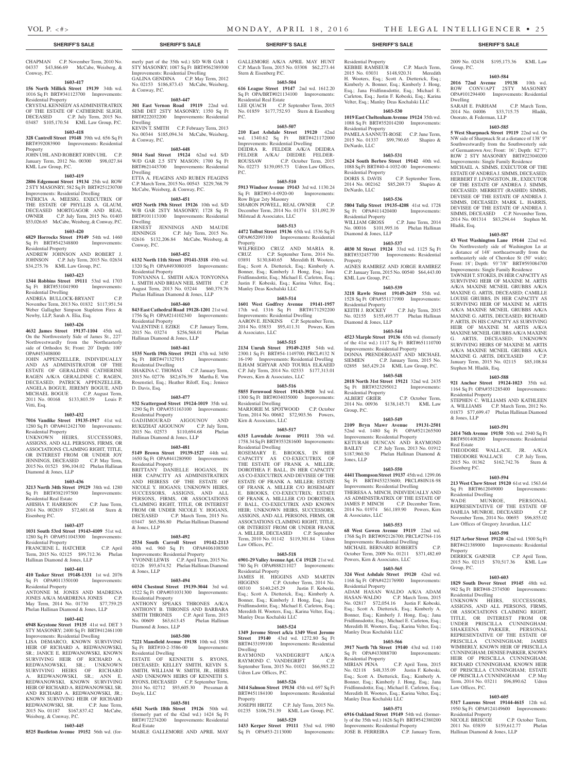CHAPMAN C.P. November Term, 2010 No. 04337 $43,866.69 McCabe, Weisberg, & Conway, P.C.

**1603-417**

**156 North Millick Street 19139** 34th wd. 1016 Sq Ft BRT#341123700 Improvements: Residential Property

CRYSTAL KENNEDY AS ADMINISTRATRIX OF THE ESTATE OF CATHERINE SLIGH, DECEASED C.P. July Term, 2015 No. 03487 $105,170.54 KML Law Group, P.C.

**1603-418**

**328 Cantrell Street 19148** 39th wd. 656 Sq Ft BRT#392083900 Improvements: Residential Property

JOHN UHL AND ROBERT JOHN UHL C.P. January Term, 2012 No. 00300 $98,027.84 KML Law Group, P.C.

**1603-419**

**2806 Edgemont Street 19134** 25th wd. ROW 2 STY MASONRY; 582 Sq Ft BRT#251230700 Improvements: Residential Dwelling

PATRICIA A. MEESIG, EXECUTRIX OF THE ESTATE OF PHYLLIS A. GLAUM, DECEASED MORTGAGOR AND REAL OWNER C.P. July Term, 2015 No. 01403 $53,026.65 McCabe, Weisberg, & Conway, P.C.

**1603-420**

**6829 Horrocks Street 19149** 54th wd. 1460 Sq Ft BRT#542348800 Improvements: Residential Property

ANDREW JOHNSON AND ROBERT J. JOHNSON C.P. July Term, 2015 No. 02634 $34,275.76 KML Law Group, P.C.

**1603-423**

**1344 Robbins Street 19111** 53rd wd. 1703 Sq Ft BRT#531041900 Improvements: Residential Dwelling

ANDREA BULLOCK-BRYANT C.P. November Term, 2013 No. 01832 $117,951.54 Weber Gallagher Simpson Stapleton Fires & Newby, LLP, Sarah A. Elia, Esq.

**1603-426**

**4632 James Street 19137-1104** 45th wd. On the Northwesterly Side of James St., 227' Northwestwardly from the Northeasterly side of Orthodox St; Front: 20' Depth: 100' OPA#453408000

JOHN APPENZELLER, INDIVIDUALLY AND AS ADMINISTRATOR OF THE ESTATE OF GERALDINE CATHERINE RAGEN A/K/A GERALDINE C. RAGEN, DECEASED; PATRICK APPENZELLER, ANGELA BOGUE, JEREMY BOGUE, AND MICHAEL BOGUE C.P. August Term, 2011 No. 00168 $133,803.59 Louis P. Vitti, Esq.

**1603-432**

**7016 Vandike Street 19135-1917** 41st wd. 1280 Sq Ft OPA#412421700 Improvements: Residential Property

UNKNOWN HEIRS, SUCCESSORS, ASSIGNS, AND ALL PERSONS, FIRMS, OR ASSOCIATIONS CLAIMING RIGHT, TITLE, OR INTEREST FROM OR UNDER JOY JENNINGS, DECEASED C.P. May Term, 2015 No. 01523 $96,104.02 Phelan Hallinan Diamond & Jones, LLP

**1603-436**

**3213 North 34th Street 19129** 38th wd. 1280 Sq Ft BRT#382197500 Improvements: Residential Real Estate

AHISHA T. HARRISON C.P. June Term, 2014 No. 002819 $72,601.68 Stern & Eisenberg P.C.

**1603-437**

**1031 South 53rd Street 19143-4109** 51st wd. 1280 Sq Ft OPA#511043300 Improvements: Residential Property

FRANCIENE L. HATCHER C.P. April Term, 2015 No. 02125 $99,712.36 Phelan Hallinan Diamond & Jones, LLP

**1603-441**

**410 Tasker Street 19148-1331** 1st wd. 2076 Sq Ft OPA#011350100 Improvements: Residential Property

ANTONNE M. JONES AND MADRENA JONES A/K/A MADRENA JONES C.P. May Term, 2014 No. 01730 $77,759.25 Phelan Hallinan Diamond & Jones, LLP

**1603-442**

**6948 Keystone Street 19135** 41st wd. DET 3 STY MASONRY; 2400 Sq Ft BRT#412461100 Improvements: Residential Dwelling

LISA DEMARCO, KNOWN SURVIVING HEIR OF RICHARD A. REDWANOWSKI, SR.; JANICE E. REDWANOWSKI, KNOWN SURVIVING HEIR OF RICHARD A. REDWANOWSKI, SR.; UNKNOWN SURVIVING HEIRS OF RICHARD A. REDWANOWSKI, SR.; ANN E. REDWANOWSKI, KNOWN SURVIVING HEIR OF RICHARD A. REDWANOWSKI, SR. AND RICHARD A. REDWANOWSKI, JR.; KNOWN SURVIVING HEIR OF RICHARD REDWANOWSKI, SR. C.P. June Term, 2015 No. 01187 $167,837.42 McCabe, Weisberg, & Conway, P.C.

**1603-445**

**8525 Bustleton Avenue 19152** 56th wd. (formerly part of the 35th wd.) S/D W/B GAR 1 STY MASONRY; 1087 Sq Ft BRT#562389300 Improvements: Residential Dwelling

GALINA GENDINA C.P. May Term, 2012 No. 02153 $186,873.43 McCabe, Weisberg, & Conway, P.C.

**1603-447**

**301 East Vernon Road 19119** 22nd wd. SEMI DET 2STY MASONRY; 1350 Sq Ft BRT#222032200 Improvements: Residential Dwelling

KEVIN T. SMITH C.P. February Term, 2013 No. 00344 $185,094.34 McCabe, Weisberg, & Conway, P.C.

**1603-448**

**5014 Saul Street 19124** 62nd wd. S/D W/D GAR 2.5 STY MASON; 1700 Sq Ft BRT#621443700 Improvements: Residential Dwelling

ETTA A. FEAGINS AND RUBEN FEAGINS C.P. March Term, 2015 No. 00543 $229,768.79 McCabe, Weisberg, & Conway, P.C.

**1603-451**

**6925 North 19th Street 19126** 10th wd. S/D W/B GAR 2STY MASONRY; 1728 Sq Ft BRT#101113100 Improvements: Residential Dwelling

ERNEST JENNINGS AND MAUDE JENNINGS C.P. July Term, 2015 No. 02616 $132,206.84 McCabe, Weisberg, & Conway, P.C.

**1603-452**

**6132 North 11th Street 19141-3318** 49th wd. 1320 Sq Ft OPA#493080105 Improvements: Residential Property

TONYANNA L. SMITH A/K/A TONYONNA L. SMITH AND BRIAN NEIL SMITH C.P. August Term, 2013 No. 03244 $60,379.76 Phelan Hallinan Diamond & Jones, LLP

**1603-460**

**843 East Cathedral Road 19128-1201** 21st wd. 1756 Sq Ft OPA#214102340 Improvements: Residential Property

VALENTINE I. EZIKE C.P. January Term, 2015 No. 03274 $256,568.01 Phelan Hallinan Diamond & Jones, LLP

**1603-461**

**1535 North 19th Street 19121** 47th wd. 3450 Sq Ft BRT#471327015 Improvements: Residential Dwelling

SHAKINA C. THOMAS C.P. January Term, 2015 No. 02776 $82,676.39 Martha E. Von Rosenstiel, Esq.; Heather Riloff, Esq.; Jeniece D. Davis, Esq.

**1603-477**

**932 Scattergood Street 19124-1019** 35th wd. 1290 Sq Ft OPA#351163100 Improvements: Residential Property

GADJIMOURAD AIGOUNOV AND RUKIZHAT AIGOUNOV C.P. July Term, 2015 No. 02573 $110,694.68 Phelan Hallinan Diamond & Jones, LLP

**1603-481**

**5149 Brown Street 19139-1527** 44th wd. 1650 Sq Ft OPA#441280900 Improvements: Residential Property

BRITTANY DANIELLE HOGANS, IN HER CAPACITY AS ADMINISTRATRIX AND HEIRESS OF THE ESTATE OF NICOLE Y. HOGANS; UNKNOWN HEIRS, SUCCESSORS, ASSIGNS, AND ALL PERSONS, FIRMS, OR ASSOCIATIONS CLAIMING RIGHT, TITLE, OR INTEREST FROM OR UNDER NICOLE Y. HOGANS, DECEASED C.P. March Term, 2015 No. 03447 $65,586.80 Phelan Hallinan Diamond & Jones, LLP

**1603-492**

**2534 South Carroll Street 19142-2113** 40th wd. 960 Sq Ft OPA#406108500 Improvements: Residential Property

YVONNE LEWIS C.P. April Term, 2015 No. 02126 $93,674.52 Phelan Hallinan Diamond & Jones, LLP

**1603-494**

**6034 Chestnut Street 19139-3044** 3rd wd. 1522 Sq Ft OPA#031031300 Improvements: Residential Property

ANTHONY SPEAKS THRONES A/K/A ANTHONY B. THRONES AND BARBARA SMITH THRONES C.P. April Term, 2015 No. 00609 $63,613.45 Phelan Hallinan Diamond & Jones, LLP

**1603-500**

**7221 Mansfield Avenue 19138** 10th wd. 1508 Sq Ft BRT#10-2-3586-00 Improvements: Residential Dwelling

ESTATE OF KENNETH S. RYONS, DECEASED; KELLEY SMITH, KEVIN S. SMITH, WILLIAM W. SMITH, JR., HEIRS AND UNKNOWN HEIRS OF KENNETH S. RYONS, DECEASED C.P. September Term, 2014 No. 02712 $93,605.30 Pressman & Doyle, LLC

**1603-501**

**6541 North 18th Street 19126** 50th wd. (formerly part of the 42nd wd.) 1424 Sq Ft BRT#172274200 Improvements: Residential Real Estate

MABLE GALLEMORE AND APRIL MAY GALLEMORE A/K/A APRIL MAY HUNT C.P. March Term, 2015 No. 03308 $62,273.44 Stern & Eisenberg P.C.

**1603-504**

**616 League Street 19147** 2nd wd. 1612.20 Sq Ft OPA/BRT#021134100 Improvements: Residential Real Estate

LEE QUACH C.P. September Term, 2015 No. 01859 $177,752.93 Stern & Eisenberg P.C.

**1603-507**

**210 East Ashdale Street 19120** 42nd wd. 1340.62 Sq Ft BRT#421172000 Improvements: Residential Dwelling

DEIDRA R. FELDER A/K/A DEIDRA FELDER A/K/A/ DIEDRE FELDER-ROUSSAW C.P. October Term, 2015 No. 02273 $139,093.73 Udren Law Offices, P.C.

**1603-510**

**5913 Windsor Avenue 19143** 3rd wd. 1130.24 Sq Ft BRT#03-4-0920-00 Improvements: Row B/gar 2sty Masonry

SHARON POWELL, REAL OWNER C.P. December Term, 2014 No. 01374 $31,092.39 Milstead & Associates, LLC

**1603-513**

**4472 Tolbut Street 19136** 65th wd. 1536 Sq Ft OPA#652093100 Improvements: Residential Property

WILFREDO CRUZ AND MARIA R. CRUZ C.P. September Term, 2014 No. 03891 $130,840.65 Meredith H. Wooters, Esq.; Scott A. Dietterick, Esq.; Kimberly A. Bonner, Esq.; Kimberly J. Hong, Esq.; Jana Fridfinnsdottir, Esq.; Michael E. Carleton, Esq.; Justin F. Kobeski, Esq.; Karina Velter, Esq.; Manley Deas Kochalski LLC

**1603-514**

**1601 West Godfrey Avenue 19141-1957** 17th wd. 1316 Sq Ft BRT#171292200 Improvements: Residential Dwelling

AARON E. JENKINS C.P. September Term, 2014 No. 03833 $95,411.31 Powers, Kirn & Associates, LLC

**1603-515**

**2134 Unruh Street 19149-2315** 54th wd. 2300.1 Sq Ft BRT#54-1149700; PRCL#132 N 16-190 Improvements: Residential Dwelling

ILHAM SGHYAR AND TOURIA ELKAEID C.P. July Term, 2014 No. 02533 $177,313.01 Powers, Kirn & Associates, LLC

**1603-516**

**5855 Fernwood Street 19143-3920** 3rd wd. 1300 Sq Ft BRT#034035000 Improvements: Residential Dwelling

MARJORIE M. SPOTWOOD C.P. October Term, 2014 No. 00682 $72,903.56 Powers, Kirn & Associates, LLC

**1603-517**

**6315 Lawndale Avenue 19111** 35th wd. 1758.34 Sq Ft BRT#353281600 Improvements: Residential Dwelling

ROSEMARY E. BROOKS, IN HER CAPACITY AS CO-EXECUTRIX OF THE ESTATE OF FRANK A. MILLER; DOROTHEA F. BALL, IN HER CAPACITY AS CO-EXECUTRIX AND DEVISEE OF THE ESTATE OF FRANK A. MILLER; ESTATE OF FRANK A. MILLER C/O ROSEMARY E. BROOKS, CO-EXECUTRIX; ESTATE OF FRANK A. MILLLER C/O DOROTHEA F. BALL, CO-EXECUTRIX AND KNOWN HEIR; UNKNOWN HEIRS, SUCCESSORS, ASSIGNS, AND ALL PERSONS, FIRMS, OR ASSOCIATIONS CLAIMING RIGHT, TITLE, OR INTEREST FROM OR UNDER FRANK A. MILLER, DECEASED C.P. September Term, 2010 No. 01142 $119,301.84 Udren Law Offices, P.C.

**1603-518**

**6901-29 Valley Avenue Apt. C4 19128** 21st wd. 780 Sq Ft OPA#888211027 Improvements: Residential Property

JAMES H. HIGGINS AND MARTIN HIGGINS C.P. October Term, 2014 No. 00310 $140,245.29 Justin F. Kobeski, Esq.; Scott A. Dietterick, Esq.; Kimberly A. Bonner, Esq.; Kimberly J. Hong, Esq.; Jana Fridfinnsdottir, Esq.; Michael E. Carleton, Esq.; Meredith H. Wooters, Esq.; Karina Velter, Esq.; Manley Deas Kochalski LLC

**1603-524**

**1349 Jerome Street a/k/a 1349 West Jerome Street 19140** 43rd wd. 1272.80 Sq Ft BRT#433199100 Improvements: Residential Dwelling

RAYMOND VANDEGRIFT A/K/A RAYMOND C. VANDEGRIFT C.P. September Term, 2015 No. 01021 $66,985.22 Udren Law Offices, P.C.

**1603-526**

**3414 Salmon Street 19134** 45th wd. 697 Sq Ft BRT#451184100 Improvements: Residential Property

JOSEPH HRITZ C.P. July Term, 2015 No. 01235 $106,751.39 KML Law Group, P.C.

**1603-529**

**1433 Kerper Street 19111** 53rd wd. 1980 Sq Ft OPA#53-2113000 Improvements: Residential Property

KEBBIE RAMSEUR C.P. March Term, 2015 No. 03031 $148,920.31 Meredith H. Wooters, Esq.; Scott A. Dietterick, Esq.; Kimberly A. Bonner, Esq.; Kimberly J. Hong, Esq.; Jana Fridfinnsdottir, Esq.; Michael E. Carleton, Esq.; Justin F. Kobeski, Esq.; Karina Velter, Esq.; Manley Deas Kochalski LLC

**1603-530**

**1019 East Cheltenham Avenue 19124** 35th wd. 1088 Sq Ft BRT#352014200 Improvements: Residential Property

PAMELA SANNUTI-ROSE C.P. June Term, 2015 No. 01337 $99,790.65 Shapiro & DeNardo, LLC

**1603-531**

**2624 South Berbro Street 19142** 40th wd. 1088 Sq Ft BRT#40-4-1032-00 Improvements: Residential Property

DORIS S. DAVIS C.P. September Term, 2014 No. 002162 $85,269.73 Shapiro & DeNardo, LLC

**1603-536**

**5804 Tulip Street 19135-4208** 41st wd. 1728 Sq Ft OPA#411420400 Improvements: Residential Property

WILLIAM GROSS C.P. June Term, 2014 No. 00016 $101,995.16 Phelan Hallinan Diamond & Jones, LLP

**1603-537**

**4030 M Street 19124** 33rd wd. 1125 Sq Ft BRT#332457700 Improvements: Residential Property

AGNES RAMIREZ AND JORGE RAMIREZ C.P. January Term, 2015 No. 00540 $64,443.00 KML Law Group, P.C.

**1603-539**

**3218 Rawle Street 19149-2619** 55th wd. 1528 Sq Ft OPA#551171900 Improvements: Residential Property

KEITH J. ROCKEY C.P. July Term, 2015 No. 02155 $155,495.77 Phelan Hallinan Diamond & Jones, LLP

**1603-544**

**4523 Marple Street 19136** 65th wd. (formerly of the 41st wd.) 1117 Sq Ft BRT#651110700 Improvements: Residential Property

DONNA PRENDERGAST AND MICHAEL SIEMIEN C.P. January Term, 2015 No. 02895 $65,429.24 KML Law Group, P.C.

**1603-548**

**2018 North 31st Street 19121** 32nd wd. 2435 Sq Ft BRT#323295012 Improvements: Residential Property

ALBERT GRIER C.P. October Term, 2014 No. 00936 $138,145.71 KML Law Group, P.C.

**1603-549**

**2109 Bryn Mawr Avenue 19131-2501** 52nd wd. 1480 Sq Ft OPA#521265500 Improvements: Residential Property

KETURAH DUNCAN AND RAYMOND BAILEY C.P. July Term, 2013 No. 01912 $187,960.50 Phelan Hallinan Diamond & Jones, LLP

**1603-550**

**4441 Thompson Street 19137** 45th wd. 1299.06 Sq Ft BRT#453233600; PRCL#80N18-98 Improvements: Residential Dwelling

THERESA A. MINCH, INDIVIDUALLY AND AS ADMINISTRATRIX OF THE ESTATE OF JAMES P. MINCH C.P. December Term, 2014 No. 01974 $61,189.90 Powers, Kirn & Associates, LLC

**1603-553**

**68 West Gowen Avenue 19119** 22nd wd. 1768 Sq Ft BRT#092126700; PRCL#27N4-116 Improvements: Residential Dwelling

MICHAEL BERNARD ROBERTS C.P. October Term, 2009 No. 01211 $371,482.69 Powers, Kirn & Associates, LLC

**1603-565**

**324 West Ashdale Street 19120** 42nd wd. 1168 Sq Ft OPA#422176900 Improvements: Residential Property

ADAM HASAN WALDO A/K/A ADAM HASAN-WALDO C.P. March Term, 2015 No. 02817 $72,054.16 Justin F. Kobeski, Esq.; Scott A. Dietterick, Esq.; Kimberly A. Bonner, Esq.; Kimberly J. Hong, Esq.; Jana Fridfinnsdottir, Esq.; Michael E. Carleton, Esq.; Meredith H. Wooters, Esq.; Karina Velter, Esq.; Manley Deas Kochalski LLC

**1603-566**

**3917 North 7th Street 19140** 43rd wd. 1140 Sq Ft OPA#433088700 Improvements: Residential Property

MIRIAN PENA C.P. April Term, 2015 No. 02118 $48,335.09 Justin F. Kobeski, Esq.; Scott A. Dietterick, Esq.; Kimberly A. Bonner, Esq.; Kimberly J. Hong, Esq.; Jana Fridfinnsdottir, Esq.; Michael E. Carleton, Esq.; Meredith H. Wooters, Esq.; Karina Velter, Esq.; Manley Deas Kochalski LLC

**1603-571**

**6916 Oakland Street 19149** 54th wd. (formerly of the 35th wd.) 1626 Sq Ft BRT#542380200 Improvements: Residential Property

JOSE B. FERREIRA C.P. January Term, 2009 No. 02438 $195,173.36 KML Law Group, P.C.

**1603-584**

**2016 72nd Avenue 19138** 10th wd. ROW CONV/APT 2STY MASONRY OPA#101294400 Improvements: Residential Dwelling

SARAH E. PARHAM C.P. March Term, 2014 No. 04006 $33,715.75 Hladik, Onorato, & Federman, LLP

**1603-585**

**5 West Sharpnack Street 19119** 22nd wd. On NW side of Sharpnack St at a distance of 138' 9" Southwestwardly from the Southwesterly side of Germantown Ave; Front: 16'; Depth: 82'7"; ROW 2 STY MASONRY BRT#223040200 Improvements: Single Family Residence

MICHAEL A. SIMMS, EXECUTOR OF THE ESTATE OF ANDREA J. SIMMS, DECEASED; HERBERT F. LIVINGSTON, JR., EXECUTOR OF THE ESTATE OF ANDREA J. SIMMS, DECEASED; MERRETT (RASHID) SIMMS, DEVISEE OF THE ESTATE OF ANDREA J. SIMMS, DECEASED; MARK L. HARRIS, DEVISEE OF THE ESTATE OF ANDREA J. SIMMS, DECEASED C.P. November Term, 2014 No. 001314 $83,294.44 Stephen M. Hladik, Esq.

**1603-587**

**43 West Washington Lane 19144** 22nd wd. On Northwesterly side of Washington Ln at a distance of 148' northeastwardly from the northeasterly side of Cherokee St (50' wide); Front: 18'; Depth: 93'7/8" BRT#593084700 Improvements: Single Family Residence

TAWNEH T. STOKES, IN HER CAPACITY AS SURVIVING HEIR OF MAXINE M. ARTIS A/K/A MAXINE MCNEIL GRUBBS A/K/A MAXINE G. ARTIS, DECEASED; CAMILLE LOUISE GRUBBS, IN HER CAPACITY AS SURVIVING HEIR OF MAXINE M. ARTIS A/K/A MAXINE MCNEIL GRUBBS A/K/A MAXINE G. ARTIS, DECEASED; RICHARD P. ARTIS, IN HIS CAPACITY AS SURVIVING HEIR OF MAXINE M. ARTIS A/K/A MAXINE MCNEIL GRUBBS A/K/A MAXINE G. ARTIS, DECEASED; UNKNOWN SURVIVING HEIRS OF MAXINE M. ARTIS A/K/A MAXINE MCNEIL GRUBBS A/K/A MAXINE G. ARTIS, DECEASED C.P. January Term, 2015 No. 02115 $85,108.84 Stephen M. Hladik, Esq.

**1603-588**

**921 Anchor Street 19124-1023** 35th wd. 1164 Sq Ft OPA#351285400 Improvements: Residential Property

STEPHEN C. WILLIAMS AND KATHLEEN A. WILLIAMS C.P. March Term, 2012 No. 01873 $77,699.47 Phelan Hallinan Diamond & Jones, LLP

**1603-591**

**2414 76th Avenue 19150** 50th wd. 2940 Sq Ft BRT#501408200 Improvements: Residential Real Estate

THEODORE WALLACE, JR. A/K/A THEODORE WALLACE C.P. July Term, 2015 No. 01362 $162,742.76 Stern & Eisenberg P.C.

**1603-594**

**213 West Chew Street 19120** 61st wd. 1563.64 Sq Ft BRT#612049000 Improvements: Residential Dwelling

WADE MUNROE, PERSONAL REPRESENTATIVE OF THE ESTATE OF DAHLIA MUNROE, DECEASED C.P. November Term, 2014 No. 00693 $96,855.02 Law Offices of Gregory Javardian, LLC

**1603-598**

**5127 Arbor Street 19120** 42nd wd. 1500 Sq Ft BRT#421389000 Improvements: Residential Property

DERRICK GARNER C.P. April Term, 2015 No. 02115 $70,517.36 KML Law Group, P.C.

**1603-603**

**1829 South Dover Street 19145** 48th wd. 982 Sq Ft BRT#48-2374500 Improvements: Residential Dwelling

UNKNOWN HEIRS, SUCCESSORS, ASSIGNS, AND ALL PERSONS, FIRMS, OR ASSOCIATIONS CLAIMING RIGHT, TITLE, OR INTEREST FROM OR UNDER PRISCILLA CUNNINGHAM; SHAKEENA PARKER, PERSONAL REPRESENTATIVE OF THE ESTATE OF PRISCILLA CUNNINGHAM; JAMES WIMBERLY, KNOWN HEIR OF PRISCILLA CUNNINGHAM; DENISE PARKER, KNOWN HEIR OF PRISCILLA CUNNINGHAM; RICHARD CUNNINGHAM, KNOWN HEIR OF PRISCILLA CUNNINGHAM; ESTATE OF PRISCILLA CUNNINGHAM C.P. May Term, 2014 No. 03211 $96,890.62 Udren Law Offices, P.C.

**1603-605**

**5317 Laurens Street 19144-4615** 12th wd. 1950 Sq Ft OPA#124149600 Improvements: Residential Property

NICOLE BRISCOE C.P. October Term, 2011 No. 03839 $159,612.77 Phelan Hallinan Diamond & Jones, LLP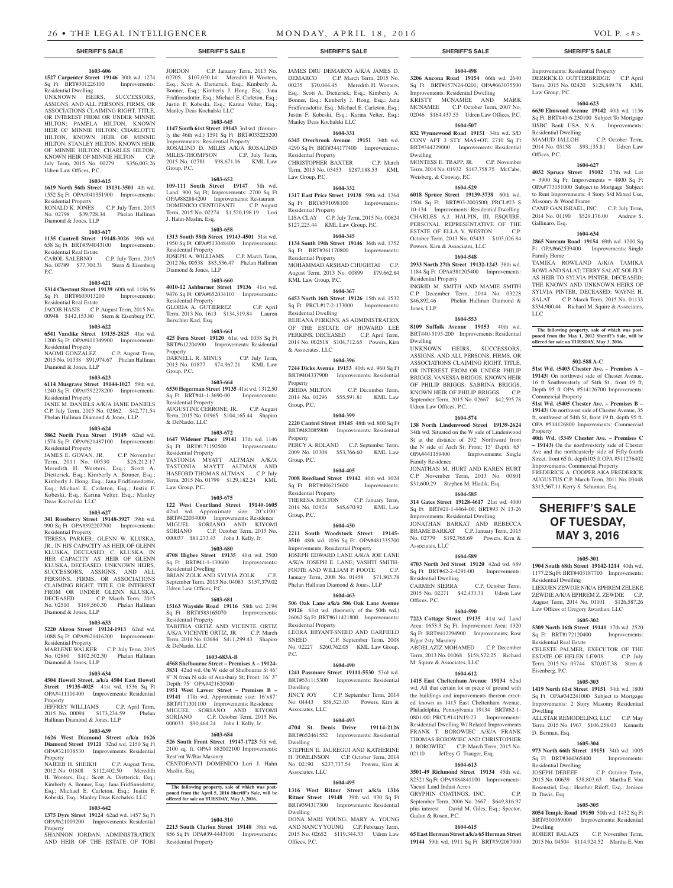## SHERIFF'S SALE

**1603-606**

**1527 Carpenter Street 19146** 30th wd. 1274 Sq Ft BRT#301226100 Improvements: Residential Dwelling

UNKNOWN HEIRS, SUCCESSORS, ASSIGNS, AND ALL PERSONS, FIRMS, OR ASSOCIATIONS CLAIMING RIGHT, TITLE, OR INTEREST FROM OR UNDER MINNIE HILTON; PAMELA HILTON, KNOWN HEIR OF MINNIE HILTON; CHARLOTTE HILTON, KNOWN HEIR OF MINNIE HILTON; STANLEY HILTON, KNOWN HEIR OF MINNIE HILTON; CHARLES HILTON, KNOWN HEIR OF MINNIE HILTON C.P. July Term, 2015 No. 00279 $356,003.26 Udren Law Offices, P.C.

**1603-615**

**1619 North 56th Street 19131-3501** 4th wd. 1552 Sq Ft OPA#041351900 Improvements: Residential Property

RONALD K. JONES C.P. July Term, 2015 No. 02798 $39,728.34 Phelan Hallinan Diamond & Jones, LLP

**1603-617**

**1135 Cantrell Street 19148-3026** 39th wd. 658 Sq Ft BRT#394043100 Improvements: Residential Real Estate

CAROL SALERNO C.P. July Term, 2015 No. 00789 $77,700.31 Stern & Eisenberg P.C.

**1603-621**

**5314 Chestnut Street 19139** 60th wd. 1186.56 Sq Ft BRT#603013200 Improvements: Residential Real Estate

JACOB HASIS C.P. August Term, 2015 No. 00948 $142,153.80 Stern & Eisenberg P.C.

**1603-622**

**6541 Vandike Street 19135-2825** 41st wd. 1200 Sq Ft OPA#411349900 Improvements: Residential Property

NAOMI GONZALEZ C.P. August Term, 2015 No. 01338 $91,974.67 Phelan Hallinan Diamond & Jones, LLP

**1603-623**

**6114 Musgrave Street 19144-1027** 59th wd. 1240 Sq Ft OPA#592278200 Improvements: Residential Property

JANIE M. DANIELS A/K/A JANIE DANIELS C.P. July Term, 2015 No. 02862 $42,771.54 Phelan Hallinan Diamond & Jones, LLP

**1603-624**

**5862 North Penn Street 19149** 62nd wd. 1574 Sq Ft OPA#621487100 Improvements: Residential Property

JAMES E. GOVAN, JR. C.P. November Term, 2011 No. 00530 $26,212.17 Meredith H. Wooters, Esq.; Scott A. Dietterick, Esq.; Kimberly A. Bonner, Esq.; Kimberly J. Hong, Esq.; Jana Fridfinnsdottir, Esq.; Michael E. Carleton, Esq.; Justin F. Kobeski, Esq.; Karina Velter, Esq.; Manley Deas Kochalski LLC

**1603-627**

**341 Roseberry Street 19148-3927** 39th wd. 990 Sq Ft OPA#392207700 Improvements: Residential Property

TERESA PARKER; GLENN W. KLUSKA, JR., IN HIS CAPACITY AS HEIR OF GLENN KLUSKA, DECEASED; C. KLUSKA, IN HER CAPACITY AS HEIR OF GLENN KLUSKA, DECEASED; UNKNOWN HEIRS, SUCCESSORS, ASSIGNS, AND ALL PERSONS, FIRMS, OR ASSOCIATIONS CLAIMING RIGHT, TITLE, OR INTEREST FROM OR UNDER GLENN KLUSKA, DECEASED C.P. March Term, 2015 No. 02510 $169,560.30 Phelan Hallinan Diamond & Jones, LLP

**1603-633**

**5220 Akron Street 19124-1913** 62nd wd. 1088 Sq Ft OPA#621416200 Improvements: Residential Property

MARLENE WALKER C.P. July Term, 2015 No. 02860 $102,502.30 Phelan Hallinan Diamond & Jones, LLP

**1603-634**

**4504 Howell Street, a/k/a 4504 East Howell Street 19135-4025** 41st wd. 1536 Sq Ft OPA#411101400 Improvements: Residential Property

JEFFREY WILLIAMS C.P. April Term, 2015 No. 00094 $173,234.59 Phelan Hallinan Diamond & Jones, LLP

**1603-639**

**1626 West Diamond Street a/k/a 1626 Diamond Street 19121** 32nd wd. 2150 Sq Ft OPA#321038530 Improvements: Residential Property

NAJEEB H. SHEIKH C.P. August Term, 2012 No. 01808 $112,402.50 Meredith H. Wooters, Esq.; Scott A. Dietterick, Esq.; Kimberly A. Bonner, Esq.; Jana Fridfinnsdottir, Esq.; Michael E. Carleton, Esq.; Justin F. Kobeski, Esq.; Manley Deas Kochalski LLC

**1603-642**

**1375 Dyre Street 19124** 62nd wd. 1457 Sq Ft OPA#621009200 Improvements: Residential Property

SHANNON JORDAN, ADMINISTRATRIX AND HEIR OF THE ESTATE OF TOBI JORDAN C.P. January Term, 2013 No. 02705 $107,030.14 Meredith H. Wooters, Esq.; Scott A. Dietterick, Esq.; Kimberly A. Bonner, Esq.; Kimberly J. Hong, Esq.; Jana Fridfinnsdottir, Esq.; Michael E. Carleton, Esq.; Justin F. Kobeski, Esq.; Karina Velter, Esq.; Manley Deas Kochalski LLC

**1603-645**

**1147 South 61st Street 19143** 3rd wd. (formerly the 46th wd.) 1591 Sq Ft BRT#033225200 Improvements: Residential Property

ROSALIND D. MILES A/K/A ROSALIND MILES-THOMPSON C.P. July Term, 2015 No. 02781 $98,671.06 KML Law Group, P.C.

**1603-652**

**109-111 South Street 19147** 5th wd. Land: 900 Sq Ft; Improvements: 2700 Sq Ft OPA#882884200 Improvements: Restaurant

DOMENICO CENTOFANTI C.P. August Term, 2015 No. 02274 $1,520,198.19 Lori J. Hahn-Maslin, Esq.

**1603-658**

**1313 South 58th Street 19143-4501** 51st wd. 1950 Sq Ft OPA#513048400 Improvements: Residential Property

JOSEPH A. WILLIAMS C.P. March Term, 2012 No. 00538 $83,536.47 Phelan Hallinan Diamond & Jones, LLP

**1603-660**

**4010-12 Ashburner Street 19136** 41st wd. 9476 Sq Ft OPA#652034103 Improvements: Residential Property

GLORIA A. GUTIERREZ C.P. April Term, 2015 No. 1613 $134,319.84 Lauren Berschler Karl, Esq.

**1603-661**

**425 Fern Street 19120** 61st wd. 1038 Sq Ft BRT#612204900 Improvements: Residential Property

DARNELL R. MINUS C.P. July Term, 2013 No. 01877 $74,967.21 KML Law Group, P.C.

**1603-664**

**6530 Hegerman Street 19135** 41st wd. 1312.50 Sq Ft BRT#41-1-3690-00 Improvements: Residential Property

AUGUSTINE CERRONE, JR. C.P. August Term, 2015 No. 01965 $104,165.44 Shapiro & DeNardo, LLC

**1603-672**

**1647 Widener Place 19141** 17th wd. 1146 Sq Ft BRT#171192500 Improvements: Residential Property

TASTONIA MYATT ALTMAN A/K/A TASTONIA MAYTT ALTMAN AND HASFORD THOMAS ALTMAN C.P. July Term, 2015 No. 01799 $129,182.24 KML Law Group, P.C.

**1603-675**

**122 West Courtland Street 19140-1605** 42nd wd. Approximate size: 20'x100' BRT#422034000 Improvements: Residence

MIGUEL SORIANO AND KIYOMI SORIANO C.P. October Term, 2015 No. 000037 $81,273.43 John J. Kelly, Jr.

**1603-680**

**4708 Higbee Street 19135** 41st wd. 2500 Sq Ft BRT#41-1-130600 Improvements: Residential Dwelling

BRIAN ZOLK AND SYLVIA ZOLK C.P. September Term, 2013 No. 04083 $157,379.02 Udren Law Offices, P.C.

**1603-681**

**15163 Wayside Road 19116** 58th wd. 2194 Sq Ft BRT#583165070 Improvements: Residential Property

TABITHA ORTIZ AND VICENTE ORTIZ A/K/A VICENTE ORTIZ, JR. C.P. March Term, 2014 No. 02684 $411,299.43 Shapiro & DeNardo, LLC

**1603-683A-B**

**4568 Shelbourne Street – Premises A – 19124-3831** 42nd wd. On W side of Shelbourne St 46' 8" N from N side of Annsbury St; Front: 16' 3" Depth: 75' OPA#421620900

**1951 West Laveer Street – Premises B – 19141** 17th wd. Approximate size: 16'x87' BRT#171301100 Improvements: Residence

MIGUEL SORIANO AND KIYOMI SORIANO C.P. October Term, 2015 No. 000033 $90,464.24 John J. Kelly, Jr.

**1603-684**

**526 South Front Street 19147-1723** 5th wd. 2100 sq. ft. OPA# 882002100 Improvements: Rest'rnt W/Bar Masonry

CENTOFANTI DOMENICO Lori J. Hahn Maslin, Esq.

**The following property, sale of which was postponed from the April 5, 2016 Sheriff's Sale, will be offered for sale on TUESDAY, May 3, 2016.**

**1604-310**

**2213 South Clarion Street 19148** 38th wd. 856 Sq Ft OPA#39-4443100 Improvements: Residential Property

JAMES DRU DEMARCO A/K/A JAMES D. DEMARCO C.P. March Term, 2015 No. 00235 $70,044.45 Meredith H. Wooters, Esq.; Scott A. Dietterick, Esq.; Kimberly A. Bonner, Esq.; Kimberly J. Hong, Esq.; Jana Fridfinnsdottir, Esq.; Michael E. Carleton, Esq.; Justin F. Kobeski, Esq.; Karina Velter, Esq.; Manley Deas Kochalski LLC

**1604-331**

**6345 Overbrook Avenue 19151** 34th wd. 4290 Sq Ft BRT#344177400 Improvements: Residential Property

CHRISTOPHER BAXTER C.P. March Term, 2015 No. 03453 $287,188.53 KML Law Group, P.C.

**1604-332**

**1317 East Price Street 19138** 59th wd. 1764 Sq Ft BRT#591098100 Improvements: Residential Property

LISA CLAY C.P. July Term, 2015 No. 00624 $127,225.44 KML Law Group, P.C.

**1604-345**

**1134 South 19th Street 19146** 36th wd. 1752 Sq Ft BRT#361170800 Improvements: Residential Property

MOHAMMAD ARSHAD CHUGHTAI C.P. August Term, 2013 No. 00899 $79,662.84 KML Law Group, P.C.

**1604-367**

**6453 North 16th Street 19126** 15th wd. 1532 Sq Ft PRCL#17-2-133000 Improvements: Residential Dwelling

REJEANA PERKINS, AS ADMINISTRATRIX OF THE ESTATE OF HOWARD LEE PERKINS, DECEASED C.P. April Term, 2014 No. 002518 $104,712.65 Powers, Kirn & Associates, LLC

**1604-396**

**7244 Dicks Avenue 19153** 40th wd. 960 Sq Ft BRT#404337900 Improvements: Residential Property

ZREDA MILTON C.P. December Term, 2014 No. 01296 $55,591.81 KML Law Group, P.C.

**1604-399**

**2220 Cantrel Street 19145** 48th wd. 800 Sq Ft BRT#482085900 Improvements: Residential Property

PERCY A. ROLAND C.P. September Term, 2009 No. 03308 $53,766.60 KML Law Group, P.C.

**1604-405**

**7008 Reedland Street 19142** 40th wd. 1024 Sq Ft BRT#406215600 Improvements: Residential Property

THERESA BOLTON C.P. January Term, 2014 No. 02924 $45,670.92 KML Law Group, P.C.

**1604-430**

**2211 South Woodstock Street 19145-3510** 48th wd. 1036 Sq Ft OPA#481335700 Improvements: Residential Property

JOSEPH EDWARD LANE A/K/A JOE LANE A/K/A JOSEPH E. LANE; VASHTI SMITH-FOOTE AND WILLIAM P. FOOTE C.P. January Term, 2008 No. 01458 $71,803.78 Phelan Hallinan Diamond & Jones, LLP

**1604-463**

**506 Oak Lane a/k/a 506 Oak Lane Avenue 19126** 61st wd. (formerly of the 50th wd.) 26062 Sq Ft BRT#611421800 Improvements: Residential Property

LEORA BRYANT-SNEED AND GARFIELD SNEED C.P. September Term, 2008 No. 02227 $260,762.05 KML Law Group, P.C.

**1604-490**

**1241 Passmore Street 19111-5530** 53rd wd. BRT#531115300 Improvements: Residential Dwelling

JINCY JOY C.P. September Term, 2014 No. 04443 $58,523.03 Powers, Kirn & Associates, LLC

**1604-493**

**4704 St. Denis Drive 19114-2126** BRT#652461552 Improvements: Residential Dwelling

STEPHEN E. JAUREGUI AND KATHERINE H. TOMLINSON C.P. October Term, 2014 No. 02190 $237,737.54 Powers, Kirn & Associates, LLC

**1604-495**

**1316 West Ritner Street a/k/a 1316 Ritner Street 19148** 39th wd. 930 Sq Ft BRT#394317300 Improvements: Residential Dwelling

DONA MARI YOUNG; MARY A. YOUNG AND NANCY YOUNG C.P. February Term, 2015 No. 02652 $119,344.33 Udren Law Offices, P.C.

**1604-498**

**3206 Ancona Road 19154** 66th wd. 2640 Sq Ft BRT#157N24-0201; OPA#663075500 Improvements: Residential Dwelling

KRISTY MCNAMEE AND MARK MCNAMEE C.P. October Term, 2007 No. 02046 $164,437.55 Udren Law Offices, P.C.

**1604-507**

**832 Wynnewood Road 19151** 34th wd. S/D CONV APT 3 STY MAS+OT, 2710 Sq Ft BRT#344229000 Improvements: Residential Dwelling

MONTESS E. TRAPP, JR. C.P. November Term, 2014 No. 01932 $167,758.75 McCabe, Weisberg, & Conway, P.C.

**1604-529**

**6018 Spruce Street 19139-3738** 60th wd. 1504 Sq Ft BRT#03-2003500; PRCL#23 S 10-134 Improvements: Residential Dwelling

CHARLES A.J. HALPIN, III, ESQUIRE, PERSONAL REPRESENTATIVE OF THE ESTATE OF ELLA V. WESTON C.P. October Term, 2013 No. 03433 $103,026.84 Powers, Kirn & Associates, LLC

**1604-548**

**2933 North 27th Street 19132-1243** 38th wd. 1184 Sq Ft OPA#381205400 Improvements: Residential Property

INGRID M. SMITH AND MAMIE SMITH C.P. December Term, 2014 No. 03228 $46,892.46 Phelan Hallinan Diamond & Jones, LLP

**1604-553**

**8109 Suffolk Avenue 19153** 40th wd. BRT#40-5195-200 Improvements: Residential Dwelling

UNKNOWN HEIRS, SUCCESSORS, ASSIGNS, AND ALL PERSONS, FIRMS, OR ASSOCIATIONS CLAIMING RIGHT, TITLE, OR INTEREST FROM OR UNDER PHILIP BRIGGS; VANESSA BRIGGS, KNOWN HEIR OF PHILIP BRIGGS; SABRINA BRIGGS, KNOWN HEIR OF PHILIP BRIGGS C.P. September Term, 2015 No. 02667 $42,595.78 Udren Law Offices, P.C.

**1604-574**

**138 North Lindenwood Street 19139-2624** 34th wd. Situated on the W side of Lindenwood St at the distance of 292' Northward from the N side of Arch St; Front: 15' Depth: 65' OPA#441159400 Improvements: Single Family Residence

JONATHAN M. HURT AND KAREN HURT C.P. November Term, 2013 No. 00801 $31,600.29 Stephen M. Hladik, Esq.

**1604-585**

**314 Gates Street 19128-4617** 21st wd. 4000 Sq Ft BRT#21-1-4464-00; BRT#93 N 13-26 Improvements: Residential Dwelling

JONATHAN BARKAT AND REBECCA BRAME BARKAT C.P. January Term, 2015 No. 02779 $192,765.69 Powers, Kirn & Associates, LLC

**1604-589**

**4703 North 3rd Street 19120** 42nd wd. 689 Sq Ft BRT#42-2-4291-00 Improvements: Residential Dwelling

CARMEN SIERRA C.P. October Term, 2015 No. 02271 $42,433.31 Udren Law Offices, P.C.

**1604-590**

**7223 Cottage Street 19135** 41st wd. Land Area: 1653.3 Sq Ft; Improvement Area: 1320 Sq Ft BRT#412294900 Improvements: Row B/gar 2sty Masonry

ABDELAZIZ MOHAMED C.P. December Term, 2013 No. 01068 $158,572.25 Richard M. Squire & Associates, LLC

**1604-612**

**1415 East Cheltenham Avenue 19134** 62nd wd. All that certain lot or piece of ground with the buildings and improvements thereon erected known as 1415 East Cheltenham Avenue, Philadelphia, Pennsylvania 19134 BRT#62-1-0801-00; PRCL#141N19-23 Improvements: Residential Dwelling W/ Related Improvements

FRANK T. BOROWIEC A/K/A FRANK THOMAS BOROWIEC AND CHRISTOPHER J. BOROWIEC C.P. March Term, 2015 No. 02110 Jeffrey G. Trauger, Esq.

**1604-613**

**3501-49 Richmond Street 19134** 45th wd. 82321 Sq Ft OPA#884841100 Improvements: Vacant Land Indust Acre+

GRYPHIN COATINGS, INC. C.P. September Term, 2006 No. 2667 $649,816.97 plus interest David M. Giles, Esq.; Spector, Gadon & Rosen, P.C.

**1604-615**

**65 East Herman Street a/k/a 65 Herman Street 19144** 59th wd. 1911 Sq Ft BRT#592087000 Improvements: Residential Property

DERRICK D. OUTTERBRIDGE C.P. April Term, 2015 No. 02420 $128,849.78 KML Law Group, P.C.

**1604-623**

**6630 Elmwood Avenue 19142** 40th wd. 1136 Sq Ft BRT#40-6-230100 Subject To Mortgage HSBC Bank USA, N.A. Improvements: Residential Dwelling

MAMUD JALLOH C.P. October Term, 2014 No. 03158 $93,135.81 Udren Law Offices, P.C.

**1604-627**

**4032 Spruce Street 19102** 27th wd. Lot = 3900 Sq Ft; Improvements = 4800 Sq Ft OPA#773151000 Subject to Mortgage Subject to Rent Improvements: 4 Story S/d Mixed Use, Masonry & Wood Frame

CAMP GAN ISRAEL, INC. C.P. July Term, 2014 No. 01190 $529,176.00 Andrew S. Gallinaro, Esq.

**1604-634**

**2865 Norcum Road 19154** 69th wd. 1200 Sq Ft OPA#662539400 Improvements: Single Family Home

TAMIKA ROWLAND A/K/A TAMIKA ROWLAND SALAT; TERRY SALAT, SOLELY AS HEIR TO SYLVIA PINTER, DECEASED; THE KNOWN AND UNKNOWN HEIRS OF SYLVIA PINTER, DECEASED; WAYNE H. SALAT C.P. March Term, 2015 No. 01133 $334,900.44 Richard M. Squire & Associates, LLC

**The following property, sale of which was postponed from the May 1, 2012 Sheriff's Sale, will be offered for sale on TUESDAY, May 3, 2016.**

**502-588 A-C**

**51st Wd. (5403 Chester Ave. – Premises A – 19143)** On northwest side of Chester Avenue, 16 ft Southwesterly of 54th St., front 19 ft, Depth 95 ft OPA #514126700 Improvements: Commercial Property

**51st Wd. (5405 Chester Ave. – Premises B – 19143)** On northwest side of Chester Avenue, 35 ft, southwest of 54th St, front 19 ft, depth 95 ft. OPA #514126800 Improvements: Commercial Property

**40th Wd. (5349 Chester Ave. – Premises C – 19143)** On the northwesterly side of Chester Ave and the northeasterly side of Fifty-fourth Street, front 65 ft, depth105 ft OPA #511276402 Improvements: Commercial Property

FREDERICK A. COOPER AKA FREDERICK AUGUSTUS C.P. March Term, 2011 No. 03448 $313,567.11 Kerry S. Schuman, Esq.

# SHERIFF'S SALE OF TUESDAY, MAY 3, 2016

**1605-301**

**1904 South 68th Street 19142-1214** 40th wd. 1177.2 Sq Ft BRT#403187700 Improvements: Residential Dwelling

LIEKUEN ZEWDIE N/K/A EPHREM ZELEKE ZEWDIE A/K/A EPHREM Z. ZEWDIE C.P. August Term, 2014 No. 01101 $126,587.26 Law Offices of Gregory Javardian, LLC

**1605-302**

**5309 North 16th Street 19141** 17th wd. 2520 Sq Ft BRT#172120400 Improvements: Residential Real Estate

CELESTE PALMER, EXECUTOR OF THE ESTATE OF HELEN LEWIS C.P. July Term, 2015 No. 03744 $70,037.38 Stern & Eisenberg, P.C.

**1605-303**

**1419 North 61st Street 19151** 34th wd. 1800 Sq Ft OPA#342241000 Subject to Mortgage Improvements: 2 Story Masonry Residential Dwelling

ALLSTAR REMODELING, LLC C.P. May Term, 2015 No. 1967 $106,258.03 Kenneth D. Berman, Esq.

**1605-304**

**973 North 66th Street 19151** 34th wd. 1005 Sq Ft BRT#344365400 Improvements: Residential Dwelling

JOSEPH DEREEF C.P. October Term, 2015 No. 00639 $38,803.63 Martha E. Von Rosenstiel, Esq.; Heather Riloff, Esq.; Jeniece D. Davis, Esq.

**1605-305**

**8054 Temple Road 19150** 50th wd. 1432 Sq Ft BRT#501069000 Improvements: Residential Dwelling

ROBERT BALAZS C.P. November Term, 2015 No. 04504 $114,924.52 Martha E. Von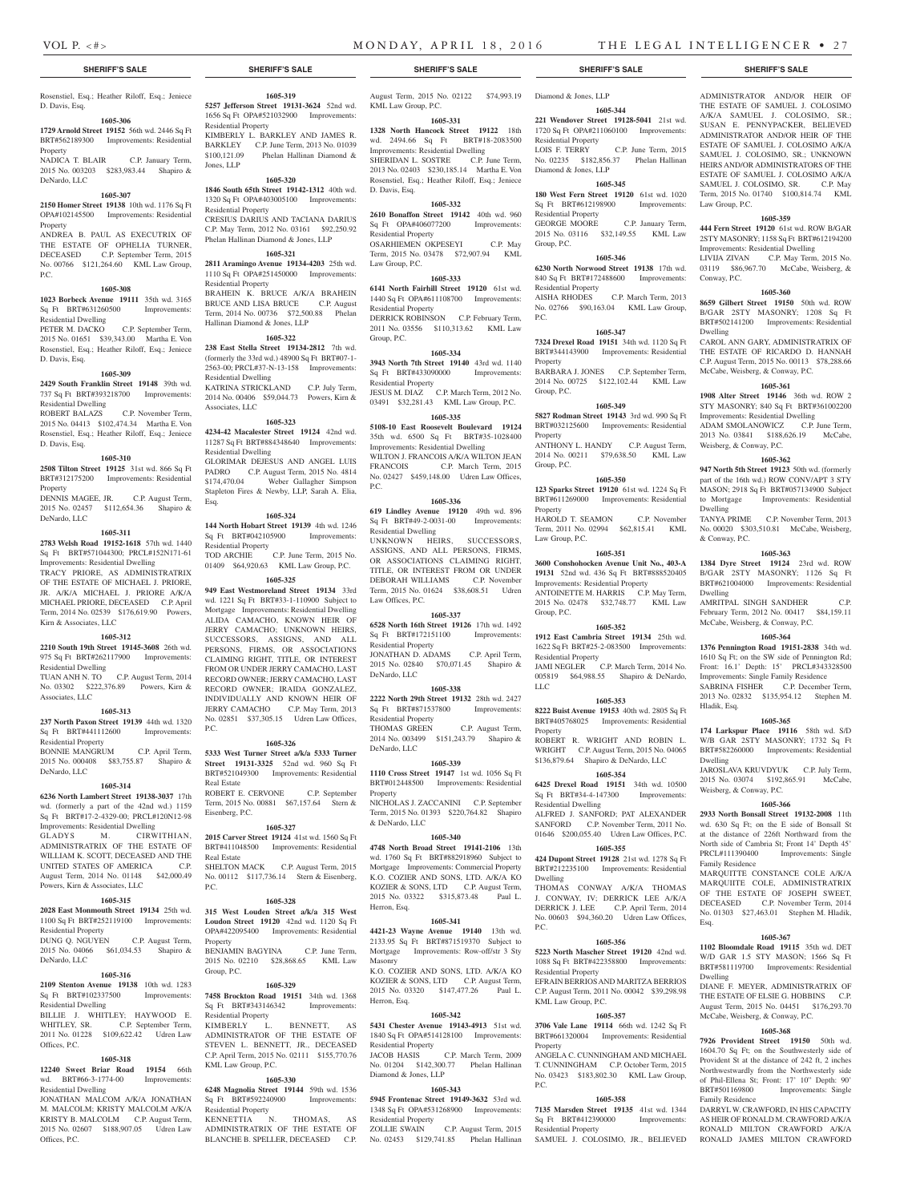## SHERIFF'S SALE

Rosenstiel, Esq.; Heather Riloff, Esq.; Jeniece D. Davis, Esq.

**1605-306**

**1729 Arnold Street 19152** 56th wd. 2446 Sq Ft BRT#562189300 Improvements: Residential Property
NADICA T. BLAIR C.P. January Term, 2015 No. 003203 $283,983.44 Shapiro & DeNardo, LLC

**1605-307**

**2150 Homer Street 19138** 10th wd. 1176 Sq Ft OPA#102145500 Improvements: Residential Property
ANDREA B. PAUL AS EXECUTRIX OF THE ESTATE OF OPHELIA TURNER, DECEASED C.P. September Term, 2015 No. 00766 $121,264.60 KML Law Group, P.C.

**1605-308**

**1023 Borbeck Avenue 19111** 35th wd. 3165 Sq Ft BRT#631260500 Improvements: Residential Dwelling
PETER M. DACKO C.P. September Term, 2015 No. 01651 $39,343.00 Martha E. Von Rosenstiel, Esq.; Heather Riloff, Esq.; Jeniece D. Davis, Esq.

**1605-309**

**2429 South Franklin Street 19148** 39th wd. 737 Sq Ft BRT#393218700 Improvements: Residential Dwelling
ROBERT BALAZS C.P. November Term, 2015 No. 04413 $102,474.34 Martha E. Von Rosenstiel, Esq.; Heather Riloff, Esq.; Jeniece D. Davis, Esq.

**1605-310**

**2508 Tilton Street 19125** 31st wd. 866 Sq Ft BRT#312175200 Improvements: Residential Property
DENNIS MAGEE, JR. C.P. August Term, 2015 No. 02457 $112,654.36 Shapiro & DeNardo, LLC

**1605-311**

**2783 Welsh Road 19152-1618** 57th wd. 1440 Sq Ft BRT#571044300; PRCL#152N171-61 Improvements: Residential Dwelling
TRACY PRIORE, AS ADMINISTRATRIX OF THE ESTATE OF MICHAEL J. PRIORE, JR. A/K/A MICHAEL J. PRIORE A/K/A MICHAEL PRIORE, DECEASED C.P. April Term, 2014 No. 02539 $176,619.90 Powers, Kirn & Associates, LLC

**1605-312**

**2210 South 19th Street 19145-3608** 26th wd. 975 Sq Ft BRT#262117900 Improvements: Residential Dwelling
TUAN ANH N. TO C.P. August Term, 2014 No. 03302 $222,376.89 Powers, Kirn & Associates, LLC

**1605-313**

**237 North Paxon Street 19139** 44th wd. 1320 Sq Ft BRT#441112600 Improvements: Residential Property
BONNIE MANGRUM C.P. April Term, 2015 No. 000408 $83,755.87 Shapiro & DeNardo, LLC

**1605-314**

**6236 North Lambert Street 19138-3037** 17th wd. (formerly a part of the 42nd wd.) 1159 Sq Ft BRT#17-2-4329-00; PRCL#120N12-98 Improvements: Residential Dwelling
GLADYS M. CIRWITHIAN, ADMINISTRATRIX OF THE ESTATE OF WILLIAM K. SCOTT, DECEASED AND THE UNITED STATES OF AMERICA C.P. August Term, 2014 No. 01148 $42,000.49 Powers, Kirn & Associates, LLC

**1605-315**

**2028 East Monmouth Street 19134** 25th wd. 1100 Sq Ft BRT#252119100 Improvements: Residential Property
DUNG Q. NGUYEN C.P. August Term, 2015 No. 04066 $61,034.53 Shapiro & DeNardo, LLC

**1605-316**

**2109 Stenton Avenue 19138** 10th wd. 1283 Sq Ft BRT#102337500 Improvements: Residential Dwelling
BILLIE J. WHITLEY; HAYWOOD E. WHITLEY, SR. C.P. September Term, 2011 No. 01228 $109,622.42 Udren Law Offices, P.C.

**1605-318**

**12240 Sweet Briar Road 19154** 66th wd. BRT#66-3-1774-00 Improvements: Residential Dwelling
JONATHAN MALCOM A/K/A JONATHAN M. MALCOLM; KRISTY MALCOLM A/K/A KRISTY B. MALCOLM C.P. August Term, 2015 No. 02607 $188,907.05 Udren Law Offices, P.C.

**1605-319**

**5257 Jefferson Street 19131-3624** 52nd wd. 1656 Sq Ft OPA#521032900 Improvements: Residential Property
KIMBERLY L. BARKLEY AND JAMES R. BARKLEY C.P. June Term, 2013 No. 01039 $100,121.09 Phelan Hallinan Diamond & Jones, LLP

**1605-320**

**1846 South 65th Street 19142-1312** 40th wd. 1320 Sq Ft OPA#403005100 Improvements: Residential Property
CRESIUS DARIUS AND TACIANA DARIUS C.P. May Term, 2012 No. 03161 $92,250.92 Phelan Hallinan Diamond & Jones, LLP

**1605-321**

**2811 Aramingo Avenue 19134-4203** 25th wd. 1110 Sq Ft OPA#251450000 Improvements: Residential Property
BRAHEIN K. BRUCE A/K/A BRAHEIN BRUCE AND LISA BRUCE C.P. August Term, 2014 No. 00736 $72,500.88 Phelan Hallinan Diamond & Jones, LLP

**1605-322**

**238 East Stella Street 19134-2812** 7th wd. (formerly the 33rd wd.) 48900 Sq Ft BRT#07-1-2563-00; PRCL#37-N-13-158 Improvements: Residential Dwelling
KATRINA STRICKLAND C.P. July Term, 2014 No. 00406 $59,044.73 Powers, Kirn & Associates, LLC

**1605-323**

**4234-42 Macalester Street 19124** 42nd wd. 11287 Sq Ft BRT#884348640 Improvements: Residential Dwelling
GLORIMAR DEJESUS AND ANGEL LUIS PADRO C.P. August Term, 2015 No. 4814 $174,470.04 Weber Gallagher Simpson Stapleton Fires & Newby, LLP, Sarah A. Elia, Esq.

**1605-324**

**144 North Hobart Street 19139** 4th wd. 1246 Sq Ft BRT#042105900 Improvements: Residential Property
TOD ARCHIE C.P. June Term, 2015 No. 01409 $64,920.63 KML Law Group, P.C.

**1605-325**

**949 East Westmoreland Street 19134** 33rd wd. 1221 Sq Ft BRT#33-1-110900 Subject to Mortgage Improvements: Residential Dwelling
ALIDA CAMACHO, KNOWN HEIR OF JERRY CAMACHO; UNKNOWN HEIRS, SUCCESSORS, ASSIGNS, AND ALL PERSONS, FIRMS, OR ASSOCIATIONS CLAIMING RIGHT, TITLE, OR INTEREST FROM OR UNDER JERRY CAMACHO, LAST RECORD OWNER; JERRY CAMACHO, LAST RECORD OWNER; IRAIDA GONZALEZ, INDIVIDUALLY AND KNOWN HEIR OF JERRY CAMACHO C.P. May Term, 2013 No. 02851 $37,305.15 Udren Law Offices, P.C.

**1605-326**

**5333 West Turner Street a/k/a 5333 Turner Street 19131-3325** 52nd wd. 960 Sq Ft BRT#521049300 Improvements: Residential Real Estate
ROBERT E. CERVONE C.P. September Term, 2015 No. 00881 $67,157.64 Stern & Eisenberg, P.C.

**1605-327**

**2015 Carver Street 19124** 41st wd. 1560 Sq Ft BRT#411048500 Improvements: Residential Real Estate
SHELTON MACK C.P. August Term, 2015 No. 00112 $117,736.14 Stern & Eisenberg, P.C.

**1605-328**

**315 West Louden Street a/k/a 315 West Loudon Street 19120** 42nd wd. 1120 Sq Ft OPA#422095400 Improvements: Residential Property
BENJAMIN BAGYINA C.P. June Term, 2015 No. 02210 $28,868.65 KML Law Group, P.C.

**1605-329**

**7458 Brockton Road 19151** 34th wd. 1368 Sq Ft BRT#343146342 Improvements: Residential Property
KIMBERLY L. BENNETT, AS ADMINISTRATOR OF THE ESTATE OF STEVEN L. BENNETT, JR., DECEASED C.P. April Term, 2015 No. 02111 $155,770.76 KML Law Group, P.C.

**1605-330**

**6248 Magnolia Street 19144** 59th wd. 1536 Sq Ft BRT#592240900 Improvements: Residential Property
KENNETTIA N. THOMAS, AS ADMINISTRATRIX OF THE ESTATE OF BLANCHE B. SPELLER, DECEASED C.P. August Term, 2015 No. 02122 $74,993.19 KML Law Group, P.C.

**1605-331**

**1328 North Hancock Street 19122** 18th wd. 2494.66 Sq Ft BRT#18-2083500 Improvements: Residential Dwelling
SHERIDAN L. SOSTRE C.P. June Term, 2013 No. 02403 $230,185.14 Martha E. Von Rosenstiel, Esq.; Heather Riloff, Esq.; Jeniece D. Davis, Esq.

**1605-332**

**2610 Bonaffon Street 19142** 40th wd. 960 Sq Ft OPA#406077200 Improvements: Residential Property
OSARHIEMEN OKPESEYI C.P. May Term, 2015 No. 03478 $72,907.94 KML Law Group, P.C.

**1605-333**

**6141 North Fairhill Street 19120** 61st wd. 1440 Sq Ft OPA#611108700 Improvements: Residential Property
DERRICK ROBINSON C.P. February Term, 2011 No. 03556 $110,313.62 KML Law Group, P.C.

**1605-334**

**3943 North 7th Street 19140** 43rd wd. 1140 Sq Ft BRT#433090000 Improvements: Residential Property
JESUS M. DIAZ C.P. March Term, 2012 No. 03491 $32,281.43 KML Law Group, P.C.

**1605-335**

**5108-10 East Roosevelt Boulevard 19124** 35th wd. 6500 Sq Ft BRT#35-1028400 Improvements: Residential Dwelling
WILTON J. FRANCOIS A/K/A WILTON JEAN FRANCOIS C.P. March Term, 2015 No. 02427 $459,148.00 Udren Law Offices, P.C.

**1605-336**

**619 Lindley Avenue 19120** 49th wd. 896 Sq Ft BRT#49-2-0031-00 Improvements: Residential Dwelling
UNKNOWN HEIRS, SUCCESSORS, ASSIGNS, AND ALL PERSONS, FIRMS, OR ASSOCIATIONS CLAIMING RIGHT, TITLE, OR INTEREST FROM OR UNDER DEBORAH WILLIAMS C.P. November Term, 2015 No. 01624 $38,608.51 Udren Law Offices, P.C.

**1605-337**

**6528 North 16th Street 19126** 17th wd. 1492 Sq Ft BRT#172151100 Improvements: Residential Property
JONATHAN D. ADAMS C.P. April Term, 2015 No. 02840 $70,071.45 Shapiro & DeNardo, LLC

**1605-338**

**2222 North 29th Street 19132** 28th wd. 2427 Sq Ft BRT#871537800 Improvements: Residential Property
THOMAS GREEN C.P. August Term, 2014 No. 003499 $151,243.79 Shapiro & DeNardo, LLC

**1605-339**

**1110 Cross Street 19147** 1st wd. 1056 Sq Ft BRT#012448500 Improvements: Residential Property
NICHOLAS J. ZACCANINI C.P. September Term, 2015 No. 01393 $220,764.82 Shapiro & DeNardo, LLC

**1605-340**

**4748 North Broad Street 19141-2106** 13th wd. 1760 Sq Ft BRT#882918960 Subject to Mortgage Improvements: Commercial Property
K.O. COZIER AND SONS, LTD. A/K/A KO KOZIER & SONS, LTD C.P. August Term, 2015 No. 03322 $315,873.48 Paul L. Herron, Esq.

**1605-341**

**4421-23 Wayne Avenue 19140** 13th wd. 2133.95 Sq Ft BRT#871519370 Subject to Mortgage Improvements: Row-off/str 3 Sty Masonry
K.O. COZIER AND SONS, LTD. A/K/A KO KOZIER & SONS, LTD C.P. August Term, 2015 No. 03320 $147,477.26 Paul L. Herron, Esq.

**1605-342**

**5431 Chester Avenue 19143-4913** 51st wd. 1840 Sq Ft OPA#514128100 Improvements: Residential Property
JACOB HASIS C.P. March Term, 2009 No. 01204 $142,300.77 Phelan Hallinan Diamond & Jones, LLP

**1605-343**

**5945 Frontenac Street 19149-3632** 53rd wd. 1348 Sq Ft OPA#531268900 Improvements: Residential Property
ZOLLIE SWAIN C.P. August Term, 2015 No. 02453 $129,741.85 Phelan Hallinan Diamond & Jones, LLP

**1605-344**

**221 Wendover Street 19128-5041** 21st wd. 1720 Sq Ft OPA#211060100 Improvements: Residential Property
LOIS F. TERRY C.P. June Term, 2015 No. 02235 $182,856.37 Phelan Hallinan Diamond & Jones, LLP

**1605-345**

**180 West Fern Street 19120** 61st wd. 1020 Sq Ft BRT#612198900 Improvements: Residential Property
GEORGE MOORE C.P. January Term, 2015 No. 03116 $32,149.55 KML Law Group, P.C.

**1605-346**

**6230 North Norwood Street 19138** 17th wd. 840 Sq Ft BRT#172488600 Improvements: Residential Property
AISHA RHODES C.P. March Term, 2013 No. 02766 $90,163.04 KML Law Group, P.C.

**1605-347**

**7324 Drexel Road 19151** 34th wd. 1120 Sq Ft BRT#344143900 Improvements: Residential Property
BARBARA J. JONES C.P. September Term, 2014 No. 00725 $122,102.44 KML Law Group, P.C.

**1605-349**

**5827 Rodman Street 19143** 3rd wd. 990 Sq Ft BRT#032125600 Improvements: Residential Property
ANTHONY L. HANDY C.P. August Term, 2014 No. 00211 $79,638.50 KML Law Group, P.C.

**1605-350**

**123 Sparks Street 19120** 61st wd. 1224 Sq Ft BRT#611269000 Improvements: Residential Property
HAROLD T. SEAMON C.P. November Term, 2011 No. 02994 $62,815.41 KML Law Group, P.C.

**1605-351**

**3600 Conshohocken Avenue Unit No., 403-A 19131** 52nd wd. 436 Sq Ft BRT#888520405 Improvements: Residential Property
ANTOINETTE M. HARRIS C.P. May Term, 2015 No. 02478 $32,748.77 KML Law Group, P.C.

**1605-352**

**1912 East Cambria Street 19134** 25th wd. 1622 Sq Ft BRT#25-2-083500 Improvements: Residential Property
JAMI NEGLER C.P. March Term, 2014 No. 005819 $64,988.55 Shapiro & DeNardo, LLC

**1605-353**

**8222 Buist Avenue 19153** 40th wd. 2805 Sq Ft BRT#405768025 Improvements: Residential Property
ROBERT R. WRIGHT AND ROBIN L. WRIGHT C.P. August Term, 2015 No. 04065 $136,879.64 Shapiro & DeNardo, LLC

**1605-354**

**6425 Drexel Road 19151** 34th wd. 10500 Sq Ft BRT#34-4-147300 Improvements: Residential Dwelling
ALFRED J. SANFORD; PAT ALEXANDER SANFORD C.P. November Term, 2011 No. 01646 $200,055.40 Udren Law Offices, P.C.

**1605-355**

**424 Dupont Street 19128** 21st wd. 1278 Sq Ft BRT#212235100 Improvements: Residential Dwelling
THOMAS CONWAY A/K/A THOMAS J. CONWAY, IV; DERRICK LEE A/K/A DERRICK J. LEE C.P. April Term, 2014 No. 00603 $94,360.20 Udren Law Offices, P.C.

**1605-356**

**5223 North Mascher Street 19120** 42nd wd. 1088 Sq Ft BRT#422358800 Improvements: Residential Property
EFRAIN BERRIOS AND MARITZA BERRIOS C.P. August Term, 2011 No. 00042 $39,298.98 KML Law Group, P.C.

**1605-357**

**3706 Vale Lane 19114** 66th wd. 1242 Sq Ft BRT#661320004 Improvements: Residential Property
ANGELA C. CUNNINGHAM AND MICHAEL T. CUNNINGHAM C.P. October Term, 2015 No. 03423 $183,802.30 KML Law Group, P.C.

**1605-358**

**7135 Marsden Street 19135** 41st wd. 1344 Sq Ft BRT#412390000 Improvements: Residential Property
SAMUEL J. COLOSIMO, JR., BELIEVED ADMINISTRATOR AND/OR HEIR OF THE ESTATE OF SAMUEL J. COLOSIMO A/K/A SAMUEL J. COLOSIMO, SR.; SUSAN E. PENNYPACKER, BELIEVED ADMINISTRATOR AND/OR HEIR OF THE ESTATE OF SAMUEL J. COLOSIMO A/K/A SAMUEL J. COLOSIMO, SR.; UNKNOWN HEIRS AND/OR ADMINISTRATORS OF THE ESTATE OF SAMUEL J. COLOSIMO A/K/A SAMUEL J. COLOSIMO, SR. C.P. May Term, 2015 No. 01740 $100,814.74 KML Law Group, P.C.

**1605-359**

**444 Fern Street 19120** 61st wd. ROW B/GAR 2STY MASONRY; 1158 Sq Ft BRT#612194200 Improvements: Residential Dwelling
LIVIJA ZIVAN C.P. May Term, 2015 No. 03119 $86,967.70 McCabe, Weisberg, & Conway, P.C.

**1605-360**

**8659 Gilbert Street 19150** 50th wd. ROW B/GAR 2STY MASONRY; 1208 Sq Ft BRT#502141200 Improvements: Residential Dwelling
CAROL ANN GARY, ADMINISTRATRIX OF THE ESTATE OF RICARDO D. HANNAH C.P. August Term, 2015 No. 00113 $78,288.66 McCabe, Weisberg, & Conway, P.C.

**1605-361**

**1908 Alter Street 19146** 36th wd. ROW 2 STY MASONRY; 840 Sq Ft BRT#361002200 Improvements: Residential Dwelling
ADAM SMOLANOWICZ C.P. June Term, 2013 No. 03841 $188,626.19 McCabe, Weisberg, & Conway, P.C.

**1605-362**

**947 North 5th Street 19123** 50th wd. (formerly part of the 16th wd.) ROW CONV/APT 3 STY MASON; 2918 Sq Ft BRT#057134900 Subject to Mortgage Improvements: Residential Dwelling
TANYA PRIME C.P. November Term, 2013 No. 00020 $303,510.81 McCabe, Weisberg, & Conway, P.C.

**1605-363**

**1384 Dyre Street 19124** 23rd wd. ROW B/GAR 2STY MASONRY; 1126 Sq Ft BRT#621004000 Improvements: Residential Dwelling
AMRITPAL SINGH SANDHER C.P. February Term, 2012 No. 00417 $84,159.11 McCabe, Weisberg, & Conway, P.C.

**1605-364**

**1376 Pennington Road 19151-2838** 34th wd. 1610 Sq Ft; on the SW side of Pennington Rd; Front: 16.1' Depth: 15' PRCL#343328500 Improvements: Single Family Residence
SABRINA FISHER C.P. December Term, 2013 No. 02832 $135,954.12 Stephen M. Hladik, Esq.

**1605-365**

**174 Larkspur Place 19116** 58th wd. S/D W/B GAR 2STY MASONRY; 1732 Sq Ft BRT#582260000 Improvements: Residential Dwelling
JAROSLAVA KRUVDYUK C.P. July Term, 2015 No. 03074 $192,865.91 McCabe, Weisberg, & Conway, P.C.

**1605-366**

**2933 North Bonsall Street 19132-2008** 11th wd. 630 Sq Ft; on the E side of Bonsall St at the distance of 226ft Northward from the North side of Cambria St; Front 14' Depth 45' PRCL#111390400 Improvements: Single Family Residence
MARQUITTE CONSTANCE COLE A/K/A MARQUIITE COLE, ADMINISTRATRIX OF THE ESTATE OF JOSEPH SWEET, DECEASED C.P. November Term, 2014 No. 01303 $27,463.01 Stephen M. Hladik, Esq.

**1605-367**

**1102 Bloomdale Road 19115** 35th wd. DET W/D GAR 1.5 STY MASON; 1566 Sq Ft BRT#581119700 Improvements: Residential Dwelling
DIANE F. MEYER, ADMINISTRATRIX OF THE ESTATE OF ELSIE G. HOBBINS C.P. August Term, 2015 No. 04451 $176,293.70 McCabe, Weisberg, & Conway, P.C.

**1605-368**

**7926 Provident Street 19150** 50th wd. 1604.70 Sq Ft; on the Southwesterly side of Provident St at the distance of 242 ft, 2 inches Northwestwardly from the Northwesterly side of Phil-Ellena St; Front: 17' 10" Depth: 90' BRT#501169800 Improvements: Single Family Residence
DARRYL W. CRAWFORD, IN HIS CAPACITY AS HEIR OF RONALD M. CRAWFORD A/K/A RONALD MILTON CRAWFORD A/K/A RONALD JAMES MILTON CRAWFORD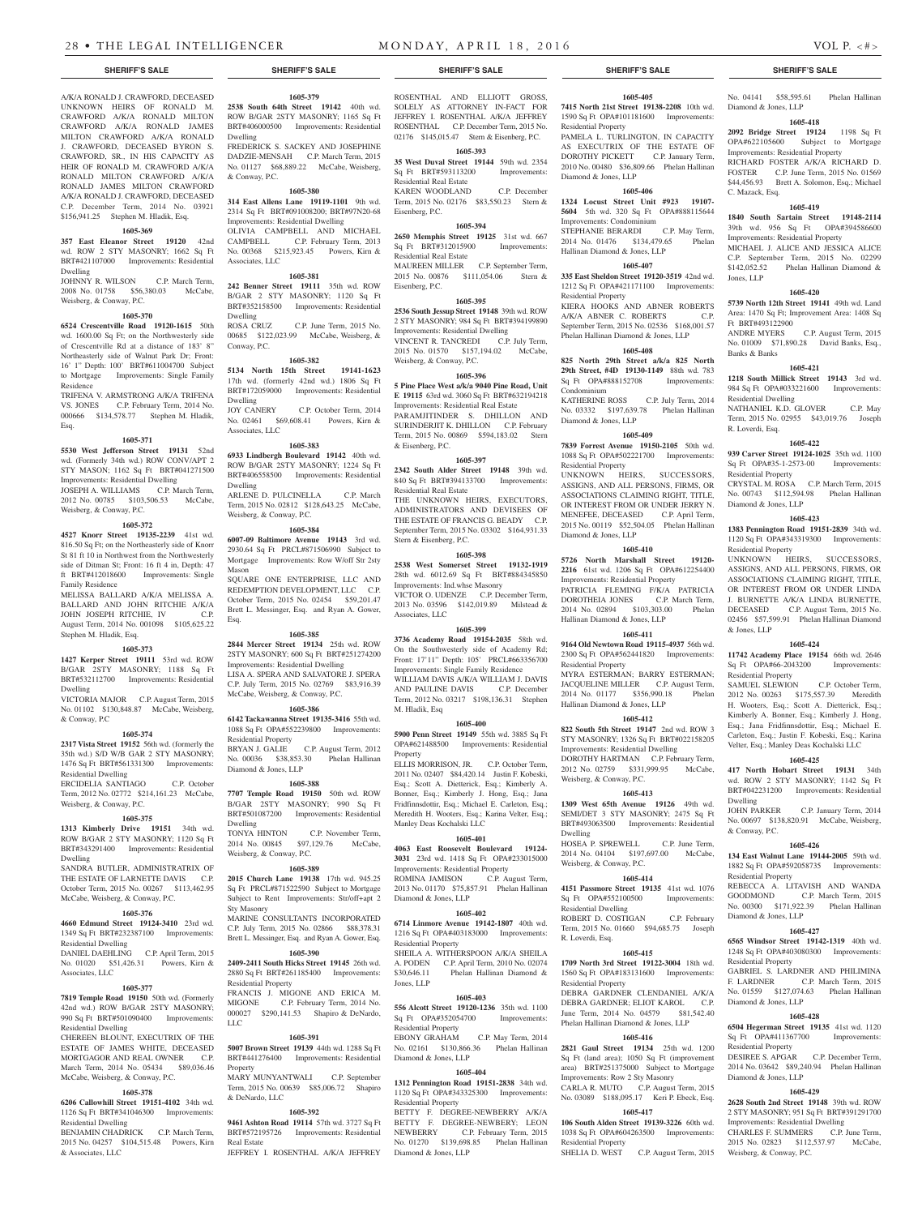**SHERIFF'S SALE**

A/K/A RONALD J. CRAWFORD, DECEASED UNKNOWN HEIRS OF RONALD M. CRAWFORD A/K/A RONALD MILTON CRAWFORD A/K/A RONALD JAMES MILTON CRAWFORD A/K/A RONALD J. CRAWFORD, DECEASED BYRON S. CRAWFORD, SR., IN HIS CAPACITY AS HEIR OF RONALD M. CRAWFORD A/K/A RONALD MILTON CRAWFORD A/K/A RONALD JAMES MILTON CRAWFORD A/K/A RONALD J. CRAWFORD, DECEASED C.P. December Term, 2014 No. 03921 $156,941.25 Stephen M. Hladik, Esq.

**1605-369**

**357 East Eleanor Street 19120** 42nd wd. ROW 2 STY MASONRY; 1662 Sq Ft BRT#421107000 Improvements: Residential Dwelling

JOHNNY R. WILSON C.P. March Term, 2008 No. 01758 $56,380.03 McCabe, Weisberg & Conway, P.C.

**1605-370**

**6524 Crescentville Road 19120-1615** 50th wd. 1600.00 Sq Ft; on the Northwesterly side of Crescentville Rd at a distance of 183' 8" Northeasterly side of Walnut Park Dr; Front: 16' 1" Depth: 100' BRT#611004700 Subject to Mortgage Improvements: Single Family Residence

TRIFENA V. ARMSTRONG A/K/A TRIFENA VS. JONES C.P. February Term, 2014 No. 000666 $134,578.77 Stephen M. Hladik, Esq.

**1605-371**

**5530 West Jefferson Street 19131** 52nd wd. (Formerly 34th wd.) ROW CONV/APT 2 STY MASON; 1162 Sq Ft BRT#041271500 Improvements: Residential Dwelling

JOSEPH A. WILLIAMS C.P. March Term, 2012 No. 00785 $103,506.53 McCabe, Weisberg & Conway, P.C.

**1605-372**

**4527 Knorr Street 19135-2239** 41st wd. 816.50 Sq Ft; on the Northeasterly side of Knorr St 81 ft 10 in Northwest from the Northwesterly side of Ditman St; Front: 16 ft 4 in, Depth: 47 ft BRT#412018600 Improvements: Single Family Residence

MELISSA BALLARD A/K/A MELISSA A. BALLARD AND JOHN RITCHIE A/K/A JOHN JOSEPH RITCHIE, IV C.P. August Term, 2014 No. 001098 $105,625.22 Stephen M. Hladik, Esq.

**1605-373**

**1427 Kerper Street 19111** 53rd wd. ROW B/GAR 2STY MASONRY; 1188 Sq Ft BRT#532112700 Improvements: Residential Dwelling

VICTORIA MAJOR C.P. August Term, 2015 No. 01102 $130,848.87 McCabe, Weisberg, & Conway, P.C.

**1605-374**

**2317 Vista Street 19152** 56th wd. (formerly the 35th wd.) S/D W/B GAR 2 STY MASONRY; 1476 Sq Ft BRT#561331300 Improvements: Residential Dwelling

ERCIDELIA SANTIAGO C.P. October Term, 2012 No. 02772 $214,161.23 McCabe, Weisberg, & Conway, P.C.

**1605-375**

**1313 Kimberly Drive 19151** 34th wd. ROW B/GAR 2 STY MASONRY; 1120 Sq Ft BRT#343291400 Improvements: Residential Dwelling

SANDRA BUTLER, ADMINISTRATRIX OF THE ESTATE OF LARNETTE DAVIS C.P. October Term, 2015 No. 00267 $113,462.95 McCabe, Weisberg, & Conway, P.C.

**1605-376**

**4660 Edmund Street 19124-3410** 23rd wd. 1349 Sq Ft BRT#232387100 Improvements: Residential Dwelling

DANIEL DAEHLING C.P. April Term, 2015 No. 01020 $51,426.31 Powers, Kirn & Associates, LLC

**1605-377**

**7819 Temple Road 19150** 50th wd. (Formerly 42nd wd.) ROW B/GAR 2STY MASONRY; 990 Sq Ft BRT#501090400 Improvements: Residential Dwelling

CHEREEN BLOUNT, EXECUTRIX OF THE ESTATE OF JAMES WHITE, DECEASED MORTGAGOR AND REAL OWNER C.P. March Term, 2014 No. 05434 $89,036.46 McCabe, Weisberg, & Conway, P.C.

**1605-378**

**6206 Callowhill Street 19151-4102** 34th wd. 1126 Sq Ft BRT#341046300 Improvements: Residential Dwelling

BENJAMIN CHADRICK C.P. March Term, 2015 No. 04257 $104,515.48 Powers, Kirn & Associates, LLC

**1605-379**

**2538 South 64th Street 19142** 40th wd. ROW B/GAR 2STY MASONRY; 1165 Sq Ft BRT#406000500 Improvements: Residential Dwelling

FREDERICK S. SACKEY AND JOSEPHINE DADZIE-MENSAH C.P. March Term, 2015 No. 01127 $68,889.22 McCabe, Weisberg, & Conway, P.C.

**1605-380**

**314 East Allens Lane 19119-1101** 9th wd. 2314 Sq Ft BRT#091008200; BRT#97N20-68 Improvements: Residential Dwelling

OLIVIA CAMPBELL AND MICHAEL CAMPBELL C.P. February Term, 2013 No. 00368 $215,923.45 Powers, Kirn & Associates, LLC

**1605-381**

**242 Benner Street 19111** 35th wd. ROW B/GAR 2 STY MASONRY; 1120 Sq Ft BRT#352158500 Improvements: Residential Dwelling

ROSA CRUZ C.P. June Term, 2015 No. 00685 $122,023.99 McCabe, Weisberg, & Conway, P.C.

**1605-382**

**5134 North 15th Street 19141-1623** 17th wd. (formerly 42nd wd.) 1806 Sq Ft BRT#172059000 Improvements: Residential Dwelling

JOY CANERY C.P. October Term, 2014 No. 02461 $69,608.41 Powers, Kirn & Associates, LLC

**1605-383**

**6933 Lindbergh Boulevard 19142** 40th wd. ROW B/GAR 2STY MASONRY; 1224 Sq Ft BRT#406558500 Improvements: Residential Dwelling

ARLENE D. PULCINELLA C.P. March Term, 2015 No. 02812 $128,643.25 McCabe, Weisberg, & Conway, P.C.

**1605-384**

**6007-09 Baltimore Avenue 19143** 3rd wd. 2930.64 Sq Ft PRCL#871506990 Subject to Mortgage Improvements: Row W/off Str 2sty Mason

SQUARE ONE ENTERPRISE, LLC AND REDEMPTION DEVELOPMENT, LLC C.P. October Term, 2015 No. 02454 $59,201.47 Brett L. Messinger, Esq. and Ryan A. Gower, Esq.

**1605-385**

**2844 Mercer Street 19134** 25th wd. ROW 2STY MASONRY; 600 Sq Ft BRT#251274200 Improvements: Residential Dwelling

LISA A. SPERA AND SALVATORE J. SPERA C.P. July Term, 2015 No. 02769 $83,916.39 McCabe, Weisberg, & Conway, P.C.

**1605-386**

**6142 Tackawanna Street 19135-3416** 55th wd. 1088 Sq Ft OPA#552239800 Improvements: Residential Property

BRYAN J. GALIE C.P. August Term, 2012 No. 00036 $38,853.30 Phelan Hallinan Diamond & Jones, LLP

**1605-388**

**7707 Temple Road 19150** 50th wd. ROW B/GAR 2STY MASONRY; 990 Sq Ft BRT#501087200 Improvements: Residential Dwelling

TONYA HINTON C.P. November Term, 2014 No. 00845 $97,129.76 McCabe, Weisberg, & Conway, P.C.

**1605-389**

**2015 Church Lane 19138** 17th wd. 945.25 Sq Ft PRCL#871522590 Subject to Mortgage Subject to Rent Improvements: Str/off+apt 2 Sty Masonry

MARINE CONSULTANTS INCORPORATED C.P. July Term, 2015 No. 02866 $88,378.31 Brett L. Messinger, Esq. and Ryan A. Gower, Esq.

**1605-390**

**2409-2411 South Hicks Street 19145** 26th wd. 2880 Sq Ft BRT#261185400 Improvements: Residential Property

FRANCIS J. MIGONE AND ERICA M. MIGONE C.P. February Term, 2014 No. 000027 $290,141.53 Shapiro & DeNardo, LLC

**1605-391**

**5007 Brown Street 19139** 44th wd. 1288 Sq Ft BRT#441276400 Improvements: Residential Property

MARY MUNYANTWALI C.P. September Term, 2015 No. 00639 $85,006.72 Shapiro & DeNardo, LLC

**1605-392**

**9461 Ashton Road 19114** 57th wd. 3727 Sq Ft BRT#572195726 Improvements: Residential Real Estate

JEFFREY I. ROSENTHAL A/K/A JEFFREY ROSENTHAL AND ELLIOTT GROSS, SOLELY AS ATTORNEY IN-FACT FOR JEFFREY I. ROSENTHAL A/K/A JEFFREY ROSENTHAL C.P. December Term, 2015 No. 02176 $145,015.47 Stern & Eisenberg, P.C.

**1605-393**

**35 West Duval Street 19144** 59th wd. 2354 Sq Ft BRT#593113200 Improvements: Residential Real Estate

KAREN WOODLAND C.P. December Term, 2015 No. 02176 $83,550.23 Stern & Eisenberg, P.C.

**1605-394**

**2650 Memphis Street 19125** 31st wd. 667 Sq Ft BRT#312015900 Improvements: Residential Real Estate

MAUREEN MILLER C.P. September Term, 2015 No. 00876 $111,054.06 Stern & Eisenberg, P.C.

**1605-395**

**2536 South Jessup Street 19148** 39th wd. ROW 2 STY MASONRY; 984 Sq Ft BRT#394199890 Improvements: Residential Dwelling

VINCENT R. TANCREDI C.P. July Term, 2015 No. 01570 $157,194.02 McCabe, Weisberg, & Conway, P.C.

**1605-396**

**5 Pine Place West a/k/a 9040 Pine Road, Unit E 19115** 63rd wd. 3060 Sq Ft BRT#632194218 Improvements: Residential Real Estate

PARAMJITINDER S. DHILLON AND SURINDERJIT K. DHILLON C.P. February Term, 2015 No. 00869 $594,183.02 Stern & Eisenberg, P.C.

**1605-397**

**2342 South Alder Street 19148** 39th wd. 840 Sq Ft BRT#394133700 Improvements: Residential Real Estate

THE UNKNOWN HEIRS, EXECUTORS, ADMINISTRATORS AND DEVISEES OF THE ESTATE OF FRANCIS G. BEADY C.P. September Term, 2015 No. 03302 $164,931.33 Stern & Eisenberg, P.C.

**1605-398**

**2538 West Somerset Street 19132-1919** 28th wd. 6012.69 Sq Ft BRT#884345850 Improvements: Ind.whse Masonry

VICTOR O. UDENZE C.P. December Term, 2013 No. 03596 $142,019.89 Milstead & Associates, LLC

**1605-399**

**3736 Academy Road 19154-2035** 58th wd. On the Southwesterly side of Academy Rd; Front: 17'11" Depth: 105' PRCL#663356700 Improvements: Single Family Residence

WILLIAM DAVIS A/K/A WILLIAM J. DAVIS AND PAULINE DAVIS C.P. December Term, 2012 No. 03217 $198,136.31 Stephen M. Hladik, Esq

**1605-400**

**5900 Penn Street 19149** 55th wd. 3885 Sq Ft OPA#621488500 Improvements: Residential Property

ELLIS MORRISON, JR. C.P. October Term, 2011 No. 02407 $84,420.14 Justin F. Kobeski, Esq.; Scott A. Dietterick, Esq.; Kimberly A. Bonner, Esq.; Kimberly J. Hong, Esq.; Jana Fridfinnsdottir, Esq.; Michael E. Carleton, Esq.; Meredith H. Wooters, Esq.; Karina Velter, Esq.; Manley Deas Kochalski LLC

**1605-401**

**4063 East Roosevelt Boulevard 19124-3031** 23rd wd. 1418 Sq Ft OPA#233015000 Improvements: Residential Property

ROMINA JAMISON C.P. August Term, 2013 No. 01170 $75,857.91 Phelan Hallinan Diamond & Jones, LLP

**1605-402**

**6714 Linmore Avenue 19142-1807** 40th wd. 1216 Sq Ft OPA#403183000 Improvements: Residential Property

SHEILA A. WITHERSPOON A/K/A SHEILA A. PODEN C.P. April Term, 2010 No. 02074 $30,646.11 Phelan Hallinan Diamond & Jones, LLP

**1605-403**

**556 Alcott Street 19120-1236** 35th wd. 1100 Sq Ft OPA#352054700 Improvements: Residential Property

EBONY GRAHAM C.P. May Term, 2014 No. 02161 $130,866.36 Phelan Hallinan Diamond & Jones, LLP

**1605-404**

**1312 Pennington Road 19151-2838** 34th wd. 1120 Sq Ft OPA#343325300 Improvements: Residential Property

BETTY F. DEGREE-NEWBERRY A/K/A BETTY F. DEGREE-NEWBERY; LEON NEWBERRY C.P. February Term, 2015 No. 01270 $139,698.85 Phelan Hallinan Diamond & Jones, LLP

**1605-405**

**7415 North 21st Street 19138-2208** 10th wd. 1590 Sq Ft OPA#101181600 Improvements: Residential Property

PAMELA L. TURLINGTON, IN CAPACITY AS EXECUTRIX OF THE ESTATE OF DOROTHY PICKETT C.P. January Term, 2010 No. 00480 $36,809.66 Phelan Hallinan Diamond & Jones, LLP

**1605-406**

**1324 Locust Street Unit #923 19107-5604** 5th wd. 320 Sq Ft OPA#888115644 Improvements: Condominium

STEPHANIE BERARDI C.P. May Term, 2014 No. 01476 $134,479.65 Phelan Hallinan Diamond & Jones, LLP

**1605-407**

**335 East Sheldon Street 19120-3519** 42nd wd. 1212 Sq Ft OPA#421171100 Improvements: Residential Property

KIERA HOOKS AND ABNER ROBERTS A/K/A ABNER C. ROBERTS C.P. September Term, 2015 No. 02536 $168,001.57 Phelan Hallinan Diamond & Jones, LLP

**1605-408**

**825 North 29th Street a/k/a 825 North 29th Street, #4D 19130-1149** 88th wd. 783 Sq Ft OPA#888152708 Improvements: Condominium

KATHERINE ROSS C.P. July Term, 2014 No. 03332 $197,639.78 Phelan Hallinan Diamond & Jones, LLP

**1605-409**

**7839 Forrest Avenue 19150-2105** 50th wd. 1088 Sq Ft OPA#502221700 Improvements: Residential Property

UNKNOWN HEIRS, SUCCESSORS, ASSIGNS, AND ALL PERSONS, FIRMS, OR ASSOCIATIONS CLAIMING RIGHT, TITLE, OR INTEREST FROM OR UNDER JERRY N. MENEFEE, DECEASED C.P. April Term, 2015 No. 00119 $52,504.05 Phelan Hallinan Diamond & Jones, LLP

**1605-410**

**5726 North Marshall Street 19120-2216** 61st wd. 1206 Sq Ft OPA#612254400 Improvements: Residential Property

PATRICIA FLEMING F/K/A PATRICIA DOROTHEIA JONES C.P. March Term, 2014 No. 02894 $103,303.00 Phelan Hallinan Diamond & Jones, LLP

**1605-411**

**9164 Old Newtown Road 19115-4937** 56th wd. 2300 Sq Ft OPA#562441820 Improvements: Residential Property

MYRA ESTERMAN; BARRY ESTERMAN; JACQUELINE MILLER C.P. August Term, 2014 No. 01177 $356,990.18 Phelan Hallinan Diamond & Jones, LLP

**1605-412**

**822 South 5th Street 19147** 2nd wd. ROW 3 STY MASONRY; 1326 Sq Ft BRT#022158205 Improvements: Residential Dwelling

DOROTHY HARTMAN C.P. February Term, 2012 No. 02759 $331,999.95 McCabe, Weisberg, & Conway, P.C.

**1605-413**

**1309 West 65th Avenue 19126** 49th wd. SEMI/DET 3 STY MASONRY; 2475 Sq Ft BRT#493063500 Improvements: Residential Dwelling

HOSEA P. SPREWELL C.P. June Term, 2014 No. 04104 $197,697.00 McCabe, Weisberg, & Conway, P.C.

**1605-414**

**4151 Passmore Street 19135** 41st wd. 1076 Sq Ft OPA#552100500 Improvements: Residential Dwelling

ROBERT D. COSTIGAN C.P. February Term, 2015 No. 01660 $94,685.75 Joseph R. Loverdi, Esq.

**1605-415**

**1709 North 3rd Street 19122-3004** 18th wd. 1560 Sq Ft OPA#183131600 Improvements: Residential Property

DEBRA GARDNER CLENDANIEL A/K/A DEBRA GARDNER; ELIOT KAROL C.P. June Term, 2014 No. 04579 $81,542.40 Phelan Hallinan Diamond & Jones, LLP

**1605-416**

**2821 Gaul Street 19134** 25th wd. 1200 Sq Ft (land area); 1050 Sq Ft (improvement area) BRT#251375000 Subject to Mortgage Improvements: Row 2 Sty Masonry

CARLA R. MUTO C.P. August Term, 2015 No. 03089 $188,095.17 Keri P. Ebeck, Esq.

**1605-417**

**106 South Alden Street 19139-3226** 60th wd. 1038 Sq Ft OPA#604263500 Improvements: Residential Property

SHELIA D. WEST C.P. August Term, 2015 No. 04141 $58,595.61 Phelan Hallinan Diamond & Jones, LLP

**1605-418**

**2092 Bridge Street 19124** 1198 Sq Ft OPA#622105600 Subject to Mortgage Improvements: Residential Property

RICHARD FOSTER A/K/A RICHARD D. FOSTER C.P. June Term, 2015 No. 01569 $44,456.93 Brett A. Solomon, Esq.; Michael C. Mazack, Esq.

**1605-419**

**1840 South Sartain Street 19148-2114** 39th wd. 956 Sq Ft OPA#394586600 Improvements: Residential Property

MICHAEL J. ALICE AND JESSICA ALICE C.P. September Term, 2015 No. 02299 $142,052.52 Phelan Hallinan Diamond & Jones, LLP

**1605-420**

**5739 North 12th Street 19141** 49th wd. Land Area: 1470 Sq Ft; Improvement Area: 1408 Sq Ft BRT#493122900

ANDRE MYERS C.P. August Term, 2015 No. 01009 $71,890.28 David Banks, Esq., Banks & Banks

**1605-421**

**1218 South Millick Street 19143** 3rd wd. 984 Sq Ft OPA#033221600 Improvements: Residential Dwelling

NATHANIEL K.D. GLOVER C.P. May Term, 2015 No. 02955 $43,019.76 Joseph R. Loverdi, Esq.

**1605-422**

**939 Carver Street 19124-1025** 35th wd. 1100 Sq Ft OPA#35-1-2573-00 Improvements: Residential Property

CRYSTAL M. ROSA C.P. March Term, 2015 No. 00743 $112,594.98 Phelan Hallinan Diamond & Jones, LLP

**1605-423**

**1383 Pennington Road 19151-2839** 34th wd. 1120 Sq Ft OPA#343319300 Improvements: Residential Property

UNKNOWN HEIRS, SUCCESSORS, ASSIGNS, AND ALL PERSONS, FIRMS, OR ASSOCIATIONS CLAIMING RIGHT, TITLE, OR INTEREST FROM OR UNDER LINDA J. BURNETTE A/K/A LINDA BURNETTE, DECEASED C.P. August Term, 2015 No. 02456 $57,599.91 Phelan Hallinan Diamond & Jones, LLP

**1605-424**

**11742 Academy Place 19154** 66th wd. 2646 Sq Ft OPA#66-2043200 Improvements: Residential Property

SAMUEL SLEWION C.P. October Term, 2012 No. 00263 $175,557.39 Meredith H. Wooters, Esq.; Scott A. Dietterick, Esq.; Kimberly A. Bonner, Esq.; Kimberly J. Hong, Esq.; Jana Fridfinnsdottir, Esq.; Michael E. Carleton, Esq.; Justin F. Kobeski, Esq.; Karina Velter, Esq.; Manley Deas Kochalski LLC

**1605-425**

**417 North Hobart Street 19131** 34th wd. ROW 2 STY MASONRY; 1142 Sq Ft BRT#042231200 Improvements: Residential Dwelling

JOHN PARKER C.P. January Term, 2014 No. 00697 $138,820.91 McCabe, Weisberg, & Conway, P.C.

**1605-426**

**134 East Walnut Lane 19144-2005** 59th wd. 1882 Sq Ft OPA#592058735 Improvements: Residential Property

REBECCA A. LITAVISH AND WANDA GOODMOND C.P. March Term, 2015 No. 00300 $171,922.39 Phelan Hallinan Diamond & Jones, LLP

**1605-427**

**6565 Windsor Street 19142-1319** 40th wd. 1248 Sq Ft OPA#403080300 Improvements: Residential Property

GABRIEL S. LARDNER AND PHILIMINA F. LARDNER C.P. March Term, 2015 No. 01559 $127,074.63 Phelan Hallinan Diamond & Jones, LLP

**1605-428**

**6504 Hegerman Street 19135** 41st wd. 1120 Sq Ft OPA#411367700 Improvements: Residential Property

DESIREE S. APGAR C.P. December Term, 2014 No. 03642 $89,240.94 Phelan Hallinan Diamond & Jones, LLP

**1605-429**

**2628 South 2nd Street 19148** 39th wd. ROW 2 STY MASONRY; 951 Sq Ft BRT#391291700 Improvements: Residential Dwelling

CHARLES F. SUMMERS C.P. June Term, 2015 No. 02823 $112,537.97 McCabe, Weisberg, & Conway, P.C.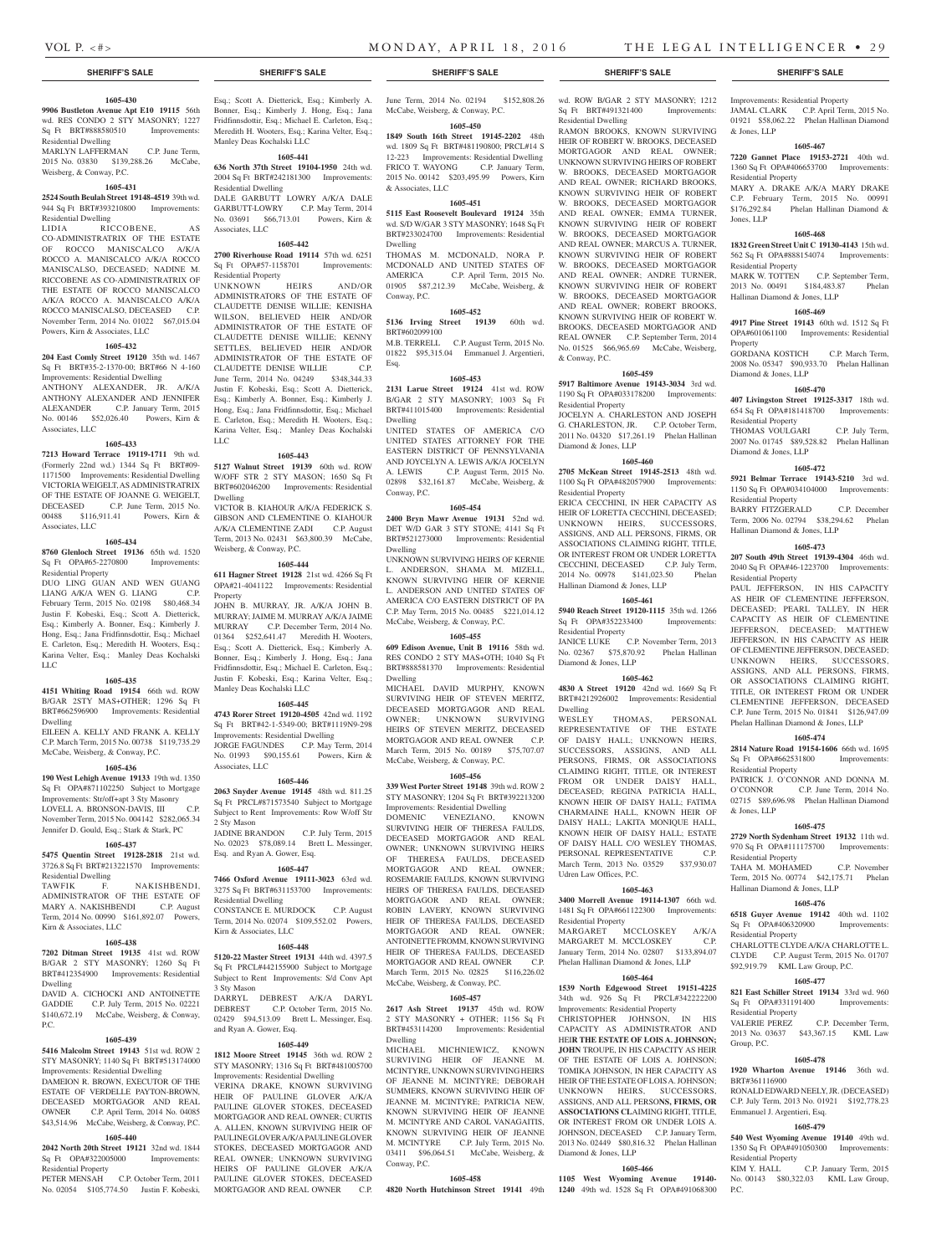## SHERIFF'S SALE

**1605-430**

**9906 Bustleton Avenue Apt E10 19115** 56th wd. RES CONDO 2 STY MASONRY; 1227 Sq Ft BRT#888580510 Improvements: Residential Dwelling

MARLYN LAFFERMAN C.P. June Term, 2015 No. 03830 $139,288.26 McCabe, Weisberg, & Conway, P.C.

**1605-431**

**2524 South Beulah Street 19148-4519** 39th wd. 944 Sq Ft BRT#393210800 Improvements: Residential Dwelling

LIDIA RICCOBENE, AS CO-ADMINISTRATRIX OF THE ESTATE OF ROCCO MANISCALCO A/K/A ROCCO A. MANISCALCO A/K/A ROCCO MANISCALSO, DECEASED; NADINE M. RICCOBENE AS CO-ADMINISTRATRIX OF THE ESTATE OF ROCCO MANISCALCO A/K/A ROCCO A. MANISCALCO A/K/A ROCCO MANISCALSO, DECEASED C.P. November Term, 2014 No. 01022 $67,015.04 Powers, Kirn & Associates, LLC

**1605-432**

**204 East Comly Street 19120** 35th wd. 1467 Sq Ft BRT#35-2-1370-00; BRT#66 N 4-160 Improvements: Residential Dwelling

ANTHONY ALEXANDER, JR. A/K/A ANTHONY ALEXANDER AND JENNIFER ALEXANDER C.P. January Term, 2015 No. 00146 $52,026.40 Powers, Kirn & Associates, LLC

**1605-433**

**7213 Howard Terrace 19119-1711** 9th wd. (Formerly 22nd wd.) 1344 Sq Ft BRT#09-1171500 Improvements: Residential Dwelling

VICTORIA WEIGELT, AS ADMINISTRATRIX OF THE ESTATE OF JOANNE G. WEIGELT, DECEASED C.P. June Term, 2015 No. 00488 $116,911.41 Powers, Kirn & Associates, LLC

**1605-434**

**8760 Glenloch Street 19136** 65th wd. 1520 Sq Ft OPA#65-2270800 Improvements: Residential Property

DUO LING GUAN AND WEN GUANG LIANG A/K/A WEN G. LIANG C.P. February Term, 2015 No. 02198 $80,468.34 Justin F. Kobeski, Esq.; Scott A. Dietterick, Esq.; Kimberly A. Bonner, Esq.; Kimberly J. Hong, Esq.; Jana Fridfinnsdottir, Esq.; Michael E. Carleton, Esq.; Meredith H. Wooters, Esq.; Karina Velter, Esq.; Manley Deas Kochalski LLC

**1605-435**

**4151 Whiting Road 19154** 66th wd. ROW B/GAR 2STY MASONRY+OTHER; 1296 Sq Ft BRT#662596900 Improvements: Residential Dwelling

EILEEN A. KELLY AND FRANK A. KELLY C.P. March Term, 2015 No. 00738 $119,735.29 McCabe, Weisberg, & Conway, P.C.

**1605-436**

**190 West Lehigh Avenue 19133** 19th wd. 1350 Sq Ft OPA#871102250 Subject to Mortgage Improvements: Str/off+apt 3 Sty Masonry

LOVELL A. BRONSON-DAVIS, III C.P. November Term, 2015 No. 004142 $282,065.34 Jennifer D. Gould, Esq.; Stark & Stark, PC

**1605-437**

**5475 Quentin Street 19128-2818** 21st wd. 3726.8 Sq Ft BRT#213221570 Improvements: Residential Dwelling

TAWFIK F. NAKISHBENDI, ADMINISTRATOR OF THE ESTATE OF MARY A. NAKISHBENDI C.P. August Term, 2014 No. 00990 $161,892.07 Powers, Kirn & Associates, LLC

**1605-438**

**7202 Ditman Street 19135** 41st wd. ROW B/GAR 2 STY MASONRY; 1260 Sq Ft BRT#412354900 Improvements: Residential Dwelling

DAVID A. CICHOCKI AND ANTOINETTE GADDIE C.P. July Term, 2015 No. 02221 $140,672.19 McCabe, Weisberg, & Conway, P.C.

**1605-439**

**5416 Malcolm Street 19143** 51st wd. ROW 2 STY MASONRY; 1140 Sq Ft BRT#513174000 Improvements: Residential Dwelling

DAMEION R. BROWN, EXECUTOR OF THE ESTATE OF VERDELLE PAYTON-BROWN, DECEASED MORTGAGOR AND REAL OWNER C.P. April Term, 2014 No. 04085 $43,514.96 McCabe, Weisberg, & Conway, P.C.

**1605-440**

**2042 North 20th Street 19121** 32nd wd. 1844 Sq Ft OPA#322005000 Improvements: Residential Property

PETER MENSAH C.P. October Term, 2011 No. 02054 $105,774.50 Justin F. Kobeski, Esq.; Scott A. Dietterick, Esq.; Kimberly A. Bonner, Esq.; Kimberly J. Hong, Esq.; Jana Fridfinnsdottir, Esq.; Michael E. Carleton, Esq.; Meredith H. Wooters, Esq.; Karina Velter, Esq.; Manley Deas Kochalski LLC

**1605-441**

**636 North 37th Street 19104-1950** 24th wd. 2004 Sq Ft BRT#242181300 Improvements: Residential Dwelling

DALE GARBUTT LOWRY A/K/A DALE GARBUTT-LOWRY C.P. May Term, 2014 No. 03691 $66,713.01 Powers, Kirn & Associates, LLC

**1605-442**

**2700 Riverhouse Road 19114** 57th wd. 6251 Sq Ft OPA#57-1158701 Improvements: Residential Property

UNKNOWN HEIRS AND/OR ADMINISTRATORS OF THE ESTATE OF CLAUDETTE DENISE WILLIE; KENISHA WILSON, BELIEVED HEIR AND/OR ADMINISTRATOR OF THE ESTATE OF CLAUDETTE DENISE WILLIE; KENNY SETTLES, BELIEVED HEIR AND/OR ADMINISTRATOR OF THE ESTATE OF CLAUDETTE DENISE WILLIE C.P. June Term, 2014 No. 04249 $348,344.33 Justin F. Kobeski, Esq.; Scott A. Dietterick, Esq.; Kimberly A. Bonner, Esq.; Kimberly J. Hong, Esq.; Jana Fridfinnsdottir, Esq.; Michael E. Carleton, Esq.; Meredith H. Wooters, Esq.; Karina Velter, Esq.; Manley Deas Kochalski LLC

**1605-443**

**5127 Walnut Street 19139** 60th wd. ROW W/OFF STR 2 STY MASON; 1650 Sq Ft BRT#602046200 Improvements: Residential Dwelling

VICTOR B. KIAHOUR A/K/A FEDERICK S. GIBSON AND CLEMENTINE O. KIAHOUR A/K/A CLEMENTINE ZADI C.P. August Term, 2013 No. 02431 $63,800.39 McCabe, Weisberg, & Conway, P.C.

**1605-444**

**611 Hagner Street 19128** 21st wd. 4266 Sq Ft OPA#21-4041122 Improvements: Residential Property

JOHN B. MURRAY, JR. A/K/A JOHN B. MURRAY; JAIME M. MURRAY A/K/A JAIME MURRAY C.P. December Term, 2014 No. 01364 $252,641.47 Meredith H. Wooters, Esq.; Scott A. Dietterick, Esq.; Kimberly A. Bonner, Esq.; Kimberly J. Hong, Esq.; Jana Fridfinnsdottir, Esq.; Michael E. Carleton, Esq.; Justin F. Kobeski, Esq.; Karina Velter, Esq.; Manley Deas Kochalski LLC

**1605-445**

**4743 Rorer Street 19120-4505** 42nd wd. 1192 Sq Ft BRT#42-1-5349-00; BRT#1119N9-298 Improvements: Residential Dwelling

JORGE FAGUNDES C.P. May Term, 2014 No. 01993 $90,155.61 Powers, Kirn & Associates, LLC

**1605-446**

**2063 Snyder Avenue 19145** 48th wd. 811.25 Sq Ft PRCL#871573540 Subject to Mortgage Subject to Rent Improvements: Row W/off Str 2 Sty Mason

JADINE BRANDON C.P. July Term, 2015 No. 02023 $78,089.14 Brett L. Messinger, Esq. and Ryan A. Gower, Esq.

**1605-447**

**7466 Oxford Avenue 19111-3023** 63rd wd. 3275 Sq Ft BRT#631153700 Improvements: Residential Dwelling

CONSTANCE E. MURDOCK C.P. August Term, 2014 No. 02074 $109,552.02 Powers, Kirn & Associates, LLC

**1605-448**

**5120-22 Master Street 19131** 44th wd. 4397.5 Sq Ft PRCL#442155900 Subject to Mortgage Subject to Rent Improvements: S/d Conv Apt 3 Sty Mason

DARRYL DEBREST A/K/A DARYL DEBREST C.P. October Term, 2015 No. 02429 $94,513.09 Brett L. Messinger, Esq. and Ryan A. Gower, Esq.

**1605-449**

**1812 Moore Street 19145** 36th wd. ROW 2 STY MASONRY; 1316 Sq Ft BRT#481005700 Improvements: Residential Dwelling

VERINA DRAKE, KNOWN SURVIVING HEIR OF PAULINE GLOVER A/K/A PAULINE GLOVER STOKES, DECEASED MORTGAGOR AND REAL OWNER; CURTIS A. ALLEN, KNOWN SURVIVING HEIR OF PAULINE GLOVER A/K/A PAULINE GLOVER STOKES, DECEASED MORTGAGOR AND REAL OWNER; UNKNOWN SURVIVING HEIRS OF PAULINE GLOVER A/K/A PAULINE GLOVER STOKES, DECEASED MORTGAGOR AND REAL OWNER C.P. June Term, 2014 No. 02194 $152,808.26 McCabe, Weisberg & Conway, P.C.

**1605-450**

**1849 South 16th Street 19145-2202** 48th wd. 1809 Sq Ft BRT#481190800; PRCL#14 S 12-223 Improvements: Residential Dwelling

FRICO T. WAYONG C.P. January Term, 2015 No. 00142 $203,495.99 Powers, Kirn & Associates, LLC

**1605-451**

**5115 East Roosevelt Boulevard 19124** 35th wd. S/D W/GAR 3 STY MASONRY; 1648 Sq Ft BRT#233024700 Improvements: Residential Dwelling

THOMAS M. MCDONALD, NORA P. MCDONALD AND UNITED STATES OF AMERICA C.P. April Term, 2015 No. 01905 $87,212.39 McCabe, Weisberg, & Conway, P.C.

**1605-452**

**5136 Irving Street 19139** 60th wd. BRT#602099100

M.B. TERRELL C.P. August Term, 2015 No. 01822 $95,315.04 Emmanuel J. Argentieri, Esq.

**1605-453**

**2131 Larue Street 19124** 41st wd. ROW B/GAR 2 STY MASONRY; 1003 Sq Ft BRT#411015400 Improvements: Residential Dwelling

UNITED STATES OF AMERICA C/O UNITED STATES ATTORNEY FOR THE EASTERN DISTRICT OF PENNSYLVANIA AND JOYCELYN A. LEWIS A/K/A JOCELYN A. LEWIS C.P. August Term, 2015 No. 02898 $32,161.87 McCabe, Weisberg, & Conway, P.C.

**1605-454**

**2400 Bryn Mawr Avenue 19131** 52nd wd. DET W/D GAR 3 STY STONE; 4141 Sq Ft BRT#521273000 Improvements: Residential Dwelling

UNKNOWN SURVIVING HEIRS OF KERNIE L. ANDERSON, SHAMA M. MIZELL, KNOWN SURVIVING HEIR OF KERNIE L. ANDERSON AND UNITED STATES OF AMERICA C/O EASTERN DISTRICT OF PA C.P. May Term, 2015 No. 00485 $221,014.12 McCabe, Weisberg, & Conway, P.C.

**1605-455**

**609 Edison Avenue, Unit B 19116** 58th wd. RES CONDO 2 STY MAS+OTH; 1040 Sq Ft BRT#888581370 Improvements: Residential Dwelling

MICHAEL DAVID MURPHY, KNOWN SURVIVING HEIR OF STEVEN MERITZ, DECEASED MORTGAGOR AND REAL OWNER; UNKNOWN SURVIVING HEIRS OF STEVEN MERITZ, DECEASED MORTGAGOR AND REAL OWNER C.P. March Term, 2015 No. 00189 $75,707.07 McCabe, Weisberg, & Conway, P.C.

**1605-456**

**339 West Porter Street 19148** 39th wd. ROW 2 STY MASONRY; 1204 Sq Ft BRT#392213200 Improvements: Residential Dwelling

DOMENIC VENEZIANO, KNOWN SURVIVING HEIR OF THERESA FAULDS, DECEASED MORTGAGOR AND REAL OWNER; UNKNOWN SURVIVING HEIRS OF THERESA FAULDS, DECEASED MORTGAGOR AND REAL OWNER; ROSEMARIE FAULDS, KNOWN SURVIVING HEIRS OF THERESA FAULDS, DECEASED MORTGAGOR AND REAL OWNER; ROBIN LAVERY, KNOWN SURVIVING HEIR OF THERESA FAULDS, DECEASED MORTGAGOR AND REAL OWNER; ANTOINETTE FROMM, KNOWN SURVIVING HEIR OF THERESA FAULDS, DECEASED MORTGAGOR AND REAL OWNER C.P. March Term, 2015 No. 02825 $116,226.02 McCabe, Weisberg, & Conway, P.C.

**1605-457**

**2617 Ash Street 19137** 45th wd. ROW 2 STY MASONRY + OTHER; 1156 Sq Ft BRT#453114200 Improvements: Residential Dwelling

MICHAEL MICHNIEWICZ, KNOWN SURVIVING HEIR OF JEANNE M. MCINTYRE, UNKNOWN SURVIVING HEIRS OF JEANNE M. MCINTYRE; DEBORAH SUMMERS, KNOWN SURVIVING HEIR OF JEANNE M. MCINTYRE; PATRICIA NEW, KNOWN SURVIVING HEIR OF JEANNE M. MCINTYRE AND CAROL VANAGAITIS, KNOWN SURVIVING HEIR OF JEANNE M. MCINTYRE C.P. July Term, 2015 No. 03411 $96,064.51 McCabe, Weisberg, & Conway, P.C.

**1605-458**

**4820 North Hutchinson Street 19141** 49th wd. ROW B/GAR 2 STY MASONRY; 1212 Sq Ft BRT#491321400 Improvements: Residential Dwelling

RAMON BROOKS, KNOWN SURVIVING HEIR OF ROBERT W. BROOKS, DECEASED MORTGAGOR AND REAL OWNER; UNKNOWN SURVIVING HEIRS OF ROBERT W. BROOKS, DECEASED MORTGAGOR AND REAL OWNER; RICHARD BROOKS, KNOWN SURVIVING HEIR OF ROBERT W. BROOKS, DECEASED MORTGAGOR AND REAL OWNER; EMMA TURNER, KNOWN SURVIVING HEIR OF ROBERT W. BROOKS, DECEASED MORTGAGOR AND REAL OWNER; MARCUS A. TURNER, KNOWN SURVIVING HEIR OF ROBERT W. BROOKS, DECEASED MORTGAGOR AND REAL OWNER; ANDRE TURNER, KNOWN SURVIVING HEIR OF ROBERT W. BROOKS, DECEASED MORTGAGOR AND REAL OWNER; ROBERT BROOKS, KNOWN SURVIVING HEIR OF ROBERT W. BROOKS, DECEASED MORTGAGOR AND REAL OWNER C.P. September Term, 2014 No. 01525 $66,965.69 McCabe, Weisberg, & Conway, P.C.

**1605-459**

**5917 Baltimore Avenue 19143-3034** 3rd wd. 1190 Sq Ft OPA#033178200 Improvements: Residential Property

JOCELYN A. CHARLESTON AND JOSEPH G. CHARLESTON, JR. C.P. October Term, 2011 No. 04320 $17,261.19 Phelan Hallinan Diamond & Jones, LLP

**1605-460**

**2705 McKean Street 19145-2513** 48th wd. 1100 Sq Ft OPA#482057900 Improvements: Residential Property

ERICA CECCHINI, IN HER CAPACITY AS HEIR OF LORETTA CECCHINI, DECEASED; UNKNOWN HEIRS, SUCCESSORS, ASSIGNS, AND ALL PERSONS, FIRMS, OR ASSOCIATIONS CLAIMING RIGHT, TITLE, OR INTEREST FROM OR UNDER LORETTA CECCHINI, DECEASED C.P. July Term, 2014 No. 00978 $141,023.50 Phelan Hallinan Diamond & Jones, LLP

**1605-461**

**5940 Reach Street 19120-1115** 35th wd. 1266 Sq Ft OPA#352233400 Improvements: Residential Property

JANICE LUKE C.P. November Term, 2013 No. 02367 $75,870.92 Phelan Hallinan Diamond & Jones, LLP

**1605-462**

**4830 A Street 19120** 42nd wd. 1669 Sq Ft BRT#4212926002 Improvements: Residential Dwelling

WESLEY THOMAS, PERSONAL REPRESENTATIVE OF THE ESTATE OF DAISY HALL; UNKNOWN HEIRS, SUCCESSORS, ASSIGNS, AND ALL PERSONS, FIRMS, OR ASSOCIATIONS CLAIMING RIGHT, TITLE, OR INTEREST FROM OR UNDER DAISY HALL, DECEASED; REGINA PATRICIA HALL, KNOWN HEIR OF DAISY HALL; FATIMA CHARMAINE HALL, KNOWN HEIR OF DAISY HALL; LAKITA MONIQUE HALL, KNOWN HEIR OF DAISY HALL; ESTATE OF DAISY HALL C/O WESLEY THOMAS, PERSONAL REPRESENTATIVE C.P. March Term, 2013 No. 03529 $37,930.07 Udren Law Offices, P.C.

**1605-463**

**3400 Morrell Avenue 19114-1307** 66th wd. 1481 Sq Ft OPA#661122300 Improvements: Residential Property

MARGARET MCCLOSKEY A/K/A MARGARET M. MCCLOSKEY C.P. January Term, 2014 No. 02807 $133,894.07 Phelan Hallinan Diamond & Jones, LLP

**1605-464**

**1539 North Edgewood Street 19151-4225** 34th wd. 926 Sq Ft PRCL#342222200 Improvements: Residential Property

CHRISTOPHER JOHNSON, IN HIS CAPACITY AS ADMINISTRATOR AND HEI**R THE ESTATE OF LOIS A. JOHNSON; JOHN** TROUPE, IN HIS CAPACITY AS HEIR OF THE ESTATE OF LOIS A. JOHNSON; TOMIKA JOHNSON, IN HER CAPACITY AS HEIR OF THE ESTATE OF LOIS A. JOHNSON; UNKNOWN HEIRS, SUCCESSORS, ASSIGNS, AND ALL PERSO**NS, FIRMS, OR ASSOCIATIONS CL**AIMING RIGHT, TITLE, OR INTEREST FROM OR UNDER LOIS A. JOHNSON, DECEASED C.P. January Term, 2013 No. 02449 $80,816.32 Phelan Hallinan Diamond & Jones, LLP

**1605-466**

**1105 West Wyoming Avenue 19140-1240** 49th wd. 1528 Sq Ft OPA#491068300 Improvements: Residential Property

JAMAL CLARK C.P. April Term, 2015 No. 01921 $58,062.22 Phelan Hallinan Diamond & Jones, LLP

**1605-467**

**7220 Gannet Place 19153-2721** 40th wd. 1360 Sq Ft OPA#406653700 Improvements: Residential Property

MARY A. DRAKE A/K/A MARY DRAKE C.P. February Term, 2015 No. 00991 $176,292.84 Phelan Hallinan Diamond & Jones, LLP

**1605-468**

**1832 Green Street Unit C 19130-4143** 15th wd. 562 Sq Ft OPA#888154074 Improvements: Residential Property

MARK W. TOTTEN C.P. September Term, 2013 No. 00491 $184,483.87 Phelan Hallinan Diamond & Jones, LLP

**1605-469**

**4917 Pine Street 19143** 60th wd. 1512 Sq Ft OPA#601061100 Improvements: Residential Property

GORDANA KOSTICH C.P. March Term, 2008 No. 05347 $90,933.70 Phelan Hallinan Diamond & Jones, LLP

**1605-470**

**407 Livingston Street 19125-3317** 18th wd. 654 Sq Ft OPA#181418700 Improvements: Residential Property

THOMAS VOULGARI C.P. July Term, 2007 No. 01745 $89,528.82 Phelan Hallinan Diamond & Jones, LLP

**1605-472**

**5921 Belmar Terrace 19143-5210** 3rd wd. 1150 Sq Ft OPA#034104000 Improvements: Residential Property

BARRY FITZGERALD C.P. December Term, 2006 No. 02794 $38,294.62 Phelan Hallinan Diamond & Jones, LLP

**1605-473**

**207 South 49th Street 19139-4304** 46th wd. 2040 Sq Ft OPA#46-1223700 Improvements: Residential Property

PAUL JEFFERSON, IN HIS CAPACITY AS HEIR OF CLEMENTINE JEFFERSON, DECEASED; PEARL TALLEY, IN HER CAPACITY AS HEIR OF CLEMENTINE JEFFERSON, DECEASED; MATTHEW JEFFERSON, IN HIS CAPACITY AS HEIR OF CLEMENTINE JEFFERSON, DECEASED; UNKNOWN HEIRS, SUCCESSORS, ASSIGNS, AND ALL PERSONS, FIRMS, OR ASSOCIATIONS CLAIMING RIGHT, TITLE, OR INTEREST FROM OR UNDER CLEMENTINE JEFFERSON, DECEASED C.P. June Term, 2015 No. 01841 $126,947.09 Phelan Hallinan Diamond & Jones, LLP

**1605-474**

**2814 Nature Road 19154-1606** 66th wd. 1695 Sq Ft OPA#662531800 Improvements: Residential Property

PATRICK J. O'CONNOR AND DONNA M. O'CONNOR C.P. June Term, 2014 No. 02715 $89,696.98 Phelan Hallinan Diamond & Jones, LLP

**1605-475**

**2729 North Sydenham Street 19132** 11th wd. 970 Sq Ft OPA#111175700 Improvements: Residential Property

TAHA M. MOHAMED C.P. November Term, 2015 No. 00774 $42,175.71 Phelan Hallinan Diamond & Jones, LLP

**1605-476**

**6518 Guyer Avenue 19142** 40th wd. 1102 Sq Ft OPA#406320900 Improvements: Residential Property

CHARLOTTE CLYDE A/K/A CHARLOTTE L. CLYDE C.P. August Term, 2015 No. 01707 $92,919.79 KML Law Group, P.C.

**1605-477**

**821 East Schiller Street 19134** 33rd wd. 960 Sq Ft OPA#331191400 Improvements: Residential Property

VALERIE PEREZ C.P. December Term, 2013 No. 03637 $43,367.15 KML Law Group, P.C.

**1605-478**

**1920 Wharton Avenue 19146** 36th wd. BRT#361116900

RONALD EDWARD NEELY, JR. (DECEASED) C.P. July Term, 2013 No. 01921 $192,778.23 Emmanuel J. Argentieri, Esq.

**1605-479**

**540 West Wyoming Avenue 19140** 49th wd. 1350 Sq Ft OPA#491050300 Improvements: Residential Property

KIM Y. HALL C.P. January Term, 2015 No. 00143 $80,322.03 KML Law Group, P.C.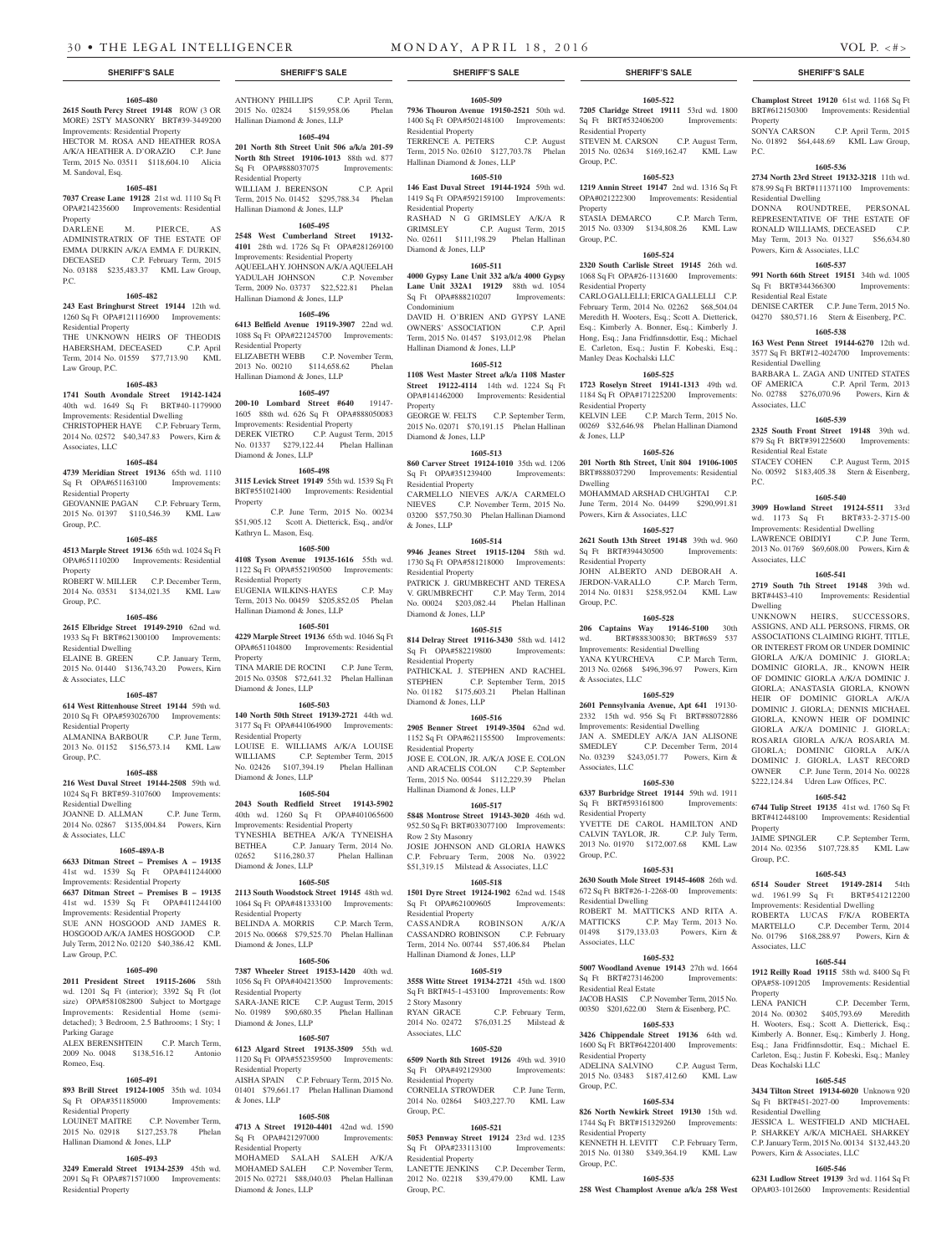## SHERIFF'S SALE

**1605-480**

**2615 South Percy Street 19148** ROW (3 OR MORE) 2STY MASONRY BRT#39-3449200 Improvements: Residential Property
HECTOR M. ROSA AND HEATHER ROSA A/K/A HEATHER A. D'ORAZIO C.P. June Term, 2015 No. 03511 $118,604.10 Alicia M. Sandoval, Esq.

**1605-481**

**7037 Crease Lane 19128** 21st wd. 1110 Sq Ft OPA#214235600 Improvements: Residential Property
DARLENE M. PIERCE, AS ADMINISTRATRIX OF THE ESTATE OF EMMA DURKIN A/K/A EMMA F. DURKIN, DECEASED C.P. February Term, 2015 No. 03188 $235,483.37 KML Law Group, P.C.

**1605-482**

**243 East Bringhurst Street 19144** 12th wd. 1260 Sq Ft OPA#121116900 Improvements: Residential Property
THE UNKNOWN HEIRS OF THEODIS HABERSHAM, DECEASED C.P. April Term, 2014 No. 01559 $77,713.90 KML Law Group, P.C.

**1605-483**

**1741 South Avondale Street 19142-1424** 40th wd. 1649 Sq Ft BRT#40-1179900 Improvements: Residential Dwelling
CHRISTOPHER HAYE C.P. February Term, 2014 No. 02572 $40,347.83 Powers, Kirn & Associates, LLC

**1605-484**

**4739 Meridian Street 19136** 65th wd. 1110 Sq Ft OPA#651163100 Improvements: Residential Property
GEOVANNIE PAGAN C.P. February Term, 2015 No. 01397 $110,546.39 KML Law Group, P.C.

**1605-485**

**4513 Marple Street 19136** 65th wd. 1024 Sq Ft OPA#651110200 Improvements: Residential Property
ROBERT W. MILLER C.P. December Term, 2014 No. 03531 $134,021.35 KML Law Group, P.C.

**1605-486**

**2615 Elbridge Street 19149-2910** 62nd wd. 1933 Sq Ft BRT#621300100 Improvements: Residential Dwelling
ELAINE B. GREEN C.P. January Term, 2015 No. 01440 $136,743.20 Powers, Kirn & Associates, LLC

**1605-487**

**614 West Rittenhouse Street 19144** 59th wd. 2010 Sq Ft OPA#593026700 Improvements: Residential Property
ALMANINA BARBOUR C.P. June Term, 2013 No. 01152 $156,573.14 KML Law Group, P.C.

**1605-488**

**216 West Duval Street 19144-2508** 59th wd. 1024 Sq Ft BRT#59-3107600 Improvements: Residential Dwelling
JOANNE D. ALLMAN C.P. June Term, 2014 No. 02867 $135,004.84 Powers, Kirn & Associates, LLC

**1605-489A-B**

**6633 Ditman Street – Premises A – 19135** 41st wd. 1539 Sq Ft OPA#411244000 Improvements: Residential Property
**6637 Ditman Street – Premises B – 19135** 41st wd. 1539 Sq Ft OPA#411244100 Improvements: Residential Property
SUE ANN HOSGOOD AND JAMES R. HOSGOOD A/K/A JAMES HOSGOOD C.P. July Term, 2012 No. 02120 $40,386.42 KML Law Group, P.C.

**1605-490**

**2011 President Street 19115-2606** 58th wd. 1201 Sq Ft (interior); 3392 Sq Ft (lot size) OPA#581082800 Subject to Mortgage Improvements: Residential Home (semi-detached); 3 Bedroom, 2.5 Bathrooms; 1 Sty; 1 Parking Garage
ALEX BERENSHTEIN C.P. March Term, 2009 No. 0048 $138,516.12 Antonio Romeo, Esq.

**1605-491**

**893 Brill Street 19124-1005** 35th wd. 1034 Sq Ft OPA#351185000 Improvements: Residential Property
LOUINET MAITRE C.P. November Term, 2015 No. 02918 $127,253.78 Phelan Hallinan Diamond & Jones, LLP

**1605-493**

**3249 Emerald Street 19134-2539** 45th wd. 2091 Sq Ft OPA#871571000 Improvements: Residential Property
ANTHONY PHILLIPS C.P. April Term, 2015 No. 02824 $159,958.06 Phelan Hallinan Diamond & Jones, LLP

**1605-494**

**201 North 8th Street Unit 506 a/k/a 201-59 North 8th Street 19106-1013** 88th wd. 877 Sq Ft OPA#888037075 Improvements: Residential Property
WILLIAM J. BERENSON C.P. April Term, 2015 No. 01452 $295,788.34 Phelan Hallinan Diamond & Jones, LLP

**1605-495**

**2548 West Cumberland Street 19132-4101** 28th wd. 1726 Sq Ft OPA#281269100 Improvements: Residential Property
AQUEELAH Y. JOHNSON A/K/A AQUEELAH YADULAH JOHNSON C.P. November Term, 2009 No. 03737 $22,522.81 Phelan Hallinan Diamond & Jones, LLP

**1605-496**

**6413 Belfield Avenue 19119-3907** 22nd wd. 1088 Sq Ft OPA#221245700 Improvements: Residential Property
ELIZABETH WEBB C.P. November Term, 2013 No. 00210 $114,658.62 Phelan Hallinan Diamond & Jones, LLP

**1605-497**

**200-10 Lombard Street #640** 19147-1605 88th wd. 626 Sq Ft OPA#888050083 Improvements: Residential Property
DEREK VIETRO C.P. August Term, 2015 No. 01337 $279,122.44 Phelan Hallinan Diamond & Jones, LLP

**1605-498**

**3115 Levick Street 19149** 55th wd. 1539 Sq Ft BRT#551021400 Improvements: Residential Property
C.P. June Term, 2015 No. 00234 $51,905.12 Scott A. Dietterick, Esq., and/or Kathryn L. Mason, Esq.

**1605-500**

**4108 Tyson Avenue 19135-1616** 55th wd. 1122 Sq Ft OPA#552190500 Improvements: Residential Property
EUGENIA WILKINS-HAYES C.P. May Term, 2013 No. 00459 $205,852.05 Phelan Hallinan Diamond & Jones, LLP

**1605-501**

**4229 Marple Street 19136** 65th wd. 1046 Sq Ft OPA#651104800 Improvements: Residential Property
TINA MARIE DE ROCINI C.P. June Term, 2015 No. 03508 $72,641.32 Phelan Hallinan Diamond & Jones, LLP

**1605-503**

**140 North 50th Street 19139-2721** 44th wd. 3177 Sq Ft OPA#441064900 Improvements: Residential Property
LOUISE E. WILLIAMS A/K/A LOUISE WILLIAMS C.P. September Term, 2015 No. 02426 $107,394.19 Phelan Hallinan Diamond & Jones, LLP

**1605-504**

**2043 South Redfield Street 19143-5902** 40th wd. 1260 Sq Ft OPA#401065600 Improvements: Residential Property
TYNESHIA BETHEA A/K/A TYNEISHA BETHEA C.P. January Term, 2014 No. 02652 $116,280.37 Phelan Hallinan Diamond & Jones, LLP

**1605-505**

**2113 South Woodstock Street 19145** 48th wd. 1064 Sq Ft OPA#481333100 Improvements: Residential Property
BELINDA A. MORRIS C.P. March Term, 2015 No. 00668 $79,525.70 Phelan Hallinan Diamond & Jones, LLP

**1605-506**

**7387 Wheeler Street 19153-1420** 40th wd. 1056 Sq Ft OPA#404213500 Improvements: Residential Property
SARA-JANE RICE C.P. August Term, 2015 No. 01989 $90,680.35 Phelan Hallinan Diamond & Jones, LLP

**1605-507**

**6123 Algard Street 19135-3509** 55th wd. 1120 Sq Ft OPA#552359500 Improvements: Residential Property
AISHA SPAIN C.P. February Term, 2015 No. 01401 $79,661.17 Phelan Hallinan Diamond & Jones, LLP

**1605-508**

**4713 A Street 19120-4401** 42nd wd. 1590 Sq Ft OPA#421297000 Improvements: Residential Property
MOHAMED SALAH SALEH A/K/A MOHAMED SALEH C.P. November Term, 2015 No. 02721 $88,040.03 Phelan Hallinan Diamond & Jones, LLP

**1605-509**

**7936 Thouron Avenue 19150-2521** 50th wd. 1400 Sq Ft OPA#502148100 Improvements: Residential Property
TERRENCE A. PETERS C.P. August Term, 2015 No. 02610 $127,703.78 Phelan Hallinan Diamond & Jones, LLP

**1605-510**

**146 East Duval Street 19144-1924** 59th wd. 1419 Sq Ft OPA#592159100 Improvements: Residential Property
RASHAD N G GRIMSLEY A/K/A R GRIMSLEY C.P. August Term, 2015 No. 02611 $111,198.29 Phelan Hallinan Diamond & Jones, LLP

**1605-511**

**4000 Gypsy Lane Unit 332 a/k/a 4000 Gypsy Lane Unit 332A1 19129** 88th wd. 1054 Sq Ft OPA#888210207 Improvements: Condominium
DAVID H. O'BRIEN AND GYPSY LANE OWNERS' ASSOCIATION C.P. April Term, 2015 No. 01457 $193,012.98 Phelan Hallinan Diamond & Jones, LLP

**1605-512**

**1108 West Master Street a/k/a 1108 Master Street 19122-4114** 14th wd. 1224 Sq Ft OPA#141462000 Improvements: Residential Property
GEORGE W. FELTS C.P. September Term, 2015 No. 02071 $70,191.15 Phelan Hallinan Diamond & Jones, LLP

**1605-513**

**860 Carver Street 19124-1010** 35th wd. 1206 Sq Ft OPA#351239400 Improvements: Residential Property
CARMELLO NIEVES A/K/A CARMELO NIEVES C.P. November Term, 2015 No. 03200 $57,750.30 Phelan Hallinan Diamond & Jones, LLP

**1605-514**

**9946 Jeanes Street 19115-1204** 58th wd. 1730 Sq Ft OPA#581218000 Improvements: Residential Property
PATRICK J. GRUMBRECHT AND TERESA V. GRUMBRECHT C.P. May Term, 2014 No. 00024 $203,082.44 Phelan Hallinan Diamond & Jones, LLP

**1605-515**

**814 Delray Street 19116-3430** 58th wd. 1412 Sq Ft OPA#582219800 Improvements: Residential Property
PATHICKAL J. STEPHEN AND RACHEL STEPHEN C.P. September Term, 2015 No. 01182 $175,603.21 Phelan Hallinan Diamond & Jones, LLP

**1605-516**

**2905 Benner Street 19149-3504** 62nd wd. 1152 Sq Ft OPA#621155500 Improvements: Residential Property
JOSE E. COLON, JR. A/K/A JOSE E. COLON AND ARACELIS COLON C.P. September Term, 2015 No. 00544 $112,229.39 Phelan Hallinan Diamond & Jones, LLP

**1605-517**

**5848 Montrose Street 19143-3020** 46th wd. 952.50 Sq Ft BRT#033077100 Improvements: Row 2 Sty Masonry
JOSIE JOHNSON AND GLORIA HAWKS C.P. February Term, 2008 No. 03922 $51,319.15 Milstead & Associates, LLC

**1605-518**

**1501 Dyre Street 19124-1902** 62nd wd. 1548 Sq Ft OPA#621009605 Improvements: Residential Property
CASSANDRA ROBINSON A/K/A CASSANDRO ROBINSON C.P. February Term, 2014 No. 00744 $57,406.84 Phelan Hallinan Diamond & Jones, LLP

**1605-519**

**3558 Witte Street 19134-2721** 45th wd. 1800 Sq Ft BRT#45-1-453100 Improvements: Row 2 Story Masonry
RYAN GRACE C.P. February Term, 2014 No. 02472 $76,031.25 Milstead & Associates, LLC

**1605-520**

**6509 North 8th Street 19126** 49th wd. 3910 Sq Ft OPA#492129300 Improvements: Residential Property
CORNELIA STROWDER C.P. June Term, 2014 No. 02864 $403,227.70 KML Law Group, P.C.

**1605-521**

**5053 Pennway Street 19124** 23rd wd. 1235 Sq Ft OPA#233113100 Improvements: Residential Property
LANETTE JENKINS C.P. December Term, 2012 No. 02218 $39,479.00 KML Law Group, P.C.

**1605-522**

**7205 Claridge Street 19111** 53rd wd. 1800 Sq Ft BRT#532406200 Improvements: Residential Property
STEVEN M. CARSON C.P. August Term, 2015 No. 02634 $169,162.47 KML Law Group, P.C.

**1605-523**

**1219 Annin Street 19147** 2nd wd. 1316 Sq Ft OPA#021222300 Improvements: Residential Property
STASIA DEMARCO C.P. March Term, 2015 No. 03309 $134,808.26 KML Law Group, P.C.

**1605-524**

**2320 South Carlisle Street 19145** 26th wd. 1068 Sq Ft OPA#26-1131600 Improvements: Residential Property
CARLO GALLELLI; ERICA GALLELLI C.P. February Term, 2014 No. 02262 $68,504.04 Meredith H. Wooters, Esq.; Scott A. Dietterick, Esq.; Kimberly A. Bonner, Esq.; Kimberly J. Hong, Esq.; Jana Fridfinnsdottir, Esq.; Michael E. Carleton, Esq.; Justin F. Kobeski, Esq.; Manley Deas Kochalski LLC

**1605-525**

**1723 Roselyn Street 19141-1313** 49th wd. 1184 Sq Ft OPA#171225200 Improvements: Residential Property
KELVIN LEE C.P. March Term, 2015 No. 00269 $32,646.98 Phelan Hallinan Diamond & Jones, LLP

**1605-526**

**201 North 8th Street, Unit 804 19106-1005** BRT#888037290 Improvements: Residential Dwelling
MOHAMMAD ARSHAD CHUGHTAI C.P. June Term, 2014 No. 04499 $290,991.81 Powers, Kirn & Associates, LLC

**1605-527**

**2621 South 13th Street 19148** 39th wd. 960 Sq Ft BRT#394430500 Improvements: Residential Property
JOHN ALBERTO AND DEBORAH A. JERDON-VARALLO C.P. March Term, 2014 No. 01831 $258,952.04 KML Law Group, P.C.

**1605-528**

**206 Captains Way 19146-5100** 30th wd. BRT#888300830; BRT#6S9 537 Improvements: Residential Dwelling
YANA KYURCHEVA C.P. March Term, 2013 No. 02668 $496,396.97 Powers, Kirn & Associates, LLC

**1605-529**

**2601 Pennsylvania Avenue, Apt 641** 19130-2332 15th wd. 956 Sq Ft BRT#88072886 Improvements: Residential Dwelling
JAN A. SMEDLEY A/K/A JAN ALISONE SMEDLEY C.P. December Term, 2014 No. 03239 $243,051.77 Powers, Kirn & Associates, LLC

**1605-530**

**6337 Burbridge Street 19144** 59th wd. 1911 Sq Ft BRT#593161800 Improvements: Residential Property
YVETTE DE CAROL HAMILTON AND CALVIN TAYLOR, JR. C.P. July Term, 2013 No. 01970 $172,007.68 KML Law Group, P.C.

**1605-531**

**2630 South Mole Street 19145-4608** 26th wd. 672 Sq Ft BRT#26-1-2268-00 Improvements: Residential Dwelling
ROBERT M. MATTICKS AND RITA A. MATTICKS C.P. May Term, 2013 No. 01498 $179,133.03 Powers, Kirn & Associates, LLC

**1605-532**

**5007 Woodland Avenue 19143** 27th wd. 1664 Sq Ft BRT#273146200 Improvements: Residential Real Estate
JACOB HASIS C.P. November Term, 2015 No. 00350 $201,622.00 Stern & Eisenberg, P.C.

**1605-533**

**3426 Chippendale Street 19136** 64th wd. 1600 Sq Ft BRT#642201400 Improvements: Residential Property
ADELINA SALVINO C.P. August Term, 2015 No. 03483 $187,412.60 KML Law Group, P.C.

**1605-534**

**826 North Newkirk Street 19130** 15th wd. 1744 Sq Ft BRT#151329260 Improvements: Residential Property
KENNETH H. LEVITT C.P. February Term, 2015 No. 01380 $349,364.19 KML Law Group, P.C.

**1605-535**

**258 West Champlost Avenue a/k/a 258 West Champlost Street 19120** 61st wd. 1168 Sq Ft BRT#612150300 Improvements: Residential Property
SONYA CARSON C.P. April Term, 2015 No. 01892 $64,448.69 KML Law Group, P.C.

**1605-536**

**2734 North 23rd Street 19132-3218** 11th wd. 878.99 Sq Ft BRT#111371100 Improvements: Residential Dwelling
DONNA ROUNDTREE, PERSONAL REPRESENTATIVE OF THE ESTATE OF RONALD WILLIAMS, DECEASED C.P. May Term, 2013 No. 01327 $56,634.80 Powers, Kirn & Associates, LLC

**1605-537**

**991 North 66th Street 19151** 34th wd. 1005 Sq Ft BRT#344366300 Improvements: Residential Real Estate
DENISE CARTER C.P. June Term, 2015 No. 04270 $80,571.16 Stern & Eisenberg, P.C.

**1605-538**

**163 West Penn Street 19144-6270** 12th wd. 3577 Sq Ft BRT#12-4024700 Improvements: Residential Dwelling
BARBARA L. ZAGA AND UNITED STATES OF AMERICA C.P. April Term, 2013 No. 02788 $276,070.96 Powers, Kirn & Associates, LLC

**1605-539**

**2325 South Front Street 19148** 39th wd. 879 Sq Ft BRT#391225600 Improvements: Residential Real Estate
STACEY COHEN C.P. August Term, 2015 No. 00592 $183,405.38 Stern & Eisenberg, P.C.

**1605-540**

**3909 Howland Street 19124-5511** 33rd wd. 1173 Sq Ft BRT#33-2-3715-00 Improvements: Residential Dwelling
LAWRENCE OBIDIYI C.P. June Term, 2013 No. 01769 $69,608.00 Powers, Kirn & Associates, LLC

**1605-541**

**2719 South 7th Street 19148** 39th wd. BRT#44S3-410 Improvements: Residential Dwelling
UNKNOWN HEIRS, SUCCESSORS, ASSIGNS, AND ALL PERSONS, FIRMS, OR ASSOCIATIONS CLAIMING RIGHT, TITLE, OR INTEREST FROM OR UNDER DOMINIC GIORLA A/K/A DOMINIC J. GIORLA; DOMINIC GIORLA, JR., KNOWN HEIR OF DOMINIC GIORLA A/K/A DOMINIC J. GIORLA; ANASTASIA GIORLA, KNOWN HEIR OF DOMINIC GIORLA A/K/A DOMINIC J. GIORLA; DENNIS MICHAEL GIORLA, KNOWN HEIR OF DOMINIC GIORLA A/K/A DOMINIC J. GIORLA; ROSARIA GIORLA A/K/A ROSARIA M. GIORLA; DOMINIC GIORLA A/K/A DOMINIC J. GIORLA, LAST RECORD OWNER C.P. June Term, 2014 No. 00228 $222,124.84 Udren Law Offices, P.C.

**1605-542**

**6744 Tulip Street 19135** 41st wd. 1760 Sq Ft BRT#412448100 Improvements: Residential Property
JAIME SPINGLER C.P. September Term, 2014 No. 02356 $107,728.85 KML Law Group, P.C.

**1605-543**

**6514 Souder Street 19149-2814** 54th wd. 1961.99 Sq Ft BRT#541212200 Improvements: Residential Dwelling
ROBERTA LUCAS F/K/A ROBERTA MARTELLO C.P. December Term, 2014 No. 01796 $168,288.97 Powers, Kirn & Associates, LLC

**1605-544**

**1912 Reilly Road 19115** 58th wd. 8400 Sq Ft OPA#58-1091205 Improvements: Residential Property
LENA PANICH C.P. December Term, 2014 No. 00302 $405,793.69 Meredith H. Wooters, Esq.; Scott A. Dietterick, Esq.; Kimberly A. Bonner, Esq.; Kimberly J. Hong, Esq.; Jana Fridfinnsdottir, Esq.; Michael E. Carleton, Esq.; Justin F. Kobeski, Esq.; Manley Deas Kochalski LLC

**1605-545**

**3434 Tilton Street 19134-6020** Unknown 920 Sq Ft BRT#451-2027-00 Improvements: Residential Dwelling
JESSICA L. WESTFIELD AND MICHAEL P. SHARKEY A/K/A MICHAEL SHARKEY C.P. January Term, 2015 No. 00134 $132,443.20 Powers, Kirn & Associates, LLC

**1605-546**

**6231 Ludlow Street 19139** 3rd wd. 1164 Sq Ft OPA#03-1012600 Improvements: Residential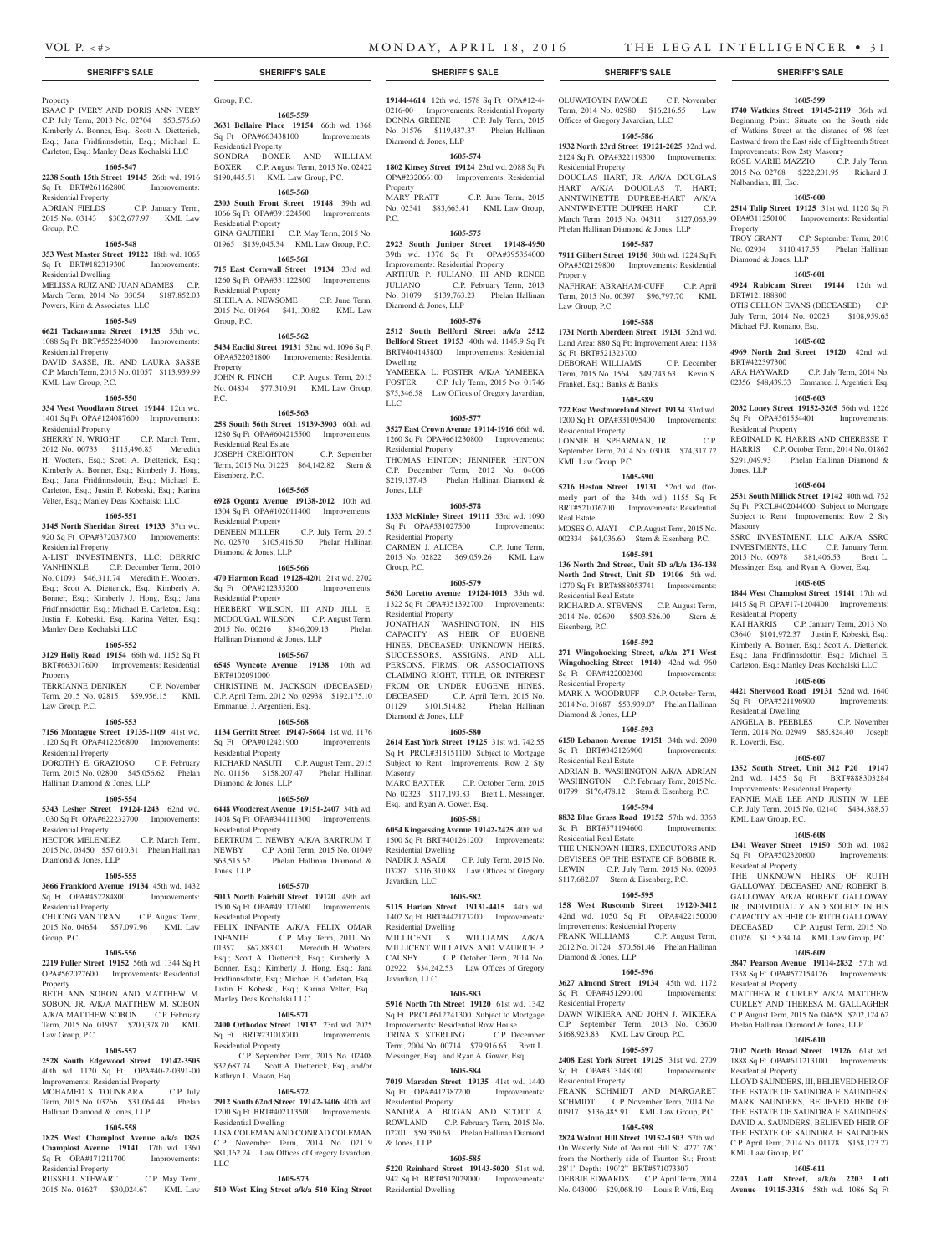## SHERIFF'S SALE

Property

ISAAC P. IVERY AND DORIS ANN IVERY C.P. July Term, 2013 No. 02704 $53,575.60 Kimberly A. Bonner, Esq.; Scott A. Dietterick, Esq.; Jana Fridfinnsdottir, Esq.; Michael E. Carleton, Esq.; Manley Deas Kochalski LLC

**1605-547**

**2238 South 15th Street 19145** 26th wd. 1916 Sq Ft BRT#261162800 Improvements: Residential Property

ADRIAN FIELDS C.P. January Term, 2015 No. 03143 $302,677.97 KML Law Group, P.C.

**1605-548**

**353 West Master Street 19122** 18th wd. 1065 Sq Ft BRT#182319300 Improvements: Residential Dwelling

MELISSA RUIZ AND JUAN ADAMES C.P. March Term, 2014 No. 03054 $187,852.03 Powers, Kirn & Associates, LLC

**1605-549**

**6621 Tackawanna Street 19135** 55th wd. 1088 Sq Ft BRT#552254000 Improvements: Residential Property

DAVID SASSE, JR. AND LAURA SASSE C.P. March Term, 2015 No. 01057 $113,939.99 KML Law Group, P.C.

**1605-550**

**334 West Woodlawn Street 19144** 12th wd. 1401 Sq Ft OPA#124087600 Improvements: Residential Property

SHERRY N. WRIGHT C.P. March Term, 2012 No. 00733 $115,496.85 Meredith H. Wooters, Esq.; Scott A. Dietterick, Esq.; Kimberly A. Bonner, Esq.; Kimberly J. Hong, Esq.; Jana Fridfinnsdottir, Esq.; Michael E. Carleton, Esq.; Justin F. Kobeski, Esq.; Karina Velter, Esq.; Manley Deas Kochalski LLC

**1605-551**

**3145 North Sheridan Street 19133** 37th wd. 920 Sq Ft OPA#372037300 Improvements: Residential Property

A-LIST INVESTMENTS, LLC; DERRIC VANHINKLE C.P. December Term, 2010 No. 01093 $46,311.74 Meredith H. Wooters, Esq.; Scott A. Dietterick, Esq.; Kimberly A. Bonner, Esq.; Kimberly J. Hong, Esq.; Jana Fridfinnsdottir, Esq.; Michael E. Carleton, Esq.; Justin F. Kobeski, Esq.; Karina Velter, Esq.; Manley Deas Kochalski LLC

**1605-552**

**3129 Holly Road 19154** 66th wd. 1152 Sq Ft BRT#663017600 Improvements: Residential Property

TERRIANNE DENIKEN C.P. November Term, 2015 No. 02815 $59,956.15 KML Law Group, P.C.

**1605-553**

**7156 Montague Street 19135-1109** 41st wd. 1120 Sq Ft OPA#412256800 Improvements: Residential Property

DOROTHY E. GRAZIOSO C.P. February Term, 2015 No. 02800 $45,056.62 Phelan Hallinan Diamond & Jones, LLP

**1605-554**

**5343 Lesher Street 19124-1243** 62nd wd. 1030 Sq Ft OPA#622232700 Improvements: Residential Property

HECTOR MELENDEZ C.P. March Term, 2015 No. 03450 $57,610.31 Phelan Hallinan Diamond & Jones, LLP

**1605-555**

**3666 Frankford Avenue 19134** 45th wd. 1432 Sq Ft OPA#452284800 Improvements: Residential Property

CHUONG VAN TRAN C.P. August Term, 2015 No. 04654 $57,097.96 KML Law Group, P.C.

**1605-556**

**2219 Fuller Street 19152** 56th wd. 1344 Sq Ft OPA#562027600 Improvements: Residential Property

BETH ANN SOBON AND MATTHEW M. SOBON, JR. A/K/A MATTHEW M. SOBON A/K/A MATTHEW SOBON C.P. February Term, 2015 No. 01957 $200,378.70 KML Law Group, P.C.

**1605-557**

**2528 South Edgewood Street 19142-3505** 40th wd. 1120 Sq Ft OPA#40-2-0391-00 Improvements: Residential Property

MOHAMED S. TOUNKARA C.P. July Term, 2015 No. 03266 $31,064.44 Phelan Hallinan Diamond & Jones, LLP

**1605-558**

**1825 West Champlost Avenue a/k/a 1825 Champlost Avenue 19141** 17th wd. 1360 Sq Ft OPA#171211700 Improvements: Residential Property

RUSSELL STEWART C.P. May Term, 2015 No. 01627 $30,024.67 KML Law Group, P.C.

**1605-559**

**3631 Bellaire Place 19154** 66th wd. 1368 Sq Ft OPA#663438100 Improvements: Residential Property

SONDRA BOXER AND WILLIAM BOXER C.P. August Term, 2015 No. 02422 $190,445.51 KML Law Group, P.C.

**1605-560**

**2303 South Front Street 19148** 39th wd. 1066 Sq Ft OPA#391224500 Improvements: Residential Property

GINA GAUTIERI C.P. May Term, 2015 No. 01965 $139,045.34 KML Law Group, P.C.

**1605-561**

**715 East Cornwall Street 19134** 33rd wd. 1260 Sq Ft OPA#331122800 Improvements: Residential Property

SHEILA A. NEWSOME C.P. June Term, 2015 No. 01964 $41,130.82 KML Law Group, P.C.

**1605-562**

**5434 Euclid Street 19131** 52nd wd. 1096 Sq Ft OPA#522031800 Improvements: Residential Property

JOHN R. FINCH C.P. August Term, 2015 No. 04834 $77,310.91 KML Law Group, P.C.

**1605-563**

**258 South 56th Street 19139-3903** 60th wd. 1280 Sq Ft OPA#604215500 Improvements: Residential Real Estate

JOSEPH CREIGHTON C.P. September Term, 2015 No. 01225 $64,142.82 Stern & Eisenberg, P.C.

**1605-565**

**6928 Ogontz Avenue 19138-2012** 10th wd. 1304 Sq Ft OPA#102011400 Improvements: Residential Property

DENEEN MILLER C.P. July Term, 2015 No. 02570 $105,416.50 Phelan Hallinan Diamond & Jones, LLP

**1605-566**

**470 Harmon Road 19128-4201** 21st wd. 2702 Sq Ft OPA#212355200 Improvements: Residential Property

HERBERT WILSON, III AND JILL E. MCDOUGAL WILSON C.P. August Term, 2015 No. 00216 $346,209.13 Phelan Hallinan Diamond & Jones, LLP

**1605-567**

**6545 Wyncote Avenue 19138** 10th wd. BRT#102091000

CHRISTINE M. JACKSON (DECEASED) C.P. April Term, 2012 No. 02938 $192,175.10 Emmanuel J. Argentieri, Esq.

**1605-568**

**1134 Gerritt Street 19147-5604** 1st wd. 1176 Sq Ft OPA#012421900 Improvements: Residential Property

RICHARD NASUTI C.P. August Term, 2015 No. 01156 $158,207.47 Phelan Hallinan Diamond & Jones, LLP

**1605-569**

**6448 Woodcrest Avenue 19151-2407** 34th wd. 1408 Sq Ft OPA#344111300 Improvements: Residential Property

BERTRUM T. NEWBY A/K/A BARTRUM T. NEWBY C.P. April Term, 2015 No. 01049 $63,515.62 Phelan Hallinan Diamond & Jones, LLP

**1605-570**

**5013 North Fairhill Street 19120** 49th wd. 1500 Sq Ft OPA#491171600 Improvements: Residential Property

FELIX INFANTE A/K/A FELIX OMAR INFANTE C.P. May Term, 2011 No. 01357 $67,883.01 Meredith H. Wooters, Esq.; Scott A. Dietterick, Esq.; Kimberly A. Bonner, Esq.; Kimberly J. Hong, Esq.; Jana Fridfinnsdottir, Esq.; Michael E. Carleton, Esq.; Justin F. Kobeski, Esq.; Karina Velter, Esq.; Manley Deas Kochalski LLC

**1605-571**

**2400 Orthodox Street 19137** 23rd wd. 2025 Sq Ft BRT#231018700 Improvements: Residential Property

C.P. September Term, 2015 No. 02408 $32,687.74 Scott A. Dietterick, Esq., and/or Kathryn L. Mason, Esq.

**1605-572**

**2912 South 62nd Street 19142-3406** 40th wd. 1200 Sq Ft BRT#402113500 Improvements: Residential Dwelling

LISA COLEMAN AND CONRAD COLEMAN C.P. November Term, 2014 No. 02119 $81,162.24 Law Offices of Gregory Javardian, LLC

**1605-573**

**510 West King Street a/k/a 510 King Street 19144-4614** 12th wd. 1578 Sq Ft OPA#12-4-0216-00 Improvements: Residential Property

DONNA GREENE C.P. July Term, 2015 No. 01576 $119,437.37 Phelan Hallinan Diamond & Jones, LLP

**1605-574**

**1802 Kinsey Street 19124** 23rd wd. 2088 Sq Ft OPA#232066100 Improvements: Residential Property

MARY PRATT C.P. June Term, 2015 No. 02341 $83,663.41 KML Law Group, P.C.

**1605-575**

**2923 South Juniper Street 19148-4950** 39th wd. 1376 Sq Ft OPA#395354000 Improvements: Residential Property

ARTHUR P. JULIANO, III AND RENEE JULIANO C.P. February Term, 2013 No. 01079 $139,763.23 Phelan Hallinan Diamond & Jones, LLP

**1605-576**

**2512 South Bellford Street a/k/a 2512 Bellford Street 19153** 40th wd. 1145.9 Sq Ft BRT#404145800 Improvements: Residential Dwelling

YAMEEKA L. FOSTER A/K/A YAMEEKA FOSTER C.P. July Term, 2015 No. 01746 $75,346.58 Law Offices of Gregory Javardian, LLC

**1605-577**

**3527 East Crown Avenue 19114-1916** 66th wd. 1260 Sq Ft OPA#661230800 Improvements: Residential Property

THOMAS HINTON; JENNIFER HINTON C.P. December Term, 2012 No. 04006 $219,137.43 Phelan Hallinan Diamond & Jones, LLP

**1605-578**

**1333 McKinley Street 19111** 53rd wd. 1090 Sq Ft OPA#531027500 Improvements: Residential Property

CARMEN J. ALICEA C.P. June Term, 2015 No. 02822 $69,059.26 KML Law Group, P.C.

**1605-579**

**5630 Loretto Avenue 19124-1013** 35th wd. 1322 Sq Ft OPA#351392700 Improvements: Residential Property

JONATHAN WASHINGTON, IN HIS CAPACITY AS HEIR OF EUGENE HINES, DECEASED; UNKNOWN HEIRS, SUCCESSORS, ASSIGNS, AND ALL PERSONS, FIRMS, OR ASSOCIATIONS CLAIMING RIGHT, TITLE, OR INTEREST FROM OR UNDER EUGENE HINES, DECEASED C.P. April Term, 2015 No. 01129 $101,514.82 Phelan Hallinan Diamond & Jones, LLP

**1605-580**

**2614 East York Street 19125** 31st wd. 742.55 Sq Ft PRCL#313151100 Subject to Mortgage Subject to Rent Improvements: Row 2 Sty Masonry

MARC BAXTER C.P. October Term, 2015 No. 02323 $117,193.83 Brett L. Messinger, Esq. and Ryan A. Gower, Esq.

**1605-581**

**6054 Kingsessing Avenue 19142-2425** 40th wd. 1500 Sq Ft BRT#401261200 Improvements: Residential Dwelling

NADIR J. ASADI C.P. July Term, 2015 No. 03287 $116,310.88 Law Offices of Gregory Javardian, LLC

**1605-582**

**5115 Harlan Street 19131-4415** 44th wd. 1402 Sq Ft BRT#442173200 Improvements: Residential Dwelling

MILLICENT S. WILLIAMS A/K/A MILLICENT WILLAIMS AND MAURICE P. CAUSEY C.P. October Term, 2014 No. 02922 $34,242.53 Law Offices of Gregory Javardian, LLC

**1605-583**

**5916 North 7th Street 19120** 61st wd. 1342 Sq Ft PRCL#612241300 Subject to Mortgage Improvements: Residential Row House

TRINA S. STERLING C.P. December Term, 2004 No. 00714 $79,916.65 Brett L. Messinger, Esq. and Ryan A. Gower, Esq.

**1605-584**

**7019 Marsden Street 19135** 41st wd. 1440 Sq Ft OPA#412387200 Improvements: Residential Property

SANDRA A. BOGAN AND SCOTT A. ROWLAND C.P. February Term, 2015 No. 02201 $59,350.63 Phelan Hallinan Diamond & Jones, LLP

**1605-585**

**5220 Reinhard Street 19143-5020** 51st wd. 942 Sq Ft BRT#512029000 Improvements: Residential Dwelling

OLUWATOYIN FAWOLE C.P. November Term, 2014 No. 02980 $16,216.55 Law Offices of Gregory Javardian, LLC

**1605-586**

**1932 North 23rd Street 19121-2025** 32nd wd. 2124 Sq Ft OPA#322119300 Improvements: Residential Property

DOUGLAS HART, JR. A/K/A DOUGLAS HART A/K/A DOUGLAS T. HART; ANNTWINETTE DUPREE-HART A/K/A ANNTWINETTE DUPREE HART C.P. March Term, 2015 No. 04311 $127,063.99 Phelan Hallinan Diamond & Jones, LLP

**1605-587**

**7911 Gilbert Street 19150** 50th wd. 1224 Sq Ft OPA#502129800 Improvements: Residential Property

NAFHRAH ABRAHAM-CUFF C.P. April Term, 2015 No. 00397 $96,797.70 KML Law Group, P.C.

**1605-588**

**1731 North Aberdeen Street 19131** 52nd wd. Land Area: 880 Sq Ft; Improvement Area: 1138 Sq Ft BRT#521323700

DEBORAH WILLIAMS C.P. December Term, 2015 No. 1564 $49,743.63 Kevin S. Frankel, Esq.; Banks & Banks

**1605-589**

**722 East Westmoreland Street 19134** 33rd wd. 1200 Sq Ft OPA#331095400 Improvements: Residential Property

LONNIE H. SPEARMAN, JR. C.P. September Term, 2014 No. 03008 $74,317.72 KML Law Group, P.C.

**1605-590**

**5216 Heston Street 19131** 52nd wd. (formerly part of the 34th wd.) 1155 Sq Ft BRT#521036700 Improvements: Residential Real Estate

MOSES O. AJAYI C.P. August Term, 2015 No. 002334 $61,036.60 Stern & Eisenberg, P.C.

**1605-591**

**136 North 2nd Street, Unit 5D a/k/a 136-138 North 2nd Street, Unit 5D 19106** 5th wd. 1270 Sq Ft BRT#888053741 Improvements: Residential Real Estate

RICHARD A. STEVENS C.P. August Term, 2014 No. 02690 $503,526.00 Stern & Eisenberg, P.C.

**1605-592**

**271 Wingohocking Street, a/k/a 271 West Wingohocking Street 19140** 42nd wd. 960 Sq Ft OPA#422002300 Improvements: Residential Property

MARK A. WOODRUFF C.P. October Term, 2014 No. 01687 $53,939.07 Phelan Hallinan Diamond & Jones, LLP

**1605-593**

**6150 Lebanon Avenue 19151** 34th wd. 2090 Sq Ft BRT#342126900 Improvements: Residential Real Estate

ADRIAN B. WASHINGTON A/K/A ADRIAN WASHINGTON C.P. February Term, 2015 No. 01799 $176,478.12 Stern & Eisenberg, P.C.

**1605-594**

**8832 Blue Grass Road 19152** 57th wd. 3363 Sq Ft BRT#571194600 Improvements: Residential Real Estate

THE UNKNOWN HEIRS, EXECUTORS AND DEVISEES OF THE ESTATE OF BOBBIE R. LEWIN C.P. July Term, 2015 No. 02095 $117,682.07 Stern & Eisenberg, P.C.

**1605-595**

**158 West Ruscomb Street 19120-3412** 42nd wd. 1050 Sq Ft OPA#422150000 Improvements: Residential Property

FRANK WILLIAMS C.P. August Term, 2012 No. 01724 $70,561.46 Phelan Hallinan Diamond & Jones, LLP

**1605-596**

**3627 Almond Street 19134** 45th wd. 1172 Sq Ft OPA#451290100 Improvements: Residential Property

DAWN WIKIERA AND JOHN J. WIKIERA C.P. September Term, 2013 No. 03600 $168,923.83 KML Law Group, P.C.

**1605-597**

**2408 East York Street 19125** 31st wd. 2709 Sq Ft OPA#313148100 Improvements: Residential Property

FRANK SCHMIDT AND MARGARET SCHMIDT C.P. November Term, 2014 No. 01917 $136,485.91 KML Law Group, P.C.

**1605-598**

**2824 Walnut Hill Street 19152-1503** 57th wd. On Westerly Side of Walnut Hill St. 427' 7/8" from the Northerly side of Taunton St.; Front: 28'1" Depth: 190'2" BRT#571073307

DEBBIE EDWARDS C.P. April Term, 2014 No. 043000 $29,068.19 Louis P. Vitti, Esq.

**1605-599**

**1740 Watkins Street 19145-2119** 36th wd. Beginning Point: Situate on the South side of Watkins Street at the distance of 98 feet Eastward from the East side of Eighteenth Street Improvements: Row 2sty Masonry

ROSE MARIE MAZZIO C.P. July Term, 2015 No. 02768 $222,201.95 Richard J. Nalbandian, III, Esq.

**1605-600**

**2514 Tulip Street 19125** 31st wd. 1120 Sq Ft OPA#311250100 Improvements: Residential Property

TROY GRANT C.P. September Term, 2010 No. 02934 $110,417.55 Phelan Hallinan Diamond & Jones, LLP

**1605-601**

**4924 Rubicam Street 19144** 12th wd. BRT#121188800

OTIS CELLON EVANS (DECEASED) C.P. July Term, 2014 No. 02025 $108,959.65 Michael F.J. Romano, Esq.

**1605-602**

**4969 North 2nd Street 19120** 42nd wd. BRT#422397300

ARA HAYWARD C.P. July Term, 2014 No. 02356 $48,439.33 Emmanuel J. Argentieri, Esq.

**1605-603**

**2032 Loney Street 19152-3205** 56th wd. 1226 Sq Ft OPA#561554401 Improvements: Residential Property

REGINALD K. HARRIS AND CHERESSE T. HARRIS C.P. October Term, 2014 No. 01862 $291,049.93 Phelan Hallinan Diamond & Jones, LLP

**1605-604**

**2531 South Millick Street 19142** 40th wd. 752 Sq Ft PRCL#402044000 Subject to Mortgage Subject to Rent Improvements: Row 2 Sty Masonry

SSRC INVESTMENT, LLC A/K/A SSRC INVESTMENTS, LLC C.P. January Term, 2015 No. 00978 $81,406.53 Brett L. Messinger, Esq. and Ryan A. Gower, Esq.

**1605-605**

**1844 West Champlost Street 19141** 17th wd. 1415 Sq Ft OPA#17-1204400 Improvements: Residential Property

KAI HARRIS C.P. January Term, 2013 No. 03640 $101,972.37 Justin F. Kobeski, Esq.; Kimberly A. Bonner, Esq.; Scott A. Dietterick, Esq.; Jana Fridfinnsdottir, Esq.; Michael E. Carleton, Esq.; Manley Deas Kochalski LLC

**1605-606**

**4421 Sherwood Road 19131** 52nd wd. 1640 Sq Ft OPA#521196900 Improvements: Residential Dwelling

ANGELA B. PEEBLES C.P. November Term, 2014 No. 02949 $85,824.40 Joseph R. Loverdi, Esq.

**1605-607**

**1352 South Street, Unit 312 P20 19147** 2nd wd. 1455 Sq Ft BRT#888303284 Improvements: Residential Property

FANNIE MAE LEE AND JUSTIN W. LEE C.P. July Term, 2015 No. 02140 $434,388.57 KML Law Group, P.C.

**1605-608**

**1341 Weaver Street 19150** 50th wd. 1082 Sq Ft OPA#502320600 Improvements: Residential Property

THE UNKNOWN HEIRS OF RUTH GALLOWAY, DECEASED AND ROBERT B. GALLOWAY A/K/A ROBERT GALLOWAY, JR., INDIVIDUALLY AND SOLELY IN HIS CAPACITY AS HEIR OF RUTH GALLOWAY, DECEASED C.P. August Term, 2015 No. 01026 $115,834.14 KML Law Group, P.C.

**1605-609**

**3847 Pearson Avenue 19114-2832** 57th wd. 1358 Sq Ft OPA#572154126 Improvements: Residential Property

MATTHEW R. CURLEY A/K/A MATTHEW CURLEY AND THERESA M. GALLAGHER C.P. August Term, 2015 No. 04658 $202,124.62 Phelan Hallinan Diamond & Jones, LLP

**1605-610**

**7107 North Broad Street 19126** 61st wd. 1888 Sq Ft OPA#611213100 Improvements: Residential Property

LLOYD SAUNDERS, III, BELIEVED HEIR OF THE ESTATE OF SAUNDRA F. SAUNDERS; MARK SAUNDERS, BELIEVED HEIR OF THE ESTATE OF SAUNDRA F. SAUNDERS; DAVID A. SAUNDERS, BELIEVED HEIR OF THE ESTATE OF SAUNDRA F. SAUNDERS C.P. April Term, 2014 No. 01178 $158,123.27 KML Law Group, P.C.

**1605-611**

**2203 Lott Street, a/k/a 2203 Lott Avenue 19115-3316** 58th wd. 1086 Sq Ft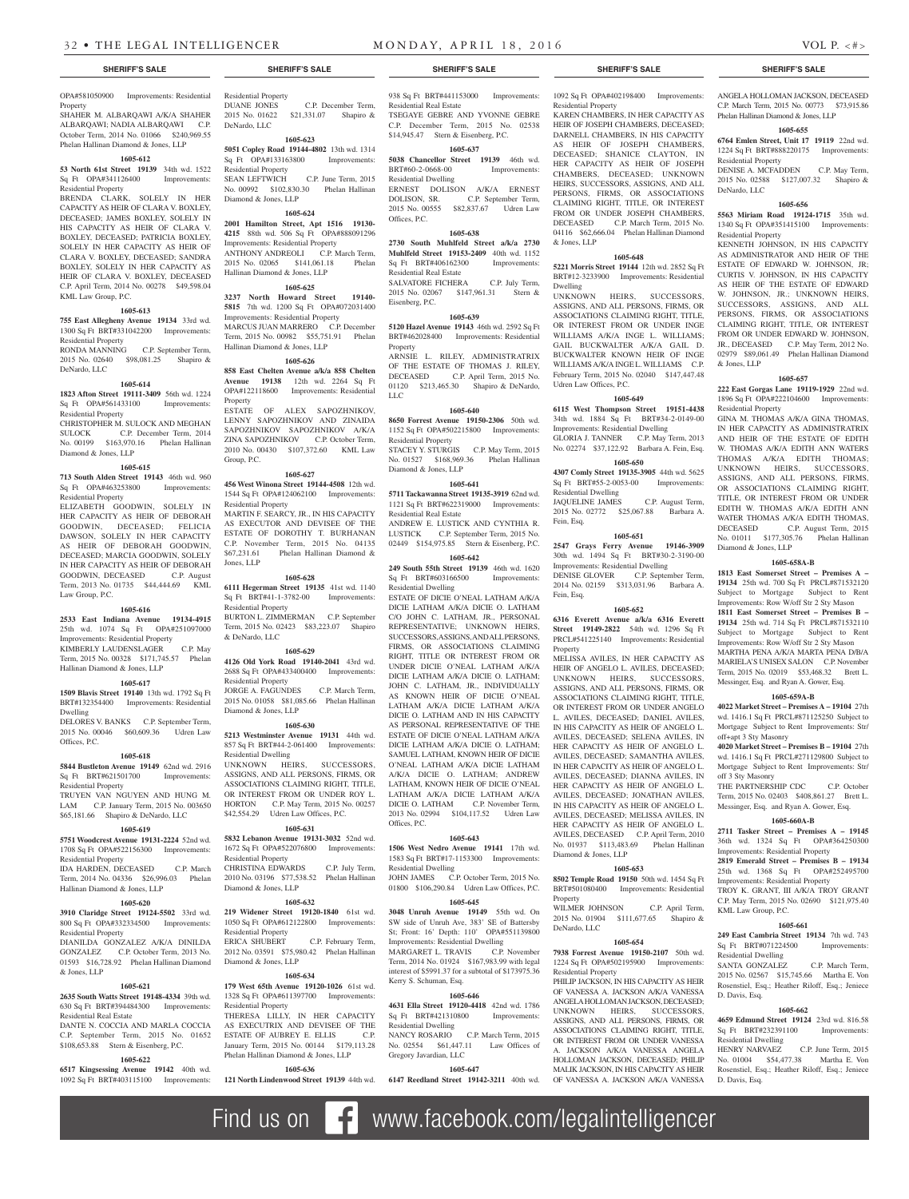## SHERIFF'S SALE

OPA#581050900 Improvements: Residential Property

SHAHER M. ALBARQAWI A/K/A SHAHER ALBARQAWI; NADIA ALBARQAWI C.P. October Term, 2014 No. 01066 $240,969.55 Phelan Hallinan Diamond & Jones, LLP

**1605-612**

**53 North 61st Street 19139** 34th wd. 1522 Sq Ft OPA#341126400 Improvements: Residential Property

BRENDA CLARK, SOLELY IN HER CAPACITY AS HEIR OF CLARA V. BOXLEY, DECEASED; JAMES BOXLEY, SOLELY IN HIS CAPACITY AS HEIR OF CLARA V. BOXLEY, DECEASED; PATRICIA BOXLEY, SOLELY IN HER CAPACITY AS HEIR OF CLARA V. BOXLEY, DECEASED; SANDRA BOXLEY, SOLELY IN HER CAPACITY AS HEIR OF CLARA V. BOXLEY, DECEASED C.P. April Term, 2014 No. 00278 $49,598.04 KML Law Group, P.C.

**1605-613**

**755 East Allegheny Avenue 19134** 33rd wd. 1300 Sq Ft BRT#331042200 Improvements: Residential Property

RONDA MANNING C.P. September Term, 2015 No. 02640 $98,081.25 Shapiro & DeNardo, LLC

**1605-614**

**1823 Afton Street 19111-3409** 56th wd. 1224 Sq Ft OPA#561433100 Improvements: Residential Property

CHRISTOPHER M. SULOCK AND MEGHAN SULOCK C.P. December Term, 2014 No. 00199 $163,970.16 Phelan Hallinan Diamond & Jones, LLP

**1605-615**

**713 South Alden Street 19143** 46th wd. 960 Sq Ft OPA#463253800 Improvements: Residential Property

ELIZABETH GOODWIN, SOLELY IN HER CAPACITY AS HEIR OF DEBORAH GOODWIN, DECEASED; FELICIA DAWSON, SOLELY IN HER CAPACITY AS HEIR OF DEBORAH GOODWIN, DECEASED; MARCIA GOODWIN, SOLELY IN HER CAPACITY AS HEIR OF DEBORAH GOODWIN, DECEASED C.P. August Term, 2013 No. 01735 $44,444.69 KML Law Group, P.C.

**1605-616**

**2533 East Indiana Avenue 19134-4915** 25th wd. 1074 Sq Ft OPA#251097000 Improvements: Residential Property

KIMBERLY LAUDENSLAGER C.P. May Term, 2015 No. 00328 $171,745.57 Phelan Hallinan Diamond & Jones, LLP

**1605-617**

**1509 Blavis Street 19140** 13th wd. 1792 Sq Ft BRT#132354400 Improvements: Residential Dwelling

DELORES V. BANKS C.P. September Term, 2015 No. 00046 $60,609.36 Udren Law Offices, P.C.

**1605-618**

**5844 Bustleton Avenue 19149** 62nd wd. 2916 Sq Ft BRT#621501700 Improvements: Residential Property

TRUYEN VAN NGUYEN AND HUNG M. LAM C.P. January Term, 2015 No. 003650 $65,181.66 Shapiro & DeNardo, LLC

**1605-619**

**5751 Woodcrest Avenue 19131-2224** 52nd wd. 1708 Sq Ft OPA#522156300 Improvements: Residential Property

IDA HARDEN, DECEASED C.P. March Term, 2014 No. 04336 $26,996.03 Phelan Hallinan Diamond & Jones, LLP

**1605-620**

**3910 Claridge Street 19124-5502** 33rd wd. 800 Sq Ft OPA#332334500 Improvements: Residential Property

DIANILDA GONZALEZ A/K/A DINILDA GONZALEZ C.P. October Term, 2013 No. 01593 $16,728.92 Phelan Hallinan Diamond & Jones, LLP

**1605-621**

**2635 South Watts Street 19148-4334** 39th wd. 630 Sq Ft BRT#394484300 Improvements: Residential Real Estate

DANTE N. COCCIA AND MARLA COCCIA C.P. September Term, 2015 No. 01652 $108,653.88 Stern & Eisenberg, P.C.

**1605-622**

**6517 Kingsessing Avenue 19142** 40th wd. 1092 Sq Ft BRT#403115100 Improvements: Residential Property

DUANE JONES C.P. December Term, 2015 No. 01622 $21,331.07 Shapiro & DeNardo, LLC

**1605-623**

**5051 Copley Road 19144-4802** 13th wd. 1314 Sq Ft OPA#133163800 Improvements: Residential Property

SEAN LEFTWICH C.P. June Term, 2015 No. 00992 $102,830.30 Phelan Hallinan Diamond & Jones, LLP

**1605-624**

**2001 Hamilton Street, Apt 1516 19130-4215** 88th wd. 506 Sq Ft OPA#888091296 Improvements: Residential Property

ANTHONY ANDREOLI C.P. March Term, 2015 No. 02065 $141,061.18 Phelan Hallinan Diamond & Jones, LLP

**1605-625**

**3237 North Howard Street 19140-5815** 7th wd. 1200 Sq Ft OPA#072031400 Improvements: Residential Property

MARCUS JUAN MARRERO C.P. December Term, 2015 No. 00982 $55,751.91 Phelan Hallinan Diamond & Jones, LLP

**1605-626**

**858 East Chelten Avenue a/k/a 858 Chelten Avenue 19138** 12th wd. 2264 Sq Ft OPA#122118600 Improvements: Residential Property

ESTATE OF ALEX SAPOZHNIKOV, LENNY SAPOZHNIKOV AND ZINAIDA SAPOZHNIKOV SAPOZHNIKOV A/K/A ZINA SAPOZHNIKOV C.P. October Term, 2010 No. 00430 $107,372.60 KML Law Group, P.C.

**1605-627**

**456 West Winona Street 19144-4508** 12th wd. 1544 Sq Ft OPA#124062100 Improvements: Residential Property

MARTIN F. SEARCY, JR., IN HIS CAPACITY AS EXECUTOR AND DEVISEE OF THE ESTATE OF DOROTHY T. BURHANAN C.P. November Term, 2015 No. 04135 $67,231.61 Phelan Hallinan Diamond & Jones, LLP

**1605-628**

**6111 Hegerman Street 19135** 41st wd. 1140 Sq Ft BRT#41-1-3782-00 Improvements: Residential Property

BURTON L. ZIMMERMAN C.P. September Term, 2015 No. 02423 $83,223.07 Shapiro & DeNardo, LLC

**1605-629**

**4126 Old York Road 19140-2041** 43rd wd. 2688 Sq Ft OPA#433400400 Improvements: Residential Property

JORGE A. FAGUNDES C.P. March Term, 2015 No. 01058 $81,085.66 Phelan Hallinan Diamond & Jones, LLP

**1605-630**

**5213 Westminster Avenue 19131** 44th wd. 857 Sq Ft BRT#44-2-061400 Improvements: Residential Dwelling

UNKNOWN HEIRS, SUCCESSORS, ASSIGNS, AND ALL PERSONS, FIRMS, OR ASSOCIATIONS CLAIMING RIGHT, TITLE, OR INTEREST FROM OR UNDER ROY L. HORTON C.P. May Term, 2015 No. 00257 $42,554.29 Udren Law Offices, P.C.

**1605-631**

**5832 Lebanon Avenue 19131-3032** 52nd wd. 1672 Sq Ft OPA#522076800 Improvements: Residential Property

CHRISTINA EDWARDS C.P. July Term, 2010 No. 03196 $77,538.52 Phelan Hallinan Diamond & Jones, LLP

**1605-632**

**219 Widener Street 19120-1840** 61st wd. 1050 Sq Ft OPA#612122800 Improvements: Residential Property

ERICA SHUBERT C.P. February Term, 2012 No. 03591 $75,980.42 Phelan Hallinan Diamond & Jones, LLP

**1605-634**

**179 West 65th Avenue 19120-1026** 61st wd. 1328 Sq Ft OPA#611397700 Improvements: Residential Property

THERESA LILLY, IN HER CAPACITY AS EXECUTRIX AND DEVISEE OF THE ESTATE OF AUBREY E. ELLIS C.P. January Term, 2015 No. 00144 $179,113.28 Phelan Hallinan Diamond & Jones, LLP

**1605-636**

**121 North Lindenwood Street 19139** 44th wd. 938 Sq Ft BRT#441153000 Improvements: Residential Real Estate

TSEGAYE GEBRE AND YVONNE GEBRE C.P. December Term, 2015 No. 02538 $14,945.47 Stern & Eisenberg, P.C.

**1605-637**

**5038 Chancellor Street 19139** 46th wd. BRT#60-2-0668-00 Improvements: Residential Dwelling

ERNEST DOLISON A/K/A ERNEST DOLISON, SR. C.P. September Term, 2015 No. 00555 $82,837.67 Udren Law Offices, P.C.

**1605-638**

**2730 South Muhlfeld Street a/k/a 2730 Muhlfeld Street 19153-2409** 40th wd. 1152 Sq Ft BRT#406162300 Improvements: Residential Real Estate

SALVATORE FICHERA C.P. July Term, 2015 No. 02067 $147,961.31 Stern & Eisenberg, P.C.

**1605-639**

**5120 Hazel Avenue 19143** 46th wd. 2592 Sq Ft BRT#462028400 Improvements: Residential Property

ARNSIE L. RILEY, ADMINISTRATRIX OF THE ESTATE OF THOMAS J. RILEY, DECEASED C.P. April Term, 2015 No. 01120 $213,465.30 Shapiro & DeNardo, LLC

**1605-640**

**8650 Forrest Avenue 19150-2306** 50th wd. 1152 Sq Ft OPA#502215800 Improvements: Residential Property

STACEY Y. STURGIS C.P. May Term, 2015 No. 01527 $168,969.36 Phelan Hallinan Diamond & Jones, LLP

**1605-641**

**5711 Tackawanna Street 19135-3919** 62nd wd. 1121 Sq Ft BRT#622319000 Improvements: Residential Real Estate

ANDREW E. LUSTICK AND CYNTHIA R. LUSTICK C.P. September Term, 2015 No. 02449 $154,975.85 Stern & Eisenberg, P.C.

**1605-642**

**249 South 55th Street 19139** 46th wd. 1620 Sq Ft BRT#603166500 Improvements: Residential Dwelling

ESTATE OF DICIE O'NEAL LATHAM A/K/A DICIE LATHAM A/K/A DICIE O. LATHAM C/O JOHN C. LATHAM, JR., PERSONAL REPRESENTATIVE; UNKNOWN HEIRS, SUCCESSORS, ASSIGNS, AND ALL PERSONS, FIRMS, OR ASSOCIATIONS CLAIMING RIGHT, TITLE OR INTEREST FROM OR UNDER DICIE O'NEAL LATHAM A/K/A DICIE LATHAM A/K/A DICIE O. LATHAM; JOHN C. LATHAM, JR., INDIVIDUALLY AS KNOWN HEIR OF DICIE O'NEAL LATHAM A/K/A DICIE LATHAM A/K/A DICIE O. LATHAM AND IN HIS CAPACITY AS PERSONAL REPRESENTATIVE OF THE ESTATE OF DICIE O'NEAL LATHAM A/K/A DICIE LATHAM A/K/A DICIE O. LATHAM; SAMUEL LATHAM, KNOWN HEIR OF DICIE O'NEAL LATHAM A/K/A DICIE LATHAM A/K/A DICIE O. LATHAM; ANDREW LATHAM, KNOWN HEIR OF DICIE O'NEAL LATHAM A/K/A DICIE LATHAM A/K/A DICIE O. LATHAM C.P. November Term, 2013 No. 02994 $104,117.52 Udren Law Offices, P.C.

**1605-643**

**1506 West Nedro Avenue 19141** 17th wd. 1583 Sq Ft BRT#17-1153300 Improvements: Residential Dwelling

JOHN JAMES C.P. October Term, 2015 No. 01800 $106,290.84 Udren Law Offices, P.C.

**1605-645**

**3048 Unruh Avenue 19149** 55th wd. On SW side of Unruh Ave, 383' SE of Battersby St; Front: 16' Depth: 110' OPA#551139800 Improvements: Residential Dwelling

MARGARET L. TRAVIS C.P. November Term, 2014 No. 01924 $167,983.99 with legal interest of $5991.37 for a subtotal of $173975.36 Kerry S. Schuman, Esq.

**1605-646**

**4631 Ella Street 19120-4418** 42nd wd. 1786 Sq Ft BRT#421310800 Improvements: Residential Dwelling

NANCY ROSARIO C.P. March Term, 2015 No. 02554 $61,447.11 Law Offices of Gregory Javardian, LLC

**1605-647**

**6147 Reedland Street 19142-3211** 40th wd. 1092 Sq Ft OPA#402198400 Improvements: Residential Property

KAREN CHAMBERS, IN HER CAPACITY AS HEIR OF JOSEPH CHAMBERS, DECEASED; DARNELL CHAMBERS, IN HIS CAPACITY AS HEIR OF JOSEPH CHAMBERS, DECEASED; SHANICE CLAYTON, IN HER CAPACITY AS HEIR OF JOSEPH CHAMBERS, DECEASED; UNKNOWN HEIRS, SUCCESSORS, ASSIGNS, AND ALL PERSONS, FIRMS, OR ASSOCIATIONS CLAIMING RIGHT, TITLE, OR INTEREST FROM OR UNDER JOSEPH CHAMBERS, DECEASED C.P. March Term, 2015 No. 04116 $62,666.04 Phelan Hallinan Diamond & Jones, LLP

**1605-648**

**5221 Morris Street 19144** 12th wd. 2852 Sq Ft BRT#12-3233900 Improvements: Residential Dwelling

UNKNOWN HEIRS, SUCCESSORS, ASSIGNS, AND ALL PERSONS, FIRMS, OR ASSOCIATIONS CLAIMING RIGHT, TITLE, OR INTEREST FROM OR UNDER INGE WILLIAMS A/K/A INGE L. WILLIAMS; GAIL BUCKWALTER A/K/A GAIL D. BUCKWALTER KNOWN HEIR OF INGE WILLIAMS A/K/A INGE L. WILLIAMS C.P. February Term, 2015 No. 02040 $147,447.48 Udren Law Offices, P.C.

**1605-649**

**6115 West Thompson Street 19151-4438** 34th wd. 1884 Sq Ft BRT#34-2-0149-00 Improvements: Residential Dwelling

GLORIA J. TANNER C.P. May Term, 2013 No. 02274 $37,122.92 Barbara A. Fein, Esq.

**1605-650**

**4307 Comly Street 19135-3905** 44th wd. 5625 Sq Ft BRT#55-2-0053-00 Improvements: Residential Dwelling

JAQUELINE JAMES C.P. August Term, 2015 No. 02772 $25,067.88 Barbara A. Fein, Esq.

**1605-651**

**2547 Grays Ferry Avenue 19146-3909** 30th wd. 1494 Sq Ft BRT#30-2-3190-00 Improvements: Residential Dwelling

DENISE GLOVER C.P. September Term, 2014 No. 02159 $313,031.96 Barbara A. Fein, Esq.

**1605-652**

**6316 Everett Avenue a/k/a 6316 Everett Street 19149-2822** 54th wd. 1296 Sq Ft PRCL#541225140 Improvements: Residential Property

MELISSA AVILES, IN HER CAPACITY AS HEIR OF ANGELO L. AVILES, DECEASED; UNKNOWN HEIRS, SUCCESSORS, ASSIGNS, AND ALL PERSONS, FIRMS, OR ASSOCIATIONS CLAIMING RIGHT, TITLE, OR INTEREST FROM OR UNDER ANGELO L. AVILES, DECEASED; DANIEL AVILES, IN HIS CAPACITY AS HEIR OF ANGELO L. AVILES, DECEASED; SELENA AVILES, IN HER CAPACITY AS HEIR OF ANGELO L. AVILES, DECEASED; SAMANTHA AVILES, IN HER CAPACITY AS HEIR OF ANGELO L. AVILES, DECEASED; DIANNA AVILES, IN HER CAPACITY AS HEIR OF ANGELO L. AVILES, DECEASED; JONATHAN AVILES, IN HIS CAPACITY AS HEIR OF ANGELO L. AVILES, DECEASED; MELISSA AVILES, IN HER CAPACITY AS HEIR OF ANGELO L. AVILES, DECEASED C.P. April Term, 2010 No. 01937 $113,483.69 Phelan Hallinan Diamond & Jones, LLP

**1605-653**

**8502 Temple Road 19150** 50th wd. 1454 Sq Ft BRT#501080400 Improvements: Residential Property

WILMER JOHNSON C.P. April Term, 2015 No. 01904 $111,677.65 Shapiro & DeNardo, LLC

**1605-654**

**7938 Forrest Avenue 19150-2107** 50th wd. 1224 Sq Ft OPA#502195900 Improvements: Residential Property

PHILIP JACKSON, IN HIS CAPACITY AS HEIR OF VANESSA A. JACKSON A/K/A VANESSA ANGELA HOLLOMAN JACKSON, DECEASED; UNKNOWN HEIRS, SUCCESSORS, ASSIGNS, AND ALL PERSONS, FIRMS, OR ASSOCIATIONS CLAIMING RIGHT, TITLE, OR INTEREST FROM OR UNDER VANESSA A. JACKSON A/K/A VANESSA ANGELA HOLLOMAN JACKSON, DECEASED; PHILIP MALIK JACKSON, IN HIS CAPACITY AS HEIR OF VANESSA A. JACKSON A/K/A VANESSA ANGELA HOLLOMAN JACKSON, DECEASED C.P. March Term, 2015 No. 00773 $73,915.86 Phelan Hallinan Diamond & Jones, LLP

**1605-655**

**6764 Emlen Street, Unit 17 19119** 22nd wd. 1224 Sq Ft BRT#888220175 Improvements: Residential Property

DENISE A. MCFADDEN C.P. May Term, 2015 No. 02588 $127,007.32 Shapiro & DeNardo, LLC

**1605-656**

**5563 Miriam Road 19124-1715** 35th wd. 1340 Sq Ft OPA#351415100 Improvements: Residential Property

KENNETH JOHNSON, IN HIS CAPACITY AS ADMINISTRATOR AND HEIR OF THE ESTATE OF EDWARD W. JOHNSON, JR; CURTIS V. JOHNSON, IN HIS CAPACITY AS HEIR OF THE ESTATE OF EDWARD W. JOHNSON, JR.; UNKNOWN HEIRS, SUCCESSORS, ASSIGNS, AND ALL PERSONS, FIRMS, OR ASSOCIATIONS CLAIMING RIGHT, TITLE, OR INTEREST FROM OR UNDER EDWARD W. JOHNSON, JR., DECEASED C.P. May Term, 2012 No. 02979 $89,061.49 Phelan Hallinan Diamond & Jones, LLP

**1605-657**

**222 East Gorgas Lane 19119-1929** 22nd wd. 1896 Sq Ft OPA#222104600 Improvements: Residential Property

GINA M. THOMAS A/K/A GINA THOMAS, IN HER CAPACITY AS ADMINISTRATRIX AND HEIR OF THE ESTATE OF EDITH W. THOMAS A/K/A EDITH ANN WATERS THOMAS A/K/A EDITH THOMAS; UNKNOWN HEIRS, SUCCESSORS, ASSIGNS, AND ALL PERSONS, FIRMS, OR ASSOCIATIONS CLAIMING RIGHT, TITLE, OR INTEREST FROM OR UNDER EDITH W. THOMAS A/K/A EDITH ANN WATER THOMAS A/K/A EDITH THOMAS, DECEASED C.P. August Term, 2015 No. 01011 $177,305.76 Phelan Hallinan Diamond & Jones, LLP

**1605-658A-B**

**1813 East Somerset Street – Premises A – 19134** 25th wd. 700 Sq Ft PRCL#871532120 Subject to Mortgage Subject to Rent Improvements: Row W/off Str 2 Sty Mason

**1811 East Somerset Street – Premises B – 19134** 25th wd. 714 Sq Ft PRCL#871532110 Subject to Mortgage Subject to Rent Improvements: Row W/off Str 2 Sty Mason

MARTHA PENA A/K/A MARTA PENA D/B/A MARIELA'S UNISEX SALON C.P. November Term, 2015 No. 02019 $53,468.32 Brett L. Messinger, Esq. and Ryan A. Gower, Esq.

**1605-659A-B**

**4022 Market Street – Premises A – 19104** 27th wd. 1416.1 Sq Ft PRCL#871125250 Subject to Mortgage Subject to Rent Improvements: Str/off+apt 3 Sty Masonry

**4020 Market Street – Premises B – 19104** 27th wd. 1416.1 Sq Ft PRCL#271129800 Subject to Mortgage Subject to Rent Improvements: Str/off 3 Sty Masonry

THE PARTNERSHIP CDC C.P. October Term, 2015 No. 02403 $408,861.27 Brett L. Messinger, Esq. and Ryan A. Gower, Esq.

**1605-660A-B**

**2711 Tasker Street – Premises A – 19145** 36th wd. 1324 Sq Ft OPA#364250300 Improvements: Residential Property

**2819 Emerald Street – Premises B – 19134** 25th wd. 1368 Sq Ft OPA#252495700 Improvements: Residential Property

TROY K. GRANT, III A/K/A TROY GRANT C.P. May Term, 2015 No. 02690 $121,975.40 KML Law Group, P.C.

**1605-661**

**249 East Cambria Street 19134** 7th wd. 743 Sq Ft BRT#071224500 Improvements: Residential Dwelling

SANTA GONZALEZ C.P. March Term, 2015 No. 02567 $15,745.66 Martha E. Von Rosenstiel, Esq.; Heather Riloff, Esq.; Jeniece D. Davis, Esq.

**1605-662**

**4659 Edmund Street 19124** 23rd wd. 816.58 Sq Ft BRT#232391100 Improvements: Residential Dwelling

HENRY NARVAEZ C.P. June Term, 2015 No. 01004 $54,477.38 Martha E. Von Rosenstiel, Esq.; Heather Riloff, Esq.; Jeniece D. Davis, Esq.

Find us on www.facebook.com/legalintelligencer